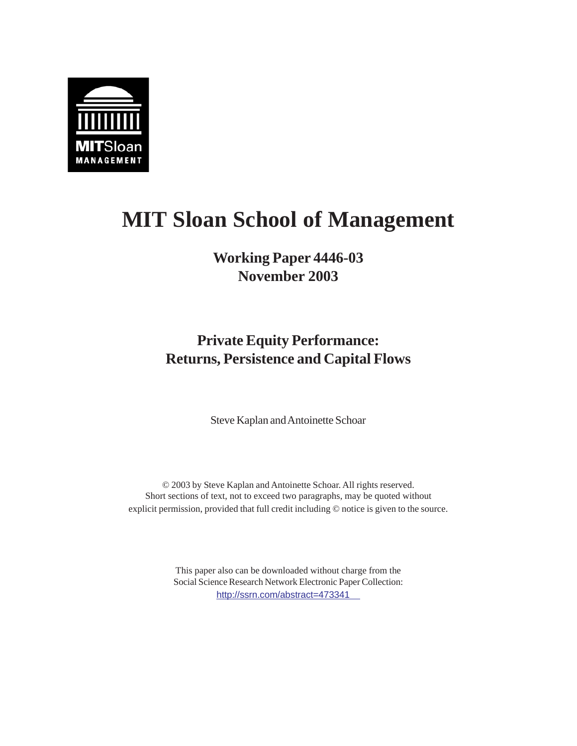# MIT Sloan School of Management

**Working Paper 4446-03**
**November 2003**

## Private Equity Performance: Returns, Persistence and Capital Flows

Steve Kaplan and Antoinette Schoar

© 2003 by Steve Kaplan and Antoinette Schoar. All rights reserved.
Short sections of text, not to exceed two paragraphs, may be quoted without explicit permission, provided that full credit including © notice is given to the source.

This paper also can be downloaded without charge from the Social Science Research Network Electronic Paper Collection:
http://ssrn.com/abstract=473341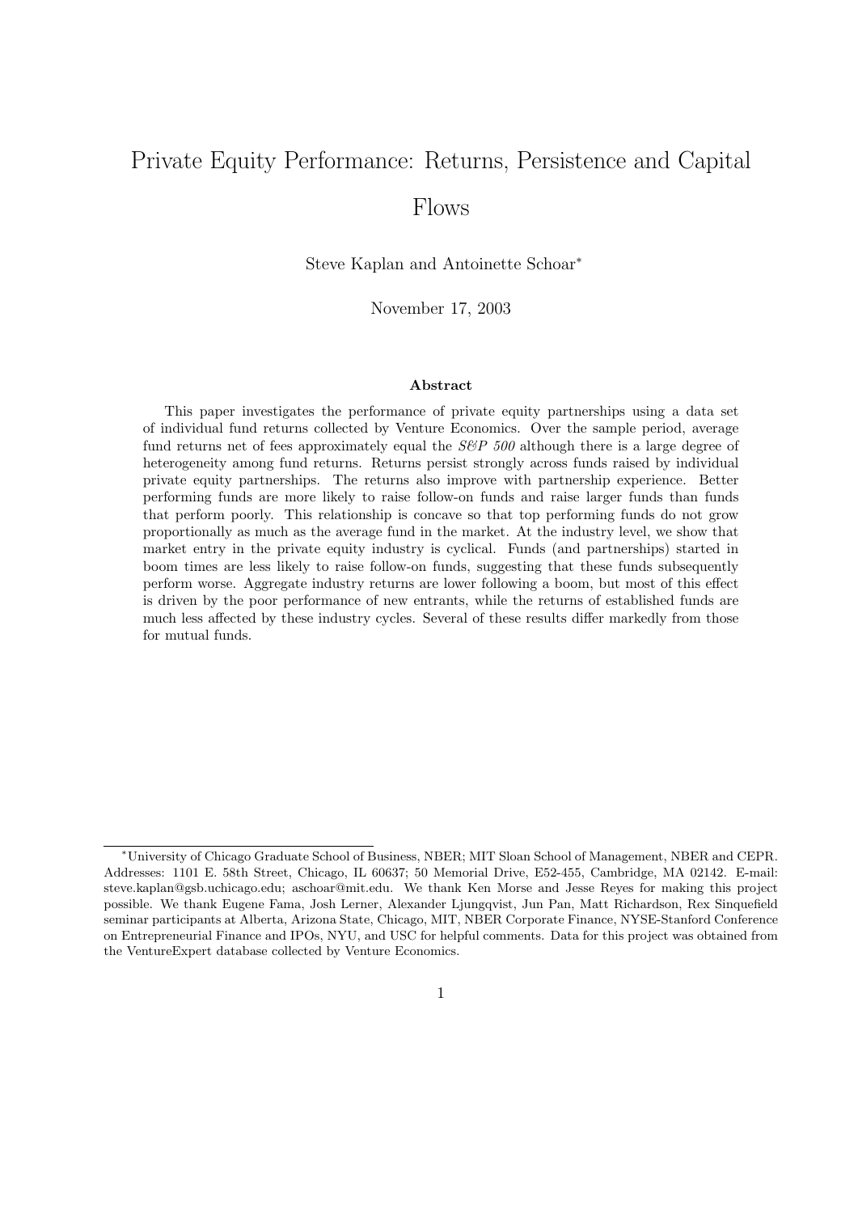# Private Equity Performance: Returns, Persistence and Capital Flows

Steve Kaplan and Antoinette Schoar*

November 17, 2003

### Abstract

This paper investigates the performance of private equity partnerships using a data set of individual fund returns collected by Venture Economics. Over the sample period, average fund returns net of fees approximately equal the *S&P 500* although there is a large degree of heterogeneity among fund returns. Returns persist strongly across funds raised by individual private equity partnerships. The returns also improve with partnership experience. Better performing funds are more likely to raise follow-on funds and raise larger funds than funds that perform poorly. This relationship is concave so that top performing funds do not grow proportionally as much as the average fund in the market. At the industry level, we show that market entry in the private equity industry is cyclical. Funds (and partnerships) started in boom times are less likely to raise follow-on funds, suggesting that these funds subsequently perform worse. Aggregate industry returns are lower following a boom, but most of this effect is driven by the poor performance of new entrants, while the returns of established funds are much less affected by these industry cycles. Several of these results differ markedly from those for mutual funds.

*University of Chicago Graduate School of Business, NBER; MIT Sloan School of Management, NBER and CEPR. Addresses: 1101 E. 58th Street, Chicago, IL 60637; 50 Memorial Drive, E52-455, Cambridge, MA 02142. E-mail: steve.kaplan@gsb.uchicago.edu; aschoar@mit.edu. We thank Ken Morse and Jesse Reyes for making this project possible. We thank Eugene Fama, Josh Lerner, Alexander Ljungqvist, Jun Pan, Matt Richardson, Rex Sinquefield seminar participants at Alberta, Arizona State, Chicago, MIT, NBER Corporate Finance, NYSE-Stanford Conference on Entrepreneurial Finance and IPOs, NYU, and USC for helpful comments. Data for this project was obtained from the VentureExpert database collected by Venture Economics.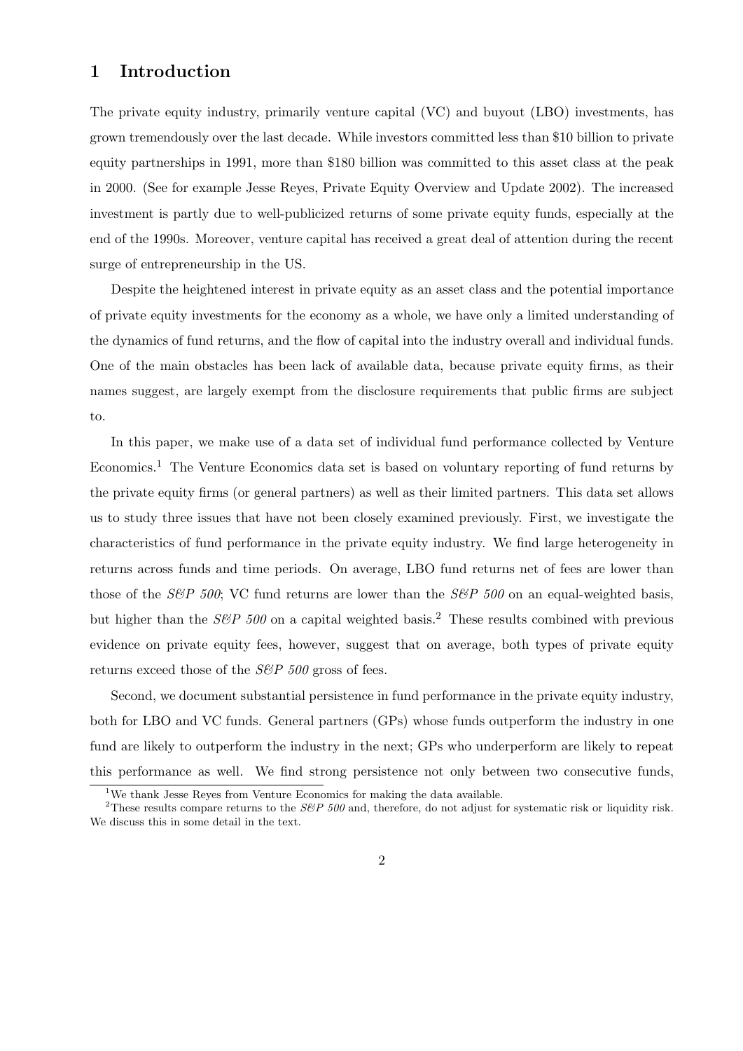# 1 Introduction

The private equity industry, primarily venture capital (VC) and buyout (LBO) investments, has grown tremendously over the last decade. While investors committed less than $10 billion to private equity partnerships in 1991, more than $180 billion was committed to this asset class at the peak in 2000. (See for example Jesse Reyes, Private Equity Overview and Update 2002). The increased investment is partly due to well-publicized returns of some private equity funds, especially at the end of the 1990s. Moreover, venture capital has received a great deal of attention during the recent surge of entrepreneurship in the US.

Despite the heightened interest in private equity as an asset class and the potential importance of private equity investments for the economy as a whole, we have only a limited understanding of the dynamics of fund returns, and the flow of capital into the industry overall and individual funds. One of the main obstacles has been lack of available data, because private equity firms, as their names suggest, are largely exempt from the disclosure requirements that public firms are subject to.

In this paper, we make use of a data set of individual fund performance collected by Venture Economics.[1] The Venture Economics data set is based on voluntary reporting of fund returns by the private equity firms (or general partners) as well as their limited partners. This data set allows us to study three issues that have not been closely examined previously. First, we investigate the characteristics of fund performance in the private equity industry. We find large heterogeneity in returns across funds and time periods. On average, LBO fund returns net of fees are lower than those of the *S&P 500*; VC fund returns are lower than the *S&P 500* on an equal-weighted basis, but higher than the *S&P 500* on a capital weighted basis.[2] These results combined with previous evidence on private equity fees, however, suggest that on average, both types of private equity returns exceed those of the *S&P 500* gross of fees.

Second, we document substantial persistence in fund performance in the private equity industry, both for LBO and VC funds. General partners (GPs) whose funds outperform the industry in one fund are likely to outperform the industry in the next; GPs who underperform are likely to repeat this performance as well. We find strong persistence not only between two consecutive funds,

[1] We thank Jesse Reyes from Venture Economics for making the data available.

[2] These results compare returns to the *S&P 500* and, therefore, do not adjust for systematic risk or liquidity risk. We discuss this in some detail in the text.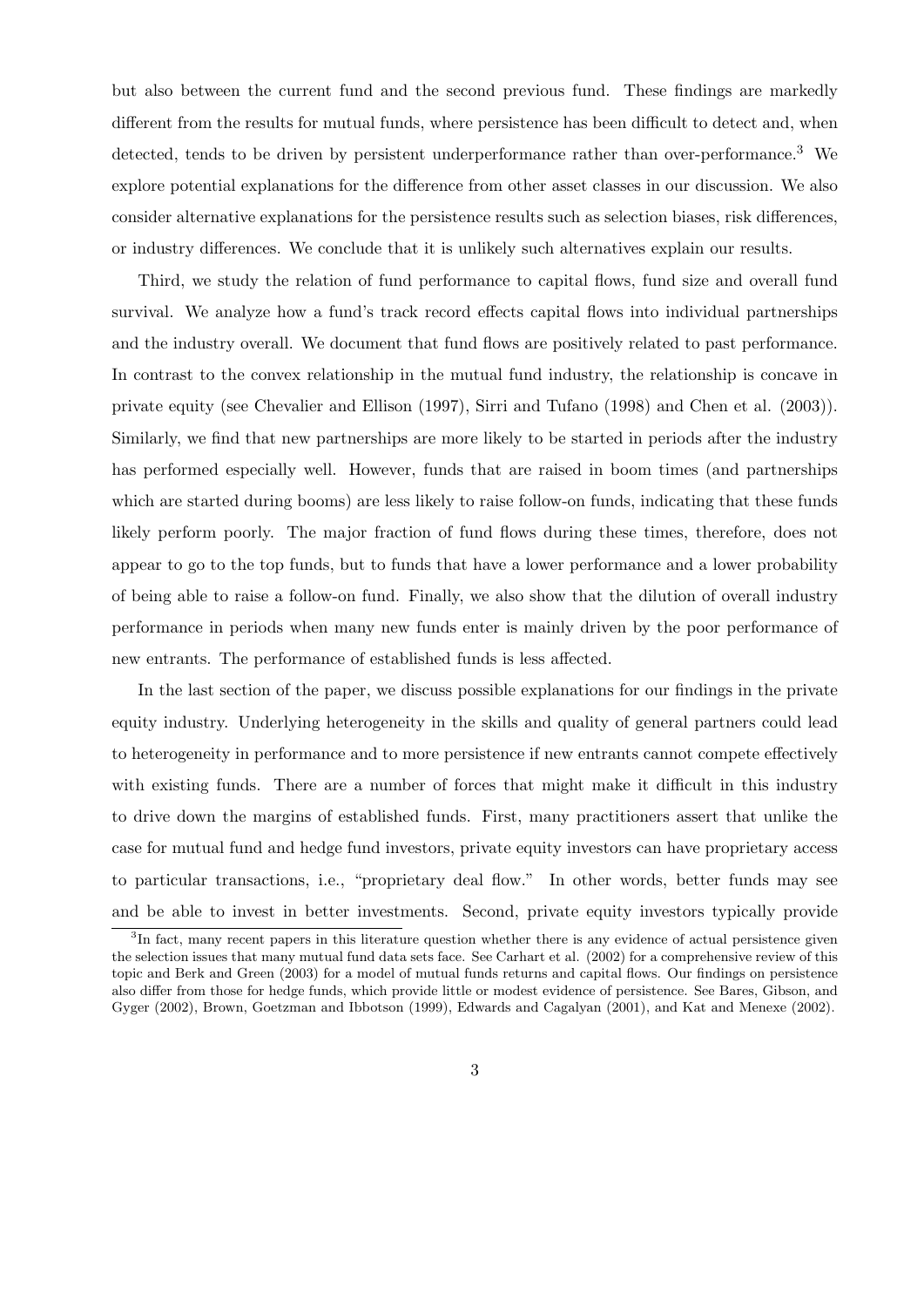but also between the current fund and the second previous fund. These findings are markedly different from the results for mutual funds, where persistence has been difficult to detect and, when detected, tends to be driven by persistent underperformance rather than over-performance.[3] We explore potential explanations for the difference from other asset classes in our discussion. We also consider alternative explanations for the persistence results such as selection biases, risk differences, or industry differences. We conclude that it is unlikely such alternatives explain our results.

Third, we study the relation of fund performance to capital flows, fund size and overall fund survival. We analyze how a fund's track record effects capital flows into individual partnerships and the industry overall. We document that fund flows are positively related to past performance. In contrast to the convex relationship in the mutual fund industry, the relationship is concave in private equity (see Chevalier and Ellison (1997), Sirri and Tufano (1998) and Chen et al. (2003)). Similarly, we find that new partnerships are more likely to be started in periods after the industry has performed especially well. However, funds that are raised in boom times (and partnerships which are started during booms) are less likely to raise follow-on funds, indicating that these funds likely perform poorly. The major fraction of fund flows during these times, therefore, does not appear to go to the top funds, but to funds that have a lower performance and a lower probability of being able to raise a follow-on fund. Finally, we also show that the dilution of overall industry performance in periods when many new funds enter is mainly driven by the poor performance of new entrants. The performance of established funds is less affected.

In the last section of the paper, we discuss possible explanations for our findings in the private equity industry. Underlying heterogeneity in the skills and quality of general partners could lead to heterogeneity in performance and to more persistence if new entrants cannot compete effectively with existing funds. There are a number of forces that might make it difficult in this industry to drive down the margins of established funds. First, many practitioners assert that unlike the case for mutual fund and hedge fund investors, private equity investors can have proprietary access to particular transactions, i.e., "proprietary deal flow." In other words, better funds may see and be able to invest in better investments. Second, private equity investors typically provide

[3]In fact, many recent papers in this literature question whether there is any evidence of actual persistence given the selection issues that many mutual fund data sets face. See Carhart et al. (2002) for a comprehensive review of this topic and Berk and Green (2003) for a model of mutual funds returns and capital flows. Our findings on persistence also differ from those for hedge funds, which provide little or modest evidence of persistence. See Bares, Gibson, and Gyger (2002), Brown, Goetzman and Ibbotson (1999), Edwards and Cagalyan (2001), and Kat and Menexe (2002).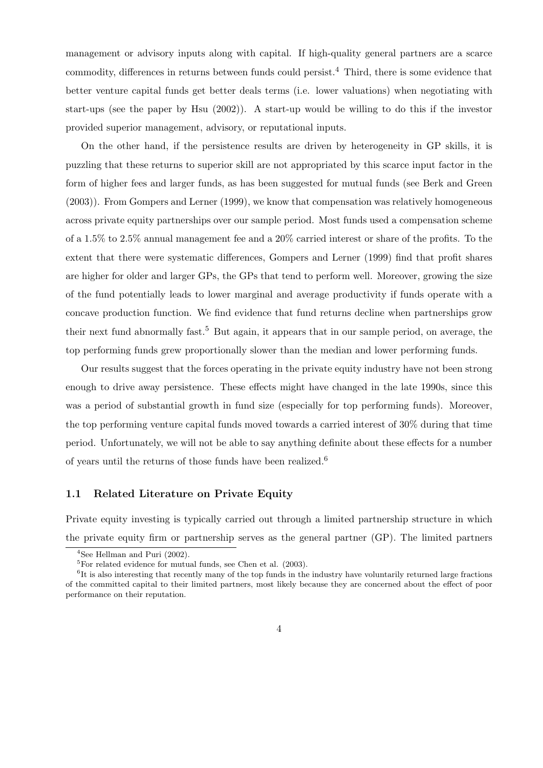management or advisory inputs along with capital. If high-quality general partners are a scarce commodity, differences in returns between funds could persist.[4] Third, there is some evidence that better venture capital funds get better deals terms (i.e. lower valuations) when negotiating with start-ups (see the paper by Hsu (2002)). A start-up would be willing to do this if the investor provided superior management, advisory, or reputational inputs.

On the other hand, if the persistence results are driven by heterogeneity in GP skills, it is puzzling that these returns to superior skill are not appropriated by this scarce input factor in the form of higher fees and larger funds, as has been suggested for mutual funds (see Berk and Green (2003)). From Gompers and Lerner (1999), we know that compensation was relatively homogeneous across private equity partnerships over our sample period. Most funds used a compensation scheme of a 1.5% to 2.5% annual management fee and a 20% carried interest or share of the profits. To the extent that there were systematic differences, Gompers and Lerner (1999) find that profit shares are higher for older and larger GPs, the GPs that tend to perform well. Moreover, growing the size of the fund potentially leads to lower marginal and average productivity if funds operate with a concave production function. We find evidence that fund returns decline when partnerships grow their next fund abnormally fast.[5] But again, it appears that in our sample period, on average, the top performing funds grew proportionally slower than the median and lower performing funds.

Our results suggest that the forces operating in the private equity industry have not been strong enough to drive away persistence. These effects might have changed in the late 1990s, since this was a period of substantial growth in fund size (especially for top performing funds). Moreover, the top performing venture capital funds moved towards a carried interest of 30% during that time period. Unfortunately, we will not be able to say anything definite about these effects for a number of years until the returns of those funds have been realized.[6]

### 1.1 Related Literature on Private Equity

Private equity investing is typically carried out through a limited partnership structure in which the private equity firm or partnership serves as the general partner (GP). The limited partners

---

[4] See Hellman and Puri (2002).

[5] For related evidence for mutual funds, see Chen et al. (2003).

[6] It is also interesting that recently many of the top funds in the industry have voluntarily returned large fractions of the committed capital to their limited partners, most likely because they are concerned about the effect of poor performance on their reputation.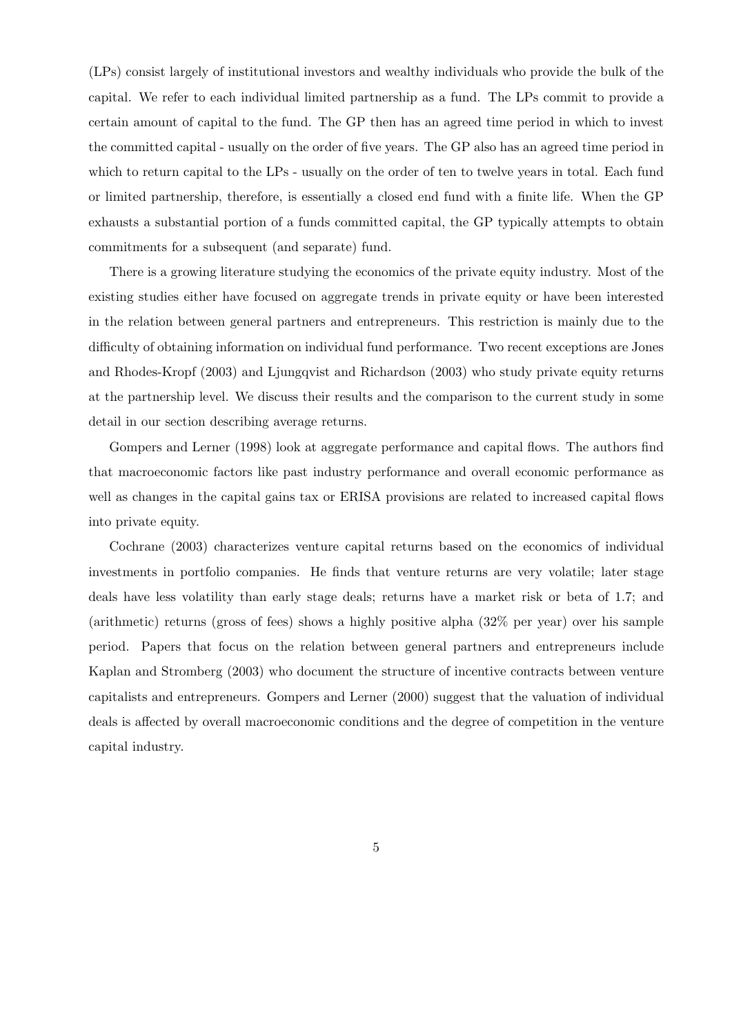(LPs) consist largely of institutional investors and wealthy individuals who provide the bulk of the capital. We refer to each individual limited partnership as a fund. The LPs commit to provide a certain amount of capital to the fund. The GP then has an agreed time period in which to invest the committed capital - usually on the order of five years. The GP also has an agreed time period in which to return capital to the LPs - usually on the order of ten to twelve years in total. Each fund or limited partnership, therefore, is essentially a closed end fund with a finite life. When the GP exhausts a substantial portion of a funds committed capital, the GP typically attempts to obtain commitments for a subsequent (and separate) fund.

There is a growing literature studying the economics of the private equity industry. Most of the existing studies either have focused on aggregate trends in private equity or have been interested in the relation between general partners and entrepreneurs. This restriction is mainly due to the difficulty of obtaining information on individual fund performance. Two recent exceptions are Jones and Rhodes-Kropf (2003) and Ljungqvist and Richardson (2003) who study private equity returns at the partnership level. We discuss their results and the comparison to the current study in some detail in our section describing average returns.

Gompers and Lerner (1998) look at aggregate performance and capital flows. The authors find that macroeconomic factors like past industry performance and overall economic performance as well as changes in the capital gains tax or ERISA provisions are related to increased capital flows into private equity.

Cochrane (2003) characterizes venture capital returns based on the economics of individual investments in portfolio companies. He finds that venture returns are very volatile; later stage deals have less volatility than early stage deals; returns have a market risk or beta of 1.7; and (arithmetic) returns (gross of fees) shows a highly positive alpha (32% per year) over his sample period. Papers that focus on the relation between general partners and entrepreneurs include Kaplan and Stromberg (2003) who document the structure of incentive contracts between venture capitalists and entrepreneurs. Gompers and Lerner (2000) suggest that the valuation of individual deals is affected by overall macroeconomic conditions and the degree of competition in the venture capital industry.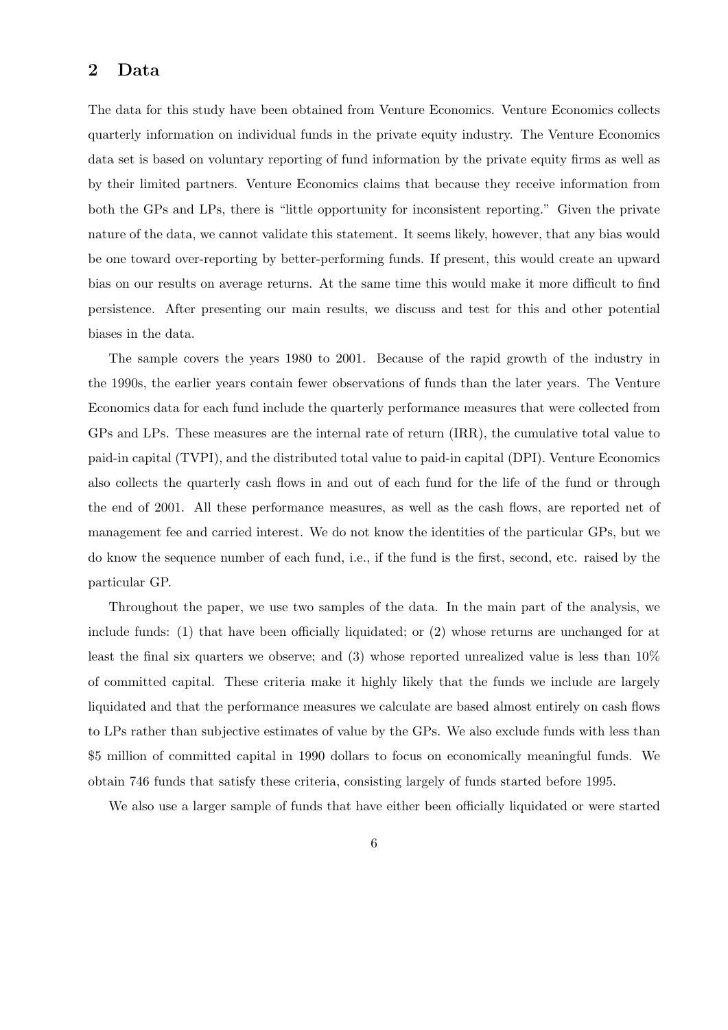## 2 Data

The data for this study have been obtained from Venture Economics. Venture Economics collects quarterly information on individual funds in the private equity industry. The Venture Economics data set is based on voluntary reporting of fund information by the private equity firms as well as by their limited partners. Venture Economics claims that because they receive information from both the GPs and LPs, there is "little opportunity for inconsistent reporting." Given the private nature of the data, we cannot validate this statement. It seems likely, however, that any bias would be one toward over-reporting by better-performing funds. If present, this would create an upward bias on our results on average returns. At the same time this would make it more difficult to find persistence. After presenting our main results, we discuss and test for this and other potential biases in the data.

The sample covers the years 1980 to 2001. Because of the rapid growth of the industry in the 1990s, the earlier years contain fewer observations of funds than the later years. The Venture Economics data for each fund include the quarterly performance measures that were collected from GPs and LPs. These measures are the internal rate of return (IRR), the cumulative total value to paid-in capital (TVPI), and the distributed total value to paid-in capital (DPI). Venture Economics also collects the quarterly cash flows in and out of each fund for the life of the fund or through the end of 2001. All these performance measures, as well as the cash flows, are reported net of management fee and carried interest. We do not know the identities of the particular GPs, but we do know the sequence number of each fund, i.e., if the fund is the first, second, etc. raised by the particular GP.

Throughout the paper, we use two samples of the data. In the main part of the analysis, we include funds: (1) that have been officially liquidated; or (2) whose returns are unchanged for at least the final six quarters we observe; and (3) whose reported unrealized value is less than 10% of committed capital. These criteria make it highly likely that the funds we include are largely liquidated and that the performance measures we calculate are based almost entirely on cash flows to LPs rather than subjective estimates of value by the GPs. We also exclude funds with less than $5 million of committed capital in 1990 dollars to focus on economically meaningful funds. We obtain 746 funds that satisfy these criteria, consisting largely of funds started before 1995.

We also use a larger sample of funds that have either been officially liquidated or were started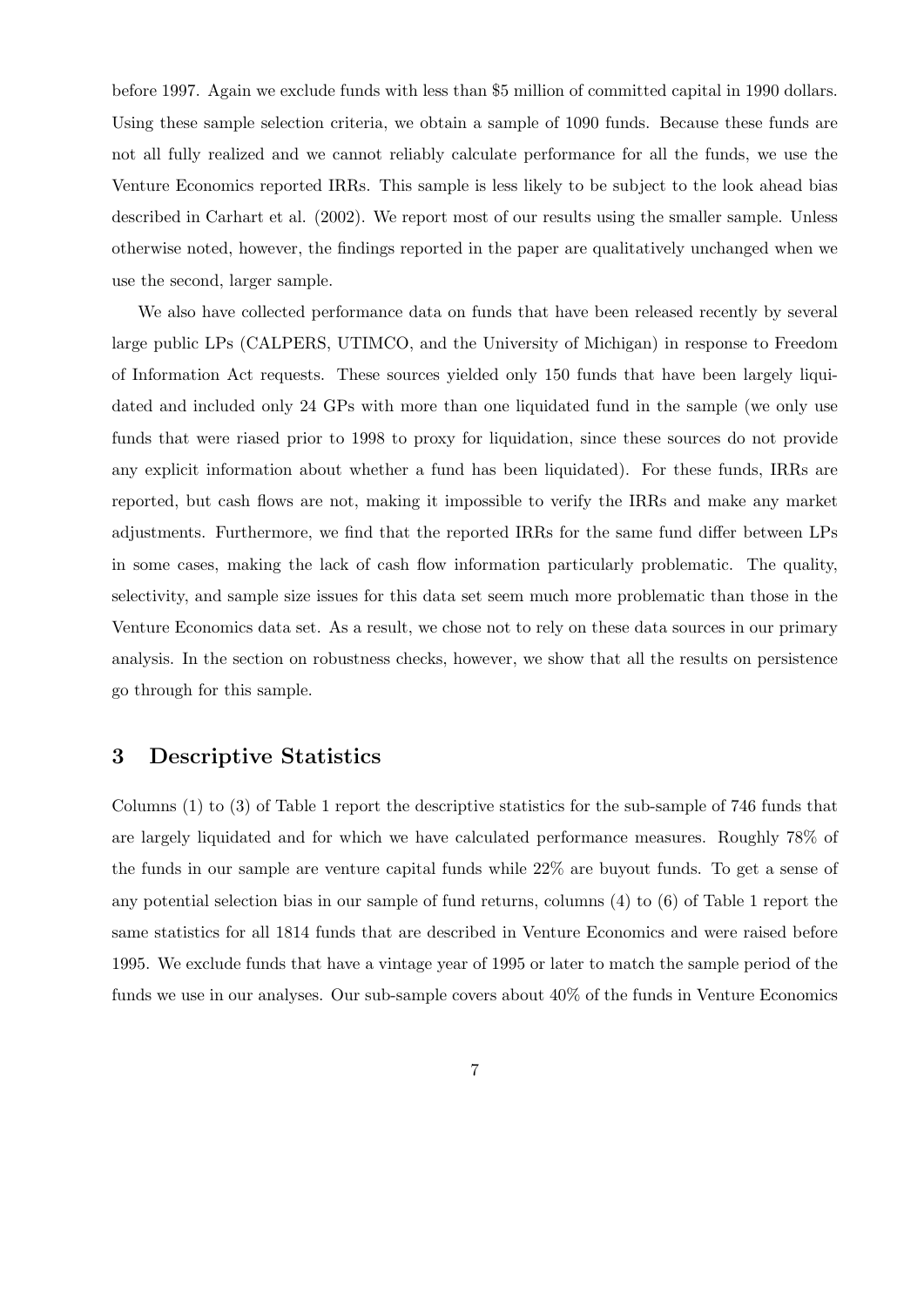before 1997. Again we exclude funds with less than $5 million of committed capital in 1990 dollars. Using these sample selection criteria, we obtain a sample of 1090 funds. Because these funds are not all fully realized and we cannot reliably calculate performance for all the funds, we use the Venture Economics reported IRRs. This sample is less likely to be subject to the look ahead bias described in Carhart et al. (2002). We report most of our results using the smaller sample. Unless otherwise noted, however, the findings reported in the paper are qualitatively unchanged when we use the second, larger sample.

We also have collected performance data on funds that have been released recently by several large public LPs (CALPERS, UTIMCO, and the University of Michigan) in response to Freedom of Information Act requests. These sources yielded only 150 funds that have been largely liquidated and included only 24 GPs with more than one liquidated fund in the sample (we only use funds that were riased prior to 1998 to proxy for liquidation, since these sources do not provide any explicit information about whether a fund has been liquidated). For these funds, IRRs are reported, but cash flows are not, making it impossible to verify the IRRs and make any market adjustments. Furthermore, we find that the reported IRRs for the same fund differ between LPs in some cases, making the lack of cash flow information particularly problematic. The quality, selectivity, and sample size issues for this data set seem much more problematic than those in the Venture Economics data set. As a result, we chose not to rely on these data sources in our primary analysis. In the section on robustness checks, however, we show that all the results on persistence go through for this sample.

## 3 Descriptive Statistics

Columns (1) to (3) of Table 1 report the descriptive statistics for the sub-sample of 746 funds that are largely liquidated and for which we have calculated performance measures. Roughly 78% of the funds in our sample are venture capital funds while 22% are buyout funds. To get a sense of any potential selection bias in our sample of fund returns, columns (4) to (6) of Table 1 report the same statistics for all 1814 funds that are described in Venture Economics and were raised before 1995. We exclude funds that have a vintage year of 1995 or later to match the sample period of the funds we use in our analyses. Our sub-sample covers about 40% of the funds in Venture Economics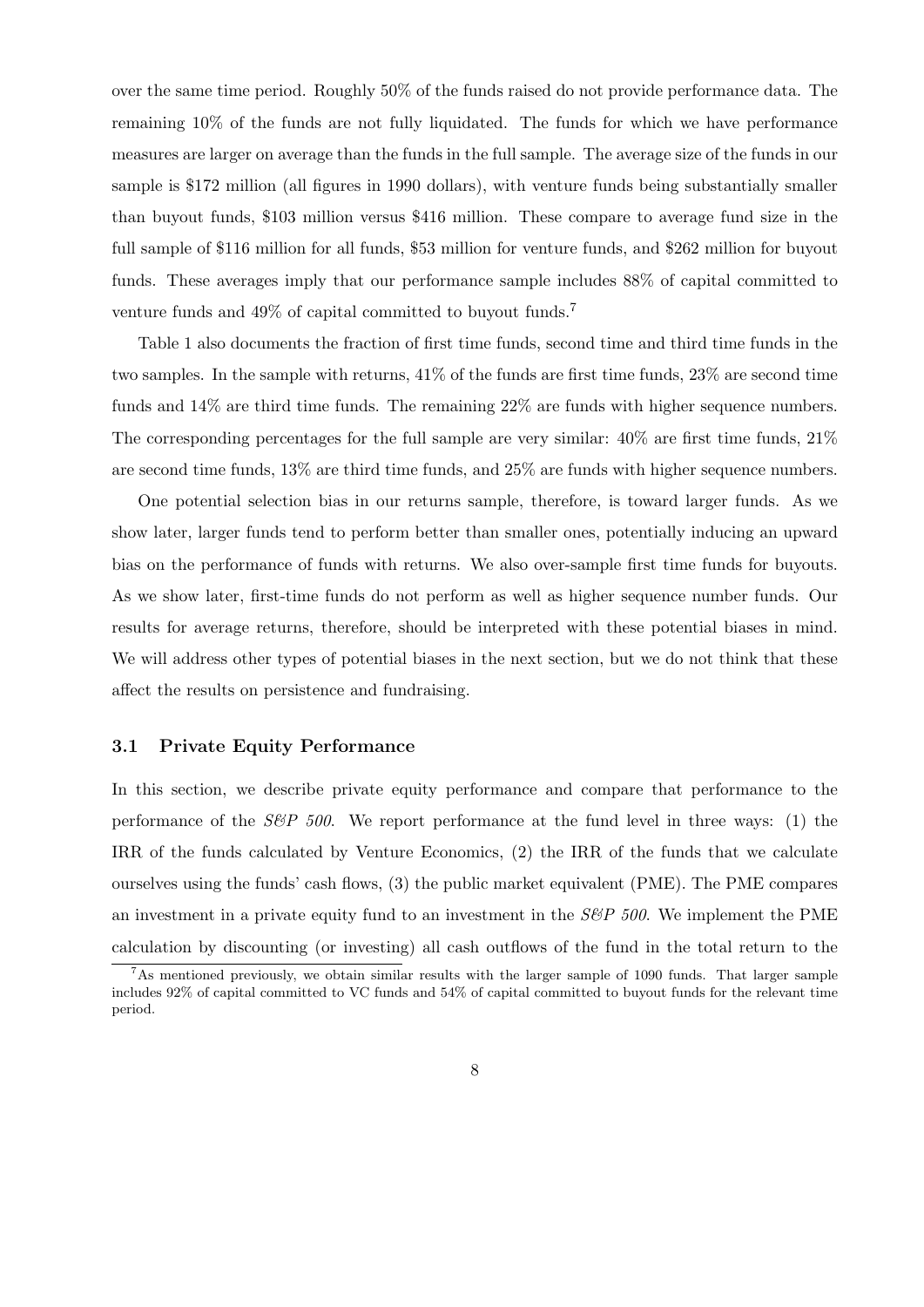over the same time period. Roughly 50% of the funds raised do not provide performance data. The remaining 10% of the funds are not fully liquidated. The funds for which we have performance measures are larger on average than the funds in the full sample. The average size of the funds in our sample is $172 million (all figures in 1990 dollars), with venture funds being substantially smaller than buyout funds, $103 million versus $416 million. These compare to average fund size in the full sample of $116 million for all funds, $53 million for venture funds, and $262 million for buyout funds. These averages imply that our performance sample includes 88% of capital committed to venture funds and 49% of capital committed to buyout funds.[7]

Table 1 also documents the fraction of first time funds, second time and third time funds in the two samples. In the sample with returns, 41% of the funds are first time funds, 23% are second time funds and 14% are third time funds. The remaining 22% are funds with higher sequence numbers. The corresponding percentages for the full sample are very similar: 40% are first time funds, 21% are second time funds, 13% are third time funds, and 25% are funds with higher sequence numbers.

One potential selection bias in our returns sample, therefore, is toward larger funds. As we show later, larger funds tend to perform better than smaller ones, potentially inducing an upward bias on the performance of funds with returns. We also over-sample first time funds for buyouts. As we show later, first-time funds do not perform as well as higher sequence number funds. Our results for average returns, therefore, should be interpreted with these potential biases in mind. We will address other types of potential biases in the next section, but we do not think that these affect the results on persistence and fundraising.

### 3.1 Private Equity Performance

In this section, we describe private equity performance and compare that performance to the performance of the *S&P 500*. We report performance at the fund level in three ways: (1) the IRR of the funds calculated by Venture Economics, (2) the IRR of the funds that we calculate ourselves using the funds' cash flows, (3) the public market equivalent (PME). The PME compares an investment in a private equity fund to an investment in the *S&P 500*. We implement the PME calculation by discounting (or investing) all cash outflows of the fund in the total return to the

[7] As mentioned previously, we obtain similar results with the larger sample of 1090 funds. That larger sample includes 92% of capital committed to VC funds and 54% of capital committed to buyout funds for the relevant time period.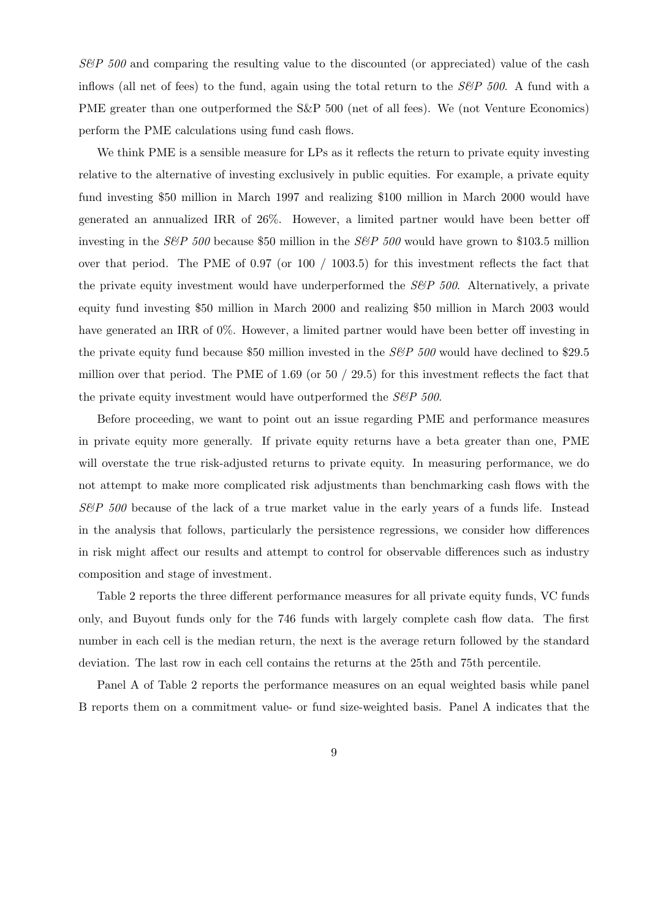*S&P 500* and comparing the resulting value to the discounted (or appreciated) value of the cash inflows (all net of fees) to the fund, again using the total return to the *S&P 500*. A fund with a PME greater than one outperformed the S&P 500 (net of all fees). We (not Venture Economics) perform the PME calculations using fund cash flows.

We think PME is a sensible measure for LPs as it reflects the return to private equity investing relative to the alternative of investing exclusively in public equities. For example, a private equity fund investing \$50 million in March 1997 and realizing \$100 million in March 2000 would have generated an annualized IRR of 26%. However, a limited partner would have been better off investing in the *S&P 500* because \$50 million in the *S&P 500* would have grown to \$103.5 million over that period. The PME of 0.97 (or 100 / 1003.5) for this investment reflects the fact that the private equity investment would have underperformed the *S&P 500*. Alternatively, a private equity fund investing \$50 million in March 2000 and realizing \$50 million in March 2003 would have generated an IRR of 0%. However, a limited partner would have been better off investing in the private equity fund because \$50 million invested in the *S&P 500* would have declined to \$29.5 million over that period. The PME of 1.69 (or 50 / 29.5) for this investment reflects the fact that the private equity investment would have outperformed the *S&P 500*.

Before proceeding, we want to point out an issue regarding PME and performance measures in private equity more generally. If private equity returns have a beta greater than one, PME will overstate the true risk-adjusted returns to private equity. In measuring performance, we do not attempt to make more complicated risk adjustments than benchmarking cash flows with the *S&P 500* because of the lack of a true market value in the early years of a funds life. Instead in the analysis that follows, particularly the persistence regressions, we consider how differences in risk might affect our results and attempt to control for observable differences such as industry composition and stage of investment.

Table 2 reports the three different performance measures for all private equity funds, VC funds only, and Buyout funds only for the 746 funds with largely complete cash flow data. The first number in each cell is the median return, the next is the average return followed by the standard deviation. The last row in each cell contains the returns at the 25th and 75th percentile.

Panel A of Table 2 reports the performance measures on an equal weighted basis while panel B reports them on a commitment value- or fund size-weighted basis. Panel A indicates that the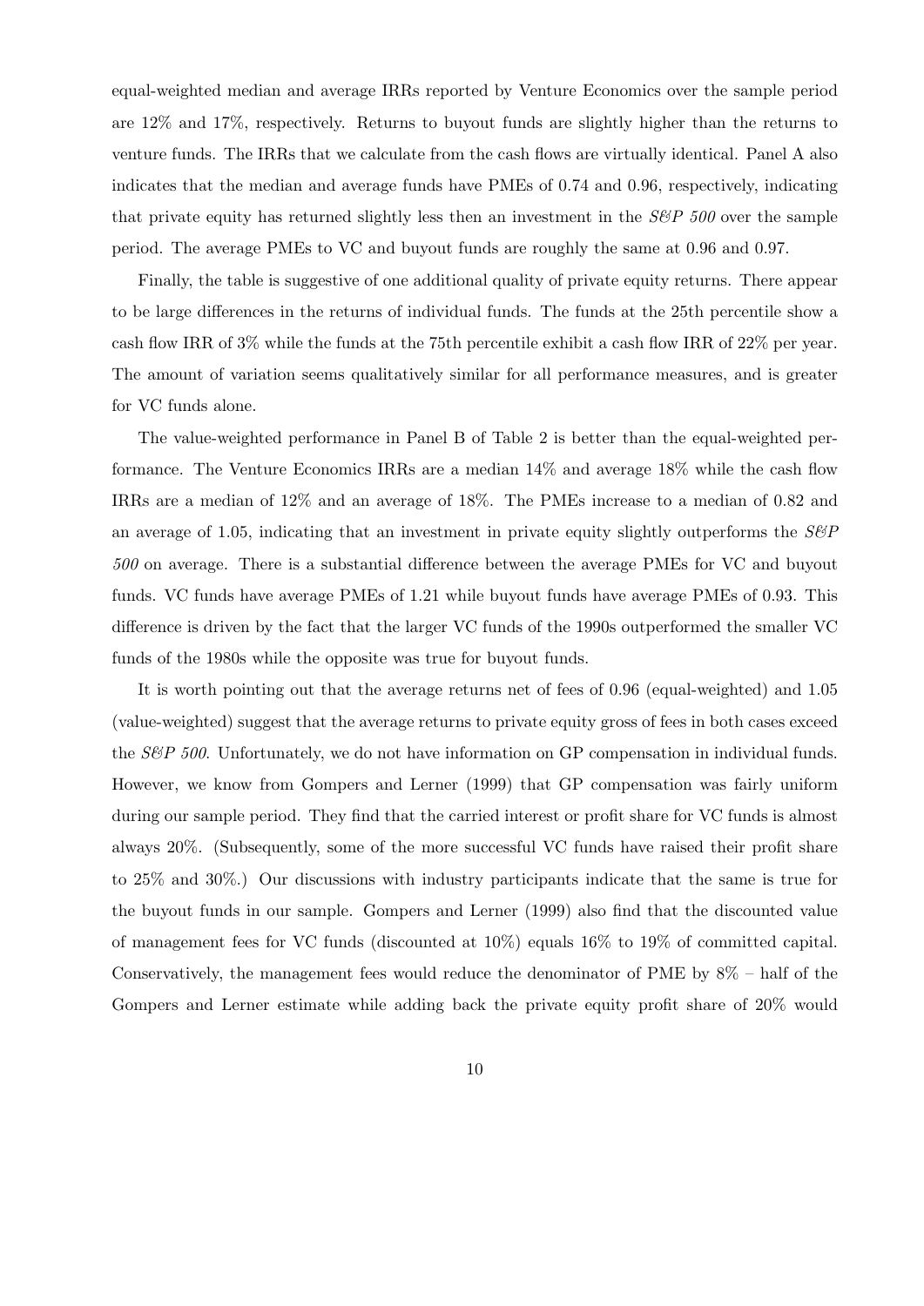equal-weighted median and average IRRs reported by Venture Economics over the sample period are 12% and 17%, respectively. Returns to buyout funds are slightly higher than the returns to venture funds. The IRRs that we calculate from the cash flows are virtually identical. Panel A also indicates that the median and average funds have PMEs of 0.74 and 0.96, respectively, indicating that private equity has returned slightly less then an investment in the *S&P 500* over the sample period. The average PMEs to VC and buyout funds are roughly the same at 0.96 and 0.97.

Finally, the table is suggestive of one additional quality of private equity returns. There appear to be large differences in the returns of individual funds. The funds at the 25th percentile show a cash flow IRR of 3% while the funds at the 75th percentile exhibit a cash flow IRR of 22% per year. The amount of variation seems qualitatively similar for all performance measures, and is greater for VC funds alone.

The value-weighted performance in Panel B of Table 2 is better than the equal-weighted performance. The Venture Economics IRRs are a median 14% and average 18% while the cash flow IRRs are a median of 12% and an average of 18%. The PMEs increase to a median of 0.82 and an average of 1.05, indicating that an investment in private equity slightly outperforms the *S&P 500* on average. There is a substantial difference between the average PMEs for VC and buyout funds. VC funds have average PMEs of 1.21 while buyout funds have average PMEs of 0.93. This difference is driven by the fact that the larger VC funds of the 1990s outperformed the smaller VC funds of the 1980s while the opposite was true for buyout funds.

It is worth pointing out that the average returns net of fees of 0.96 (equal-weighted) and 1.05 (value-weighted) suggest that the average returns to private equity gross of fees in both cases exceed the *S&P 500*. Unfortunately, we do not have information on GP compensation in individual funds. However, we know from Gompers and Lerner (1999) that GP compensation was fairly uniform during our sample period. They find that the carried interest or profit share for VC funds is almost always 20%. (Subsequently, some of the more successful VC funds have raised their profit share to 25% and 30%.) Our discussions with industry participants indicate that the same is true for the buyout funds in our sample. Gompers and Lerner (1999) also find that the discounted value of management fees for VC funds (discounted at 10%) equals 16% to 19% of committed capital. Conservatively, the management fees would reduce the denominator of PME by 8% – half of the Gompers and Lerner estimate while adding back the private equity profit share of 20% would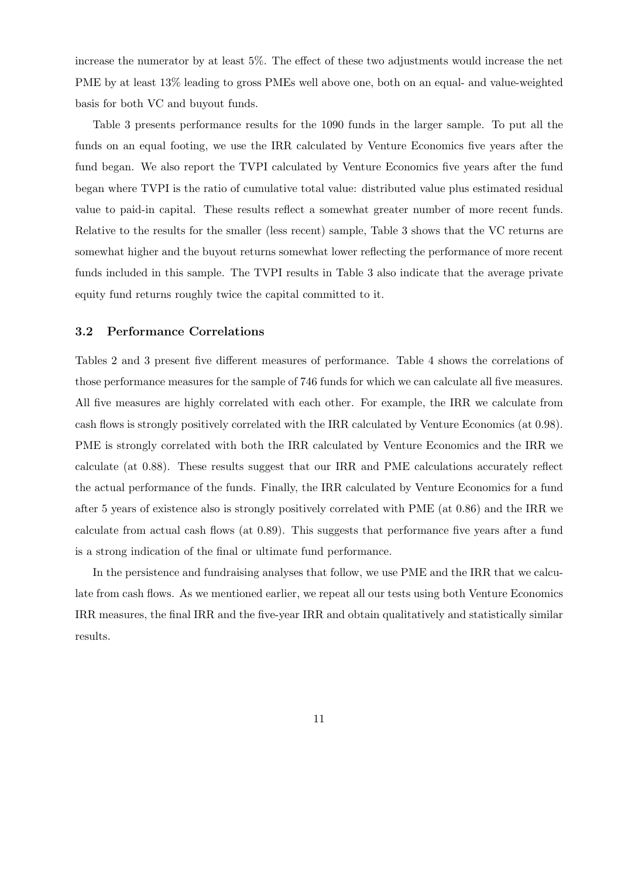increase the numerator by at least 5%. The effect of these two adjustments would increase the net PME by at least 13% leading to gross PMEs well above one, both on an equal- and value-weighted basis for both VC and buyout funds.

Table 3 presents performance results for the 1090 funds in the larger sample. To put all the funds on an equal footing, we use the IRR calculated by Venture Economics five years after the fund began. We also report the TVPI calculated by Venture Economics five years after the fund began where TVPI is the ratio of cumulative total value: distributed value plus estimated residual value to paid-in capital. These results reflect a somewhat greater number of more recent funds. Relative to the results for the smaller (less recent) sample, Table 3 shows that the VC returns are somewhat higher and the buyout returns somewhat lower reflecting the performance of more recent funds included in this sample. The TVPI results in Table 3 also indicate that the average private equity fund returns roughly twice the capital committed to it.

### 3.2 Performance Correlations

Tables 2 and 3 present five different measures of performance. Table 4 shows the correlations of those performance measures for the sample of 746 funds for which we can calculate all five measures. All five measures are highly correlated with each other. For example, the IRR we calculate from cash flows is strongly positively correlated with the IRR calculated by Venture Economics (at 0.98). PME is strongly correlated with both the IRR calculated by Venture Economics and the IRR we calculate (at 0.88). These results suggest that our IRR and PME calculations accurately reflect the actual performance of the funds. Finally, the IRR calculated by Venture Economics for a fund after 5 years of existence also is strongly positively correlated with PME (at 0.86) and the IRR we calculate from actual cash flows (at 0.89). This suggests that performance five years after a fund is a strong indication of the final or ultimate fund performance.

In the persistence and fundraising analyses that follow, we use PME and the IRR that we calculate from cash flows. As we mentioned earlier, we repeat all our tests using both Venture Economics IRR measures, the final IRR and the five-year IRR and obtain qualitatively and statistically similar results.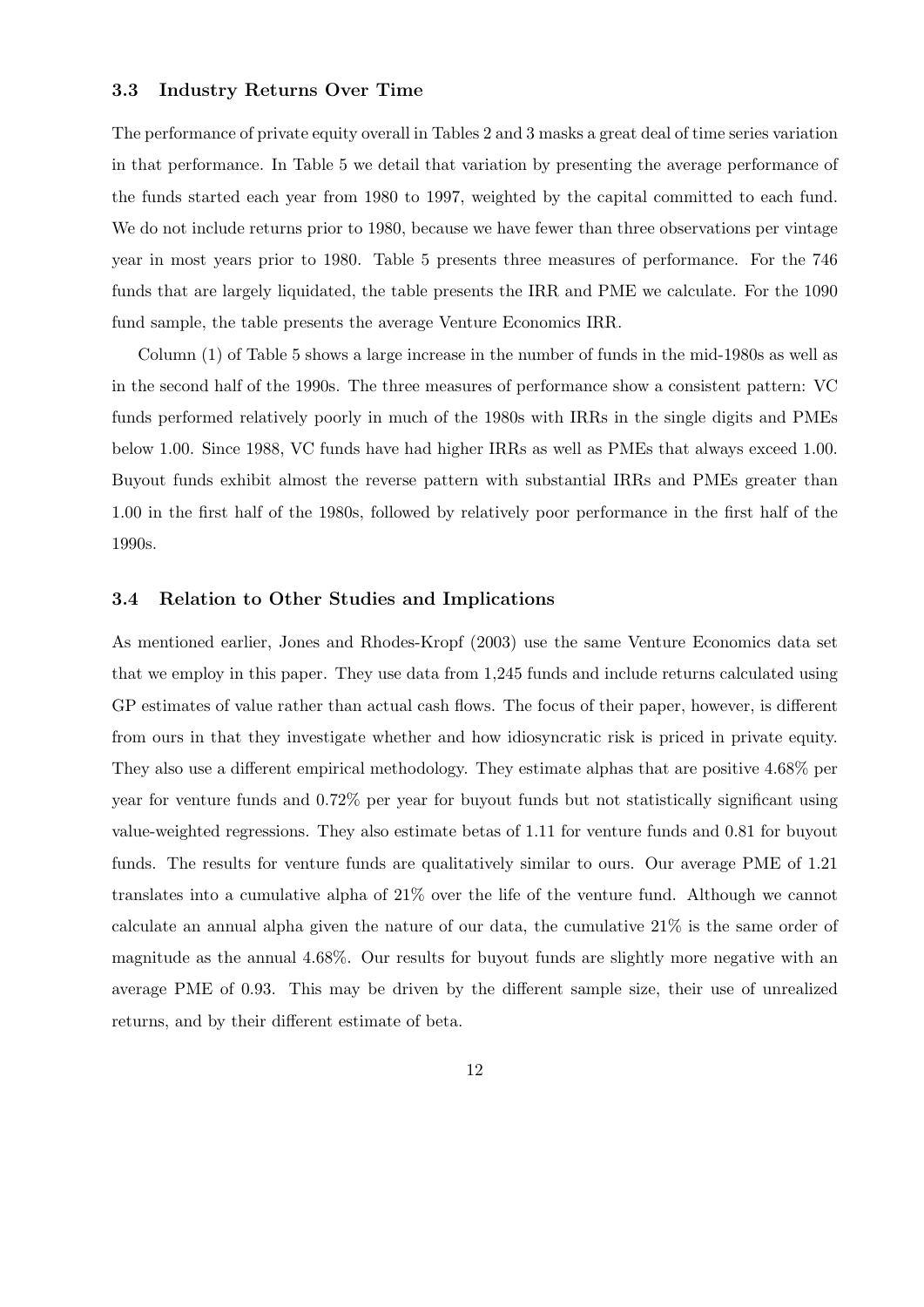### 3.3 Industry Returns Over Time

The performance of private equity overall in Tables 2 and 3 masks a great deal of time series variation in that performance. In Table 5 we detail that variation by presenting the average performance of the funds started each year from 1980 to 1997, weighted by the capital committed to each fund. We do not include returns prior to 1980, because we have fewer than three observations per vintage year in most years prior to 1980. Table 5 presents three measures of performance. For the 746 funds that are largely liquidated, the table presents the IRR and PME we calculate. For the 1090 fund sample, the table presents the average Venture Economics IRR.

Column (1) of Table 5 shows a large increase in the number of funds in the mid-1980s as well as in the second half of the 1990s. The three measures of performance show a consistent pattern: VC funds performed relatively poorly in much of the 1980s with IRRs in the single digits and PMEs below 1.00. Since 1988, VC funds have had higher IRRs as well as PMEs that always exceed 1.00. Buyout funds exhibit almost the reverse pattern with substantial IRRs and PMEs greater than 1.00 in the first half of the 1980s, followed by relatively poor performance in the first half of the 1990s.

### 3.4 Relation to Other Studies and Implications

As mentioned earlier, Jones and Rhodes-Kropf (2003) use the same Venture Economics data set that we employ in this paper. They use data from 1,245 funds and include returns calculated using GP estimates of value rather than actual cash flows. The focus of their paper, however, is different from ours in that they investigate whether and how idiosyncratic risk is priced in private equity. They also use a different empirical methodology. They estimate alphas that are positive 4.68% per year for venture funds and 0.72% per year for buyout funds but not statistically significant using value-weighted regressions. They also estimate betas of 1.11 for venture funds and 0.81 for buyout funds. The results for venture funds are qualitatively similar to ours. Our average PME of 1.21 translates into a cumulative alpha of 21% over the life of the venture fund. Although we cannot calculate an annual alpha given the nature of our data, the cumulative 21% is the same order of magnitude as the annual 4.68%. Our results for buyout funds are slightly more negative with an average PME of 0.93. This may be driven by the different sample size, their use of unrealized returns, and by their different estimate of beta.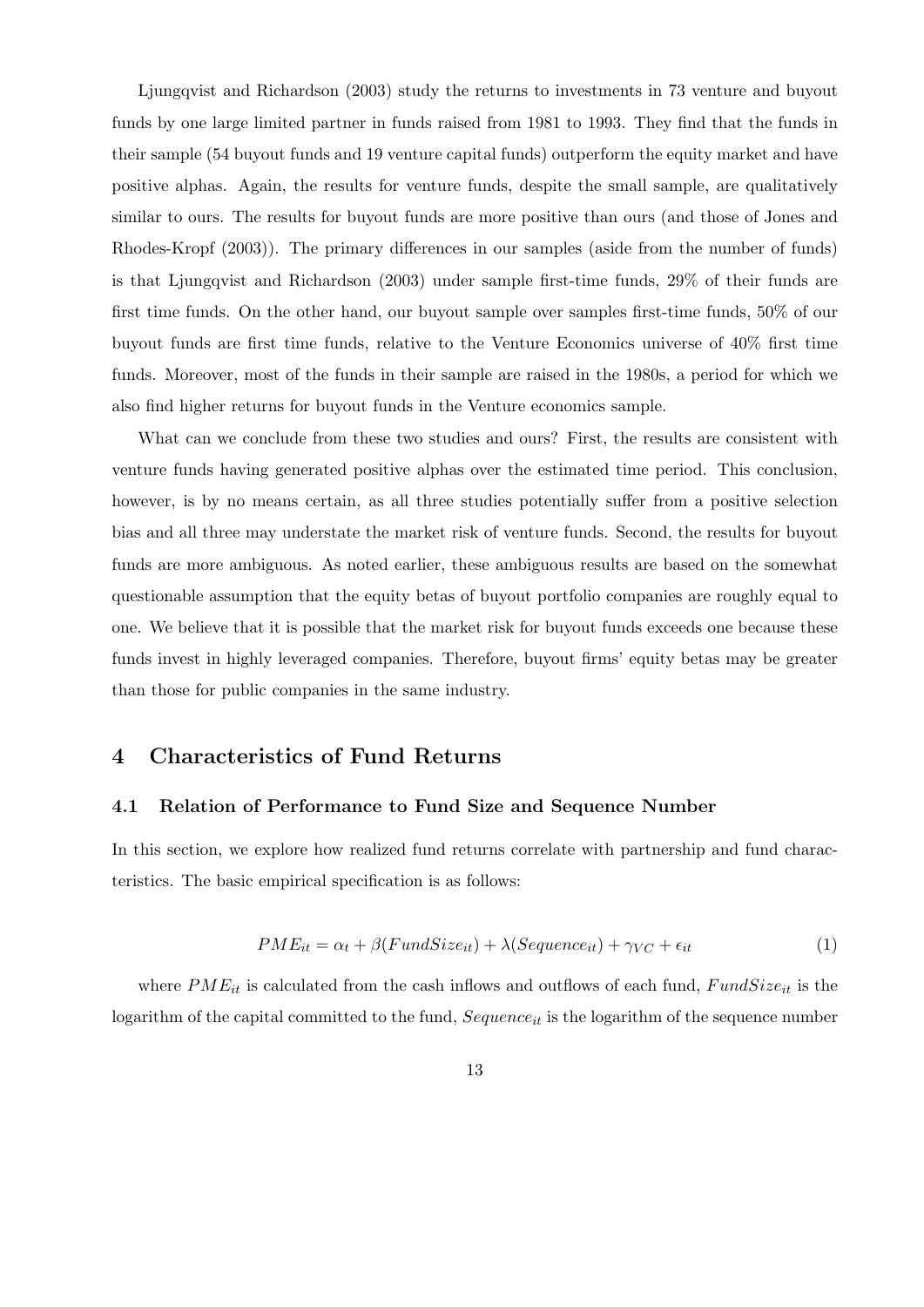Ljungqvist and Richardson (2003) study the returns to investments in 73 venture and buyout funds by one large limited partner in funds raised from 1981 to 1993. They find that the funds in their sample (54 buyout funds and 19 venture capital funds) outperform the equity market and have positive alphas. Again, the results for venture funds, despite the small sample, are qualitatively similar to ours. The results for buyout funds are more positive than ours (and those of Jones and Rhodes-Kropf (2003)). The primary differences in our samples (aside from the number of funds) is that Ljungqvist and Richardson (2003) under sample first-time funds, 29% of their funds are first time funds. On the other hand, our buyout sample over samples first-time funds, 50% of our buyout funds are first time funds, relative to the Venture Economics universe of 40% first time funds. Moreover, most of the funds in their sample are raised in the 1980s, a period for which we also find higher returns for buyout funds in the Venture economics sample.

What can we conclude from these two studies and ours? First, the results are consistent with venture funds having generated positive alphas over the estimated time period. This conclusion, however, is by no means certain, as all three studies potentially suffer from a positive selection bias and all three may understate the market risk of venture funds. Second, the results for buyout funds are more ambiguous. As noted earlier, these ambiguous results are based on the somewhat questionable assumption that the equity betas of buyout portfolio companies are roughly equal to one. We believe that it is possible that the market risk for buyout funds exceeds one because these funds invest in highly leveraged companies. Therefore, buyout firms' equity betas may be greater than those for public companies in the same industry.

# 4 Characteristics of Fund Returns

## 4.1 Relation of Performance to Fund Size and Sequence Number

In this section, we explore how realized fund returns correlate with partnership and fund characteristics. The basic empirical specification is as follows:

$$PME_{it} = \alpha_t + \beta(FundSize_{it}) + \lambda(Sequence_{it}) + \gamma_{VC} + \epsilon_{it} \tag{1}$$

where $PME_{it}$ is calculated from the cash inflows and outflows of each fund, $FundSize_{it}$ is the logarithm of the capital committed to the fund, $Sequence_{it}$ is the logarithm of the sequence number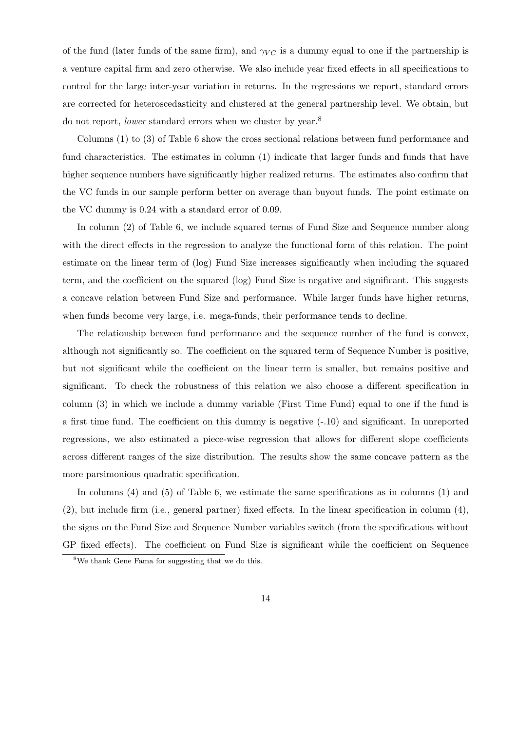of the fund (later funds of the same firm), and $\gamma_{VC}$ is a dummy equal to one if the partnership is a venture capital firm and zero otherwise. We also include year fixed effects in all specifications to control for the large inter-year variation in returns. In the regressions we report, standard errors are corrected for heteroscedasticity and clustered at the general partnership level. We obtain, but do not report, *lower* standard errors when we cluster by year.[8]

Columns (1) to (3) of Table 6 show the cross sectional relations between fund performance and fund characteristics. The estimates in column (1) indicate that larger funds and funds that have higher sequence numbers have significantly higher realized returns. The estimates also confirm that the VC funds in our sample perform better on average than buyout funds. The point estimate on the VC dummy is 0.24 with a standard error of 0.09.

In column (2) of Table 6, we include squared terms of Fund Size and Sequence number along with the direct effects in the regression to analyze the functional form of this relation. The point estimate on the linear term of (log) Fund Size increases significantly when including the squared term, and the coefficient on the squared (log) Fund Size is negative and significant. This suggests a concave relation between Fund Size and performance. While larger funds have higher returns, when funds become very large, i.e. mega-funds, their performance tends to decline.

The relationship between fund performance and the sequence number of the fund is convex, although not significantly so. The coefficient on the squared term of Sequence Number is positive, but not significant while the coefficient on the linear term is smaller, but remains positive and significant. To check the robustness of this relation we also choose a different specification in column (3) in which we include a dummy variable (First Time Fund) equal to one if the fund is a first time fund. The coefficient on this dummy is negative (-.10) and significant. In unreported regressions, we also estimated a piece-wise regression that allows for different slope coefficients across different ranges of the size distribution. The results show the same concave pattern as the more parsimonious quadratic specification.

In columns (4) and (5) of Table 6, we estimate the same specifications as in columns (1) and (2), but include firm (i.e., general partner) fixed effects. In the linear specification in column (4), the signs on the Fund Size and Sequence Number variables switch (from the specifications without GP fixed effects). The coefficient on Fund Size is significant while the coefficient on Sequence

[8] We thank Gene Fama for suggesting that we do this.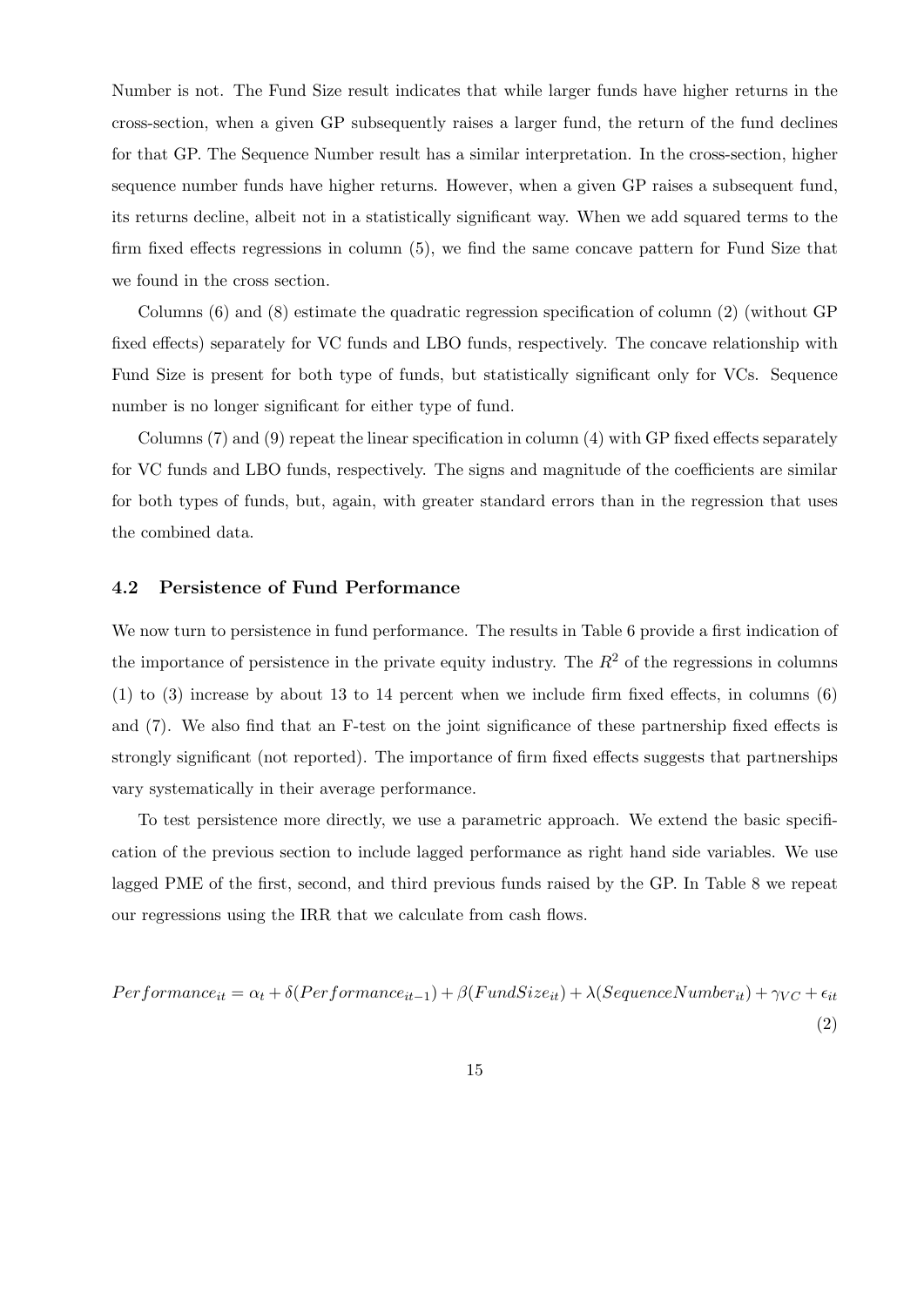Number is not. The Fund Size result indicates that while larger funds have higher returns in the cross-section, when a given GP subsequently raises a larger fund, the return of the fund declines for that GP. The Sequence Number result has a similar interpretation. In the cross-section, higher sequence number funds have higher returns. However, when a given GP raises a subsequent fund, its returns decline, albeit not in a statistically significant way. When we add squared terms to the firm fixed effects regressions in column (5), we find the same concave pattern for Fund Size that we found in the cross section.

Columns (6) and (8) estimate the quadratic regression specification of column (2) (without GP fixed effects) separately for VC funds and LBO funds, respectively. The concave relationship with Fund Size is present for both type of funds, but statistically significant only for VCs. Sequence number is no longer significant for either type of fund.

Columns (7) and (9) repeat the linear specification in column (4) with GP fixed effects separately for VC funds and LBO funds, respectively. The signs and magnitude of the coefficients are similar for both types of funds, but, again, with greater standard errors than in the regression that uses the combined data.

### 4.2 Persistence of Fund Performance

We now turn to persistence in fund performance. The results in Table 6 provide a first indication of the importance of persistence in the private equity industry. The $R^2$ of the regressions in columns (1) to (3) increase by about 13 to 14 percent when we include firm fixed effects, in columns (6) and (7). We also find that an F-test on the joint significance of these partnership fixed effects is strongly significant (not reported). The importance of firm fixed effects suggests that partnerships vary systematically in their average performance.

To test persistence more directly, we use a parametric approach. We extend the basic specification of the previous section to include lagged performance as right hand side variables. We use lagged PME of the first, second, and third previous funds raised by the GP. In Table 8 we repeat our regressions using the IRR that we calculate from cash flows.

$$Performance_{it} = \alpha_t + \delta(Performance_{it-1}) + \beta(FundSize_{it}) + \lambda(SequenceNumber_{it}) + \gamma_{VC} + \epsilon_{it} \tag{2}$$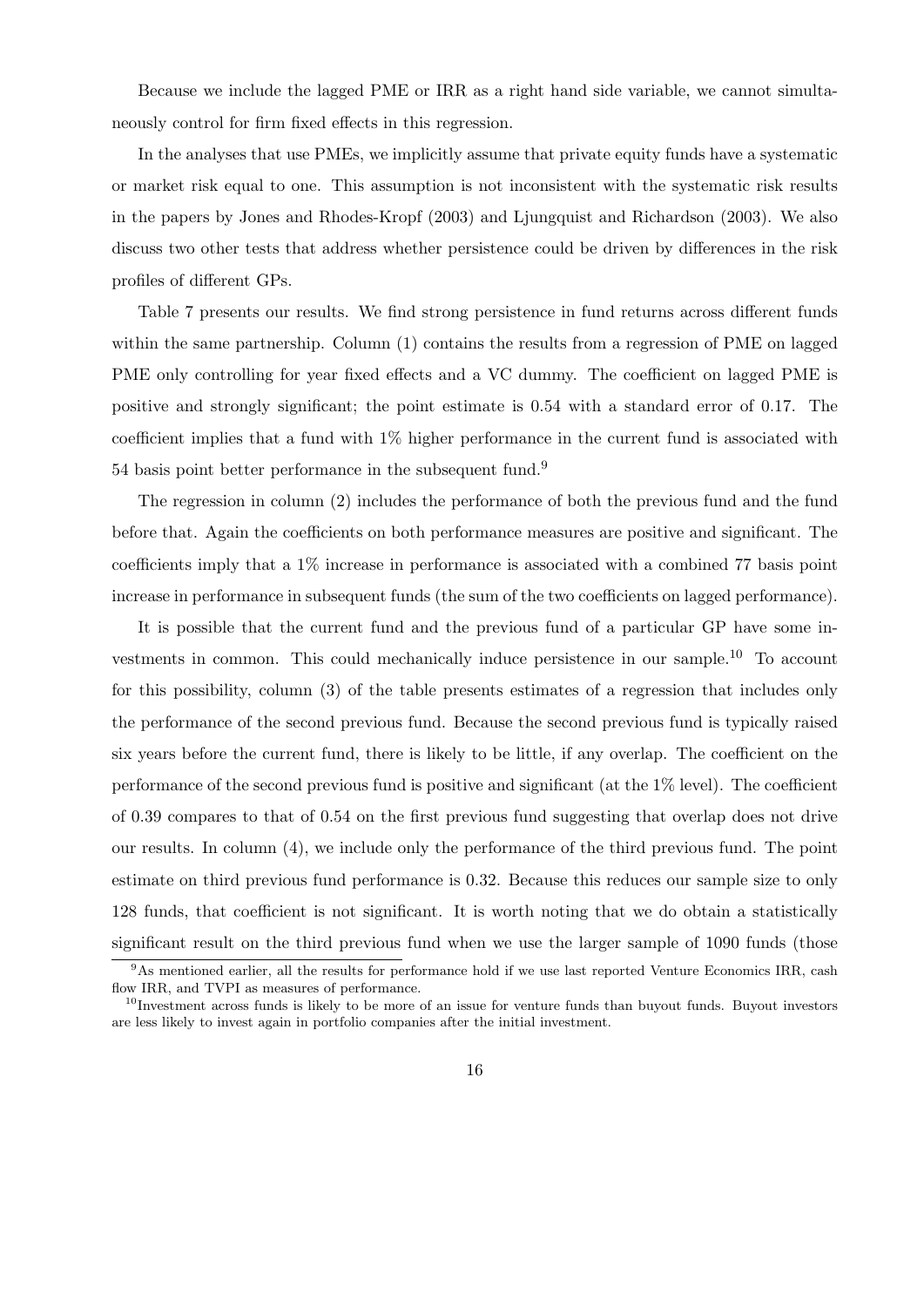Because we include the lagged PME or IRR as a right hand side variable, we cannot simultaneously control for firm fixed effects in this regression.

In the analyses that use PMEs, we implicitly assume that private equity funds have a systematic or market risk equal to one. This assumption is not inconsistent with the systematic risk results in the papers by Jones and Rhodes-Kropf (2003) and Ljungquist and Richardson (2003). We also discuss two other tests that address whether persistence could be driven by differences in the risk profiles of different GPs.

Table 7 presents our results. We find strong persistence in fund returns across different funds within the same partnership. Column (1) contains the results from a regression of PME on lagged PME only controlling for year fixed effects and a VC dummy. The coefficient on lagged PME is positive and strongly significant; the point estimate is 0.54 with a standard error of 0.17. The coefficient implies that a fund with 1% higher performance in the current fund is associated with 54 basis point better performance in the subsequent fund.[9]

The regression in column (2) includes the performance of both the previous fund and the fund before that. Again the coefficients on both performance measures are positive and significant. The coefficients imply that a 1% increase in performance is associated with a combined 77 basis point increase in performance in subsequent funds (the sum of the two coefficients on lagged performance).

It is possible that the current fund and the previous fund of a particular GP have some investments in common. This could mechanically induce persistence in our sample.[10] To account for this possibility, column (3) of the table presents estimates of a regression that includes only the performance of the second previous fund. Because the second previous fund is typically raised six years before the current fund, there is likely to be little, if any overlap. The coefficient on the performance of the second previous fund is positive and significant (at the 1% level). The coefficient of 0.39 compares to that of 0.54 on the first previous fund suggesting that overlap does not drive our results. In column (4), we include only the performance of the third previous fund. The point estimate on third previous fund performance is 0.32. Because this reduces our sample size to only 128 funds, that coefficient is not significant. It is worth noting that we do obtain a statistically significant result on the third previous fund when we use the larger sample of 1090 funds (those

[9] As mentioned earlier, all the results for performance hold if we use last reported Venture Economics IRR, cash flow IRR, and TVPI as measures of performance.

[10] Investment across funds is likely to be more of an issue for venture funds than buyout funds. Buyout investors are less likely to invest again in portfolio companies after the initial investment.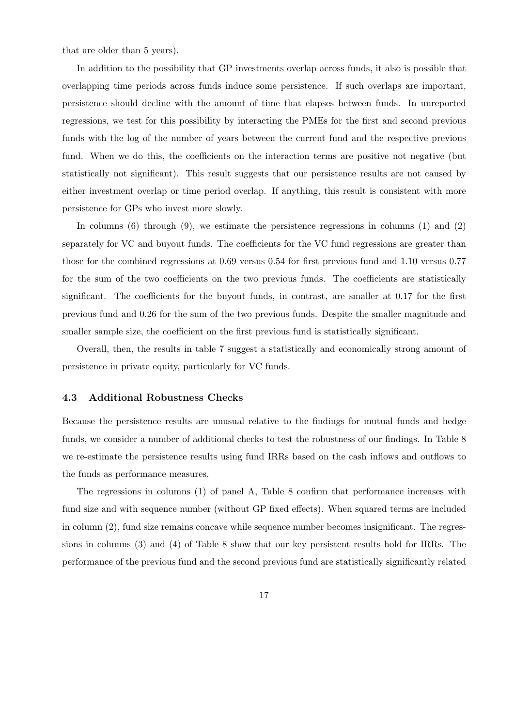that are older than 5 years).

In addition to the possibility that GP investments overlap across funds, it also is possible that overlapping time periods across funds induce some persistence. If such overlaps are important, persistence should decline with the amount of time that elapses between funds. In unreported regressions, we test for this possibility by interacting the PMEs for the first and second previous funds with the log of the number of years between the current fund and the respective previous fund. When we do this, the coefficients on the interaction terms are positive not negative (but statistically not significant). This result suggests that our persistence results are not caused by either investment overlap or time period overlap. If anything, this result is consistent with more persistence for GPs who invest more slowly.

In columns (6) through (9), we estimate the persistence regressions in columns (1) and (2) separately for VC and buyout funds. The coefficients for the VC fund regressions are greater than those for the combined regressions at 0.69 versus 0.54 for first previous fund and 1.10 versus 0.77 for the sum of the two coefficients on the two previous funds. The coefficients are statistically significant. The coefficients for the buyout funds, in contrast, are smaller at 0.17 for the first previous fund and 0.26 for the sum of the two previous funds. Despite the smaller magnitude and smaller sample size, the coefficient on the first previous fund is statistically significant.

Overall, then, the results in table 7 suggest a statistically and economically strong amount of persistence in private equity, particularly for VC funds.

### 4.3 Additional Robustness Checks

Because the persistence results are unusual relative to the findings for mutual funds and hedge funds, we consider a number of additional checks to test the robustness of our findings. In Table 8 we re-estimate the persistence results using fund IRRs based on the cash inflows and outflows to the funds as performance measures.

The regressions in columns (1) of panel A, Table 8 confirm that performance increases with fund size and with sequence number (without GP fixed effects). When squared terms are included in column (2), fund size remains concave while sequence number becomes insignificant. The regressions in columns (3) and (4) of Table 8 show that our key persistent results hold for IRRs. The performance of the previous fund and the second previous fund are statistically significantly related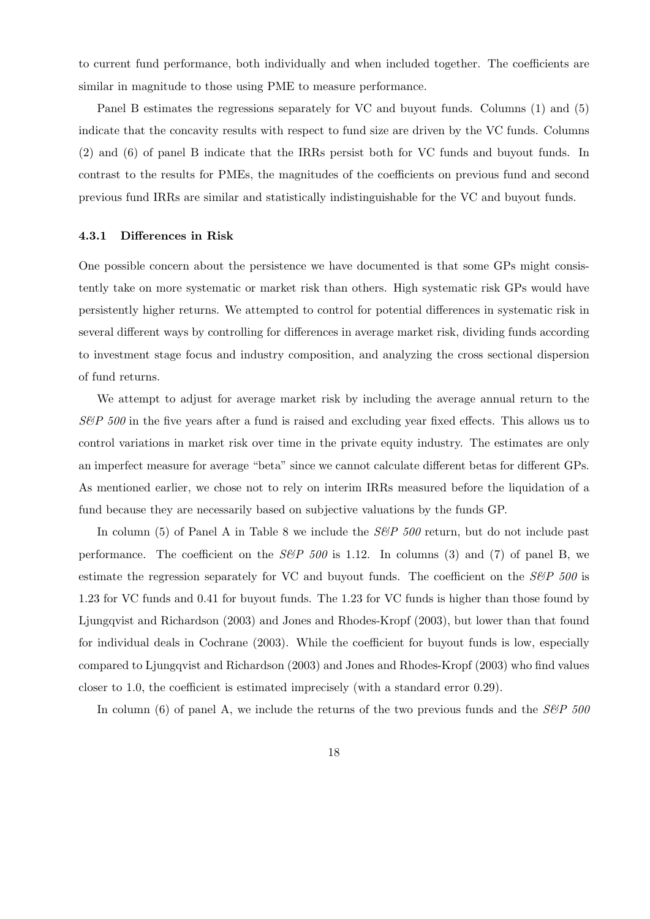to current fund performance, both individually and when included together. The coefficients are similar in magnitude to those using PME to measure performance.

Panel B estimates the regressions separately for VC and buyout funds. Columns (1) and (5) indicate that the concavity results with respect to fund size are driven by the VC funds. Columns (2) and (6) of panel B indicate that the IRRs persist both for VC funds and buyout funds. In contrast to the results for PMEs, the magnitudes of the coefficients on previous fund and second previous fund IRRs are similar and statistically indistinguishable for the VC and buyout funds.

#### 4.3.1 Differences in Risk

One possible concern about the persistence we have documented is that some GPs might consistently take on more systematic or market risk than others. High systematic risk GPs would have persistently higher returns. We attempted to control for potential differences in systematic risk in several different ways by controlling for differences in average market risk, dividing funds according to investment stage focus and industry composition, and analyzing the cross sectional dispersion of fund returns.

We attempt to adjust for average market risk by including the average annual return to the *S&P 500* in the five years after a fund is raised and excluding year fixed effects. This allows us to control variations in market risk over time in the private equity industry. The estimates are only an imperfect measure for average "beta" since we cannot calculate different betas for different GPs. As mentioned earlier, we chose not to rely on interim IRRs measured before the liquidation of a fund because they are necessarily based on subjective valuations by the funds GP.

In column (5) of Panel A in Table 8 we include the *S&P 500* return, but do not include past performance. The coefficient on the *S&P 500* is 1.12. In columns (3) and (7) of panel B, we estimate the regression separately for VC and buyout funds. The coefficient on the *S&P 500* is 1.23 for VC funds and 0.41 for buyout funds. The 1.23 for VC funds is higher than those found by Ljungqvist and Richardson (2003) and Jones and Rhodes-Kropf (2003), but lower than that found for individual deals in Cochrane (2003). While the coefficient for buyout funds is low, especially compared to Ljungqvist and Richardson (2003) and Jones and Rhodes-Kropf (2003) who find values closer to 1.0, the coefficient is estimated imprecisely (with a standard error 0.29).

In column (6) of panel A, we include the returns of the two previous funds and the *S&P 500*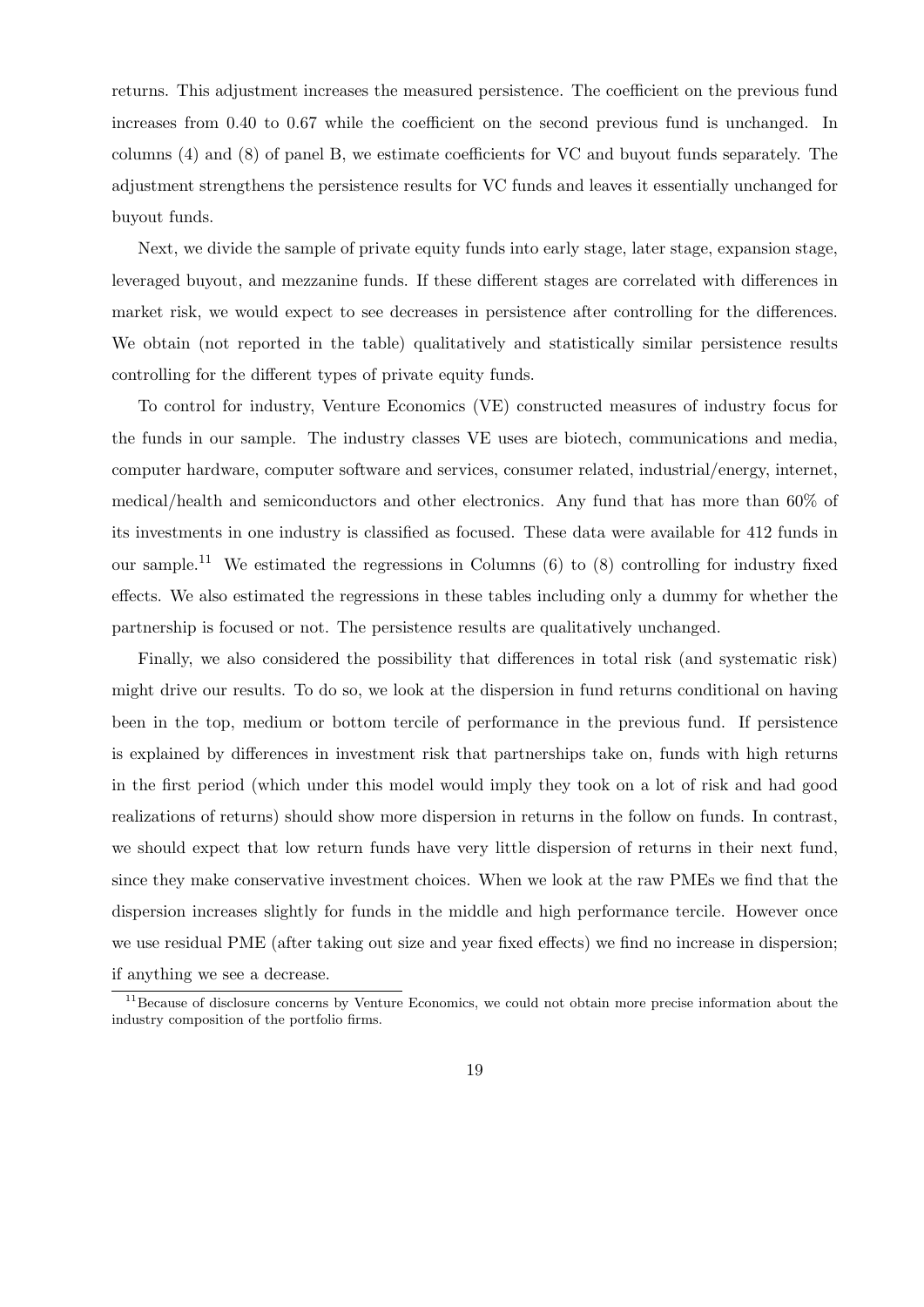returns. This adjustment increases the measured persistence. The coefficient on the previous fund increases from 0.40 to 0.67 while the coefficient on the second previous fund is unchanged. In columns (4) and (8) of panel B, we estimate coefficients for VC and buyout funds separately. The adjustment strengthens the persistence results for VC funds and leaves it essentially unchanged for buyout funds.

Next, we divide the sample of private equity funds into early stage, later stage, expansion stage, leveraged buyout, and mezzanine funds. If these different stages are correlated with differences in market risk, we would expect to see decreases in persistence after controlling for the differences. We obtain (not reported in the table) qualitatively and statistically similar persistence results controlling for the different types of private equity funds.

To control for industry, Venture Economics (VE) constructed measures of industry focus for the funds in our sample. The industry classes VE uses are biotech, communications and media, computer hardware, computer software and services, consumer related, industrial/energy, internet, medical/health and semiconductors and other electronics. Any fund that has more than 60% of its investments in one industry is classified as focused. These data were available for 412 funds in our sample.[11] We estimated the regressions in Columns (6) to (8) controlling for industry fixed effects. We also estimated the regressions in these tables including only a dummy for whether the partnership is focused or not. The persistence results are qualitatively unchanged.

Finally, we also considered the possibility that differences in total risk (and systematic risk) might drive our results. To do so, we look at the dispersion in fund returns conditional on having been in the top, medium or bottom tercile of performance in the previous fund. If persistence is explained by differences in investment risk that partnerships take on, funds with high returns in the first period (which under this model would imply they took on a lot of risk and had good realizations of returns) should show more dispersion in returns in the follow on funds. In contrast, we should expect that low return funds have very little dispersion of returns in their next fund, since they make conservative investment choices. When we look at the raw PMEs we find that the dispersion increases slightly for funds in the middle and high performance tercile. However once we use residual PME (after taking out size and year fixed effects) we find no increase in dispersion; if anything we see a decrease.

[11] Because of disclosure concerns by Venture Economics, we could not obtain more precise information about the industry composition of the portfolio firms.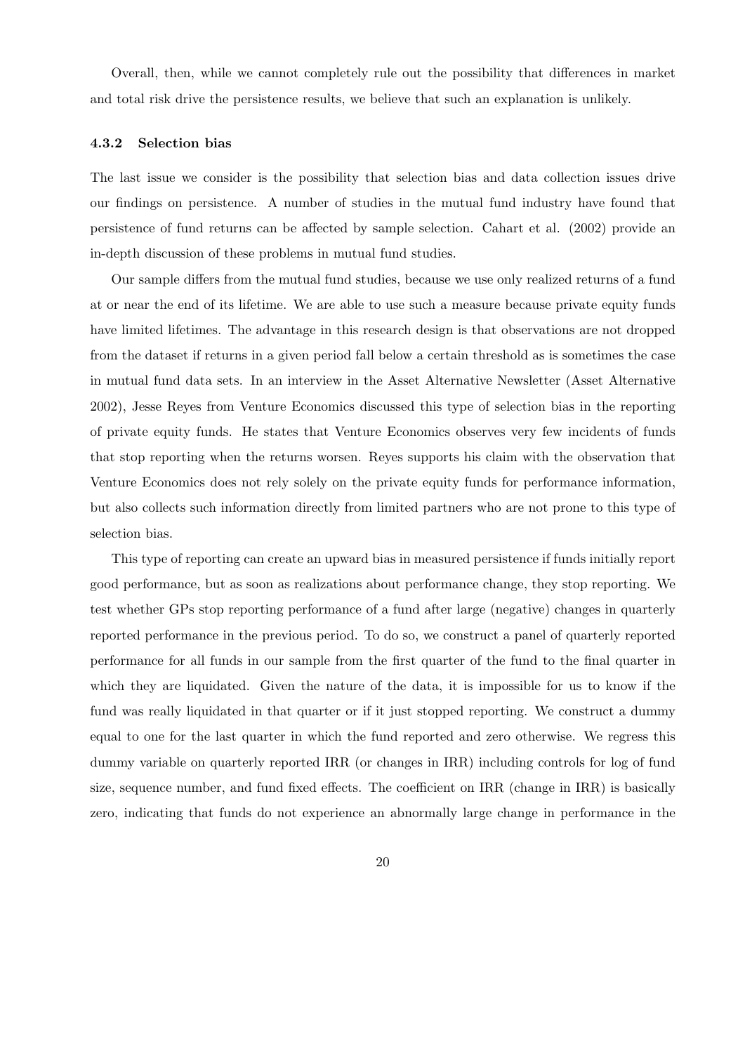Overall, then, while we cannot completely rule out the possibility that differences in market and total risk drive the persistence results, we believe that such an explanation is unlikely.

#### 4.3.2 Selection bias

The last issue we consider is the possibility that selection bias and data collection issues drive our findings on persistence. A number of studies in the mutual fund industry have found that persistence of fund returns can be affected by sample selection. Cahart et al. (2002) provide an in-depth discussion of these problems in mutual fund studies.

Our sample differs from the mutual fund studies, because we use only realized returns of a fund at or near the end of its lifetime. We are able to use such a measure because private equity funds have limited lifetimes. The advantage in this research design is that observations are not dropped from the dataset if returns in a given period fall below a certain threshold as is sometimes the case in mutual fund data sets. In an interview in the Asset Alternative Newsletter (Asset Alternative 2002), Jesse Reyes from Venture Economics discussed this type of selection bias in the reporting of private equity funds. He states that Venture Economics observes very few incidents of funds that stop reporting when the returns worsen. Reyes supports his claim with the observation that Venture Economics does not rely solely on the private equity funds for performance information, but also collects such information directly from limited partners who are not prone to this type of selection bias.

This type of reporting can create an upward bias in measured persistence if funds initially report good performance, but as soon as realizations about performance change, they stop reporting. We test whether GPs stop reporting performance of a fund after large (negative) changes in quarterly reported performance in the previous period. To do so, we construct a panel of quarterly reported performance for all funds in our sample from the first quarter of the fund to the final quarter in which they are liquidated. Given the nature of the data, it is impossible for us to know if the fund was really liquidated in that quarter or if it just stopped reporting. We construct a dummy equal to one for the last quarter in which the fund reported and zero otherwise. We regress this dummy variable on quarterly reported IRR (or changes in IRR) including controls for log of fund size, sequence number, and fund fixed effects. The coefficient on IRR (change in IRR) is basically zero, indicating that funds do not experience an abnormally large change in performance in the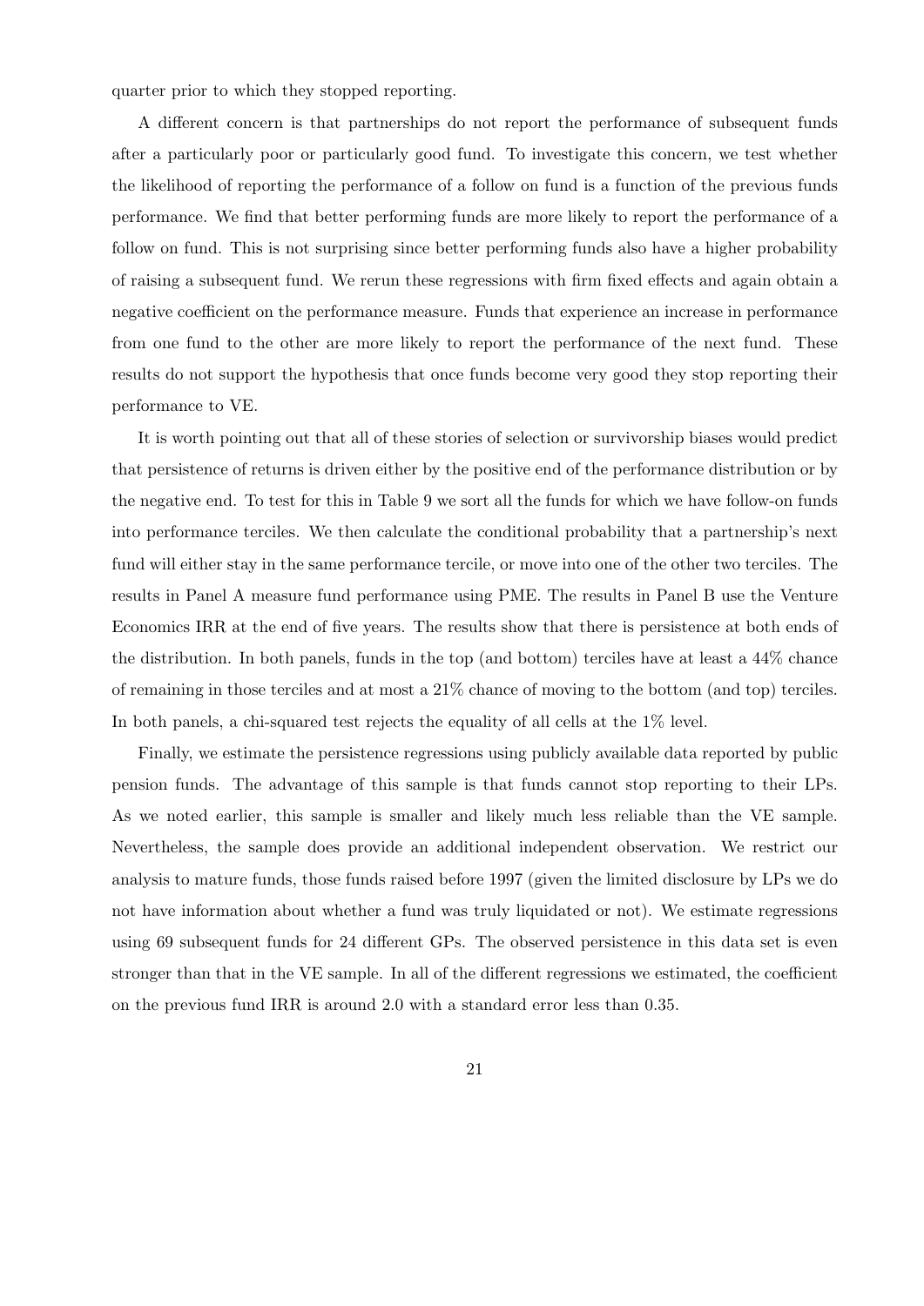quarter prior to which they stopped reporting.

A different concern is that partnerships do not report the performance of subsequent funds after a particularly poor or particularly good fund. To investigate this concern, we test whether the likelihood of reporting the performance of a follow on fund is a function of the previous funds performance. We find that better performing funds are more likely to report the performance of a follow on fund. This is not surprising since better performing funds also have a higher probability of raising a subsequent fund. We rerun these regressions with firm fixed effects and again obtain a negative coefficient on the performance measure. Funds that experience an increase in performance from one fund to the other are more likely to report the performance of the next fund. These results do not support the hypothesis that once funds become very good they stop reporting their performance to VE.

It is worth pointing out that all of these stories of selection or survivorship biases would predict that persistence of returns is driven either by the positive end of the performance distribution or by the negative end. To test for this in Table 9 we sort all the funds for which we have follow-on funds into performance terciles. We then calculate the conditional probability that a partnership's next fund will either stay in the same performance tercile, or move into one of the other two terciles. The results in Panel A measure fund performance using PME. The results in Panel B use the Venture Economics IRR at the end of five years. The results show that there is persistence at both ends of the distribution. In both panels, funds in the top (and bottom) terciles have at least a 44% chance of remaining in those terciles and at most a 21% chance of moving to the bottom (and top) terciles. In both panels, a chi-squared test rejects the equality of all cells at the 1% level.

Finally, we estimate the persistence regressions using publicly available data reported by public pension funds. The advantage of this sample is that funds cannot stop reporting to their LPs. As we noted earlier, this sample is smaller and likely much less reliable than the VE sample. Nevertheless, the sample does provide an additional independent observation. We restrict our analysis to mature funds, those funds raised before 1997 (given the limited disclosure by LPs we do not have information about whether a fund was truly liquidated or not). We estimate regressions using 69 subsequent funds for 24 different GPs. The observed persistence in this data set is even stronger than that in the VE sample. In all of the different regressions we estimated, the coefficient on the previous fund IRR is around 2.0 with a standard error less than 0.35.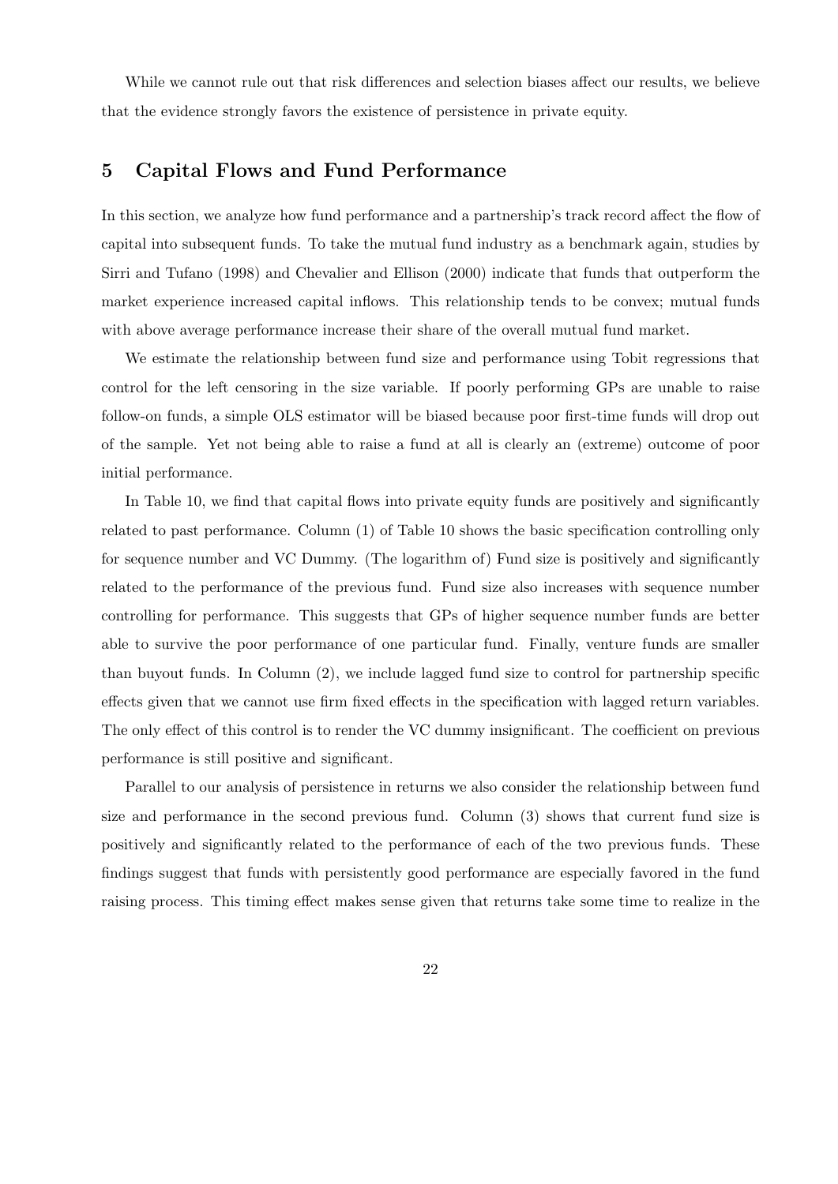While we cannot rule out that risk differences and selection biases affect our results, we believe that the evidence strongly favors the existence of persistence in private equity.

## 5 Capital Flows and Fund Performance

In this section, we analyze how fund performance and a partnership's track record affect the flow of capital into subsequent funds. To take the mutual fund industry as a benchmark again, studies by Sirri and Tufano (1998) and Chevalier and Ellison (2000) indicate that funds that outperform the market experience increased capital inflows. This relationship tends to be convex; mutual funds with above average performance increase their share of the overall mutual fund market.

We estimate the relationship between fund size and performance using Tobit regressions that control for the left censoring in the size variable. If poorly performing GPs are unable to raise follow-on funds, a simple OLS estimator will be biased because poor first-time funds will drop out of the sample. Yet not being able to raise a fund at all is clearly an (extreme) outcome of poor initial performance.

In Table 10, we find that capital flows into private equity funds are positively and significantly related to past performance. Column (1) of Table 10 shows the basic specification controlling only for sequence number and VC Dummy. (The logarithm of) Fund size is positively and significantly related to the performance of the previous fund. Fund size also increases with sequence number controlling for performance. This suggests that GPs of higher sequence number funds are better able to survive the poor performance of one particular fund. Finally, venture funds are smaller than buyout funds. In Column (2), we include lagged fund size to control for partnership specific effects given that we cannot use firm fixed effects in the specification with lagged return variables. The only effect of this control is to render the VC dummy insignificant. The coefficient on previous performance is still positive and significant.

Parallel to our analysis of persistence in returns we also consider the relationship between fund size and performance in the second previous fund. Column (3) shows that current fund size is positively and significantly related to the performance of each of the two previous funds. These findings suggest that funds with persistently good performance are especially favored in the fund raising process. This timing effect makes sense given that returns take some time to realize in the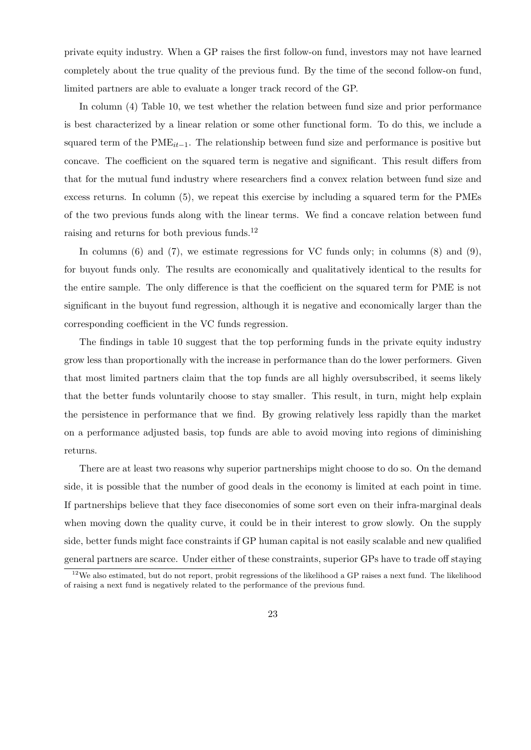private equity industry. When a GP raises the first follow-on fund, investors may not have learned completely about the true quality of the previous fund. By the time of the second follow-on fund, limited partners are able to evaluate a longer track record of the GP.

In column (4) Table 10, we test whether the relation between fund size and prior performance is best characterized by a linear relation or some other functional form. To do this, we include a squared term of the $\text{PME}_{it-1}$. The relationship between fund size and performance is positive but concave. The coefficient on the squared term is negative and significant. This result differs from that for the mutual fund industry where researchers find a convex relation between fund size and excess returns. In column (5), we repeat this exercise by including a squared term for the PMEs of the two previous funds along with the linear terms. We find a concave relation between fund raising and returns for both previous funds.[12]

In columns (6) and (7), we estimate regressions for VC funds only; in columns (8) and (9), for buyout funds only. The results are economically and qualitatively identical to the results for the entire sample. The only difference is that the coefficient on the squared term for PME is not significant in the buyout fund regression, although it is negative and economically larger than the corresponding coefficient in the VC funds regression.

The findings in table 10 suggest that the top performing funds in the private equity industry grow less than proportionally with the increase in performance than do the lower performers. Given that most limited partners claim that the top funds are all highly oversubscribed, it seems likely that the better funds voluntarily choose to stay smaller. This result, in turn, might help explain the persistence in performance that we find. By growing relatively less rapidly than the market on a performance adjusted basis, top funds are able to avoid moving into regions of diminishing returns.

There are at least two reasons why superior partnerships might choose to do so. On the demand side, it is possible that the number of good deals in the economy is limited at each point in time. If partnerships believe that they face diseconomies of some sort even on their infra-marginal deals when moving down the quality curve, it could be in their interest to grow slowly. On the supply side, better funds might face constraints if GP human capital is not easily scalable and new qualified general partners are scarce. Under either of these constraints, superior GPs have to trade off staying

[12]We also estimated, but do not report, probit regressions of the likelihood a GP raises a next fund. The likelihood of raising a next fund is negatively related to the performance of the previous fund.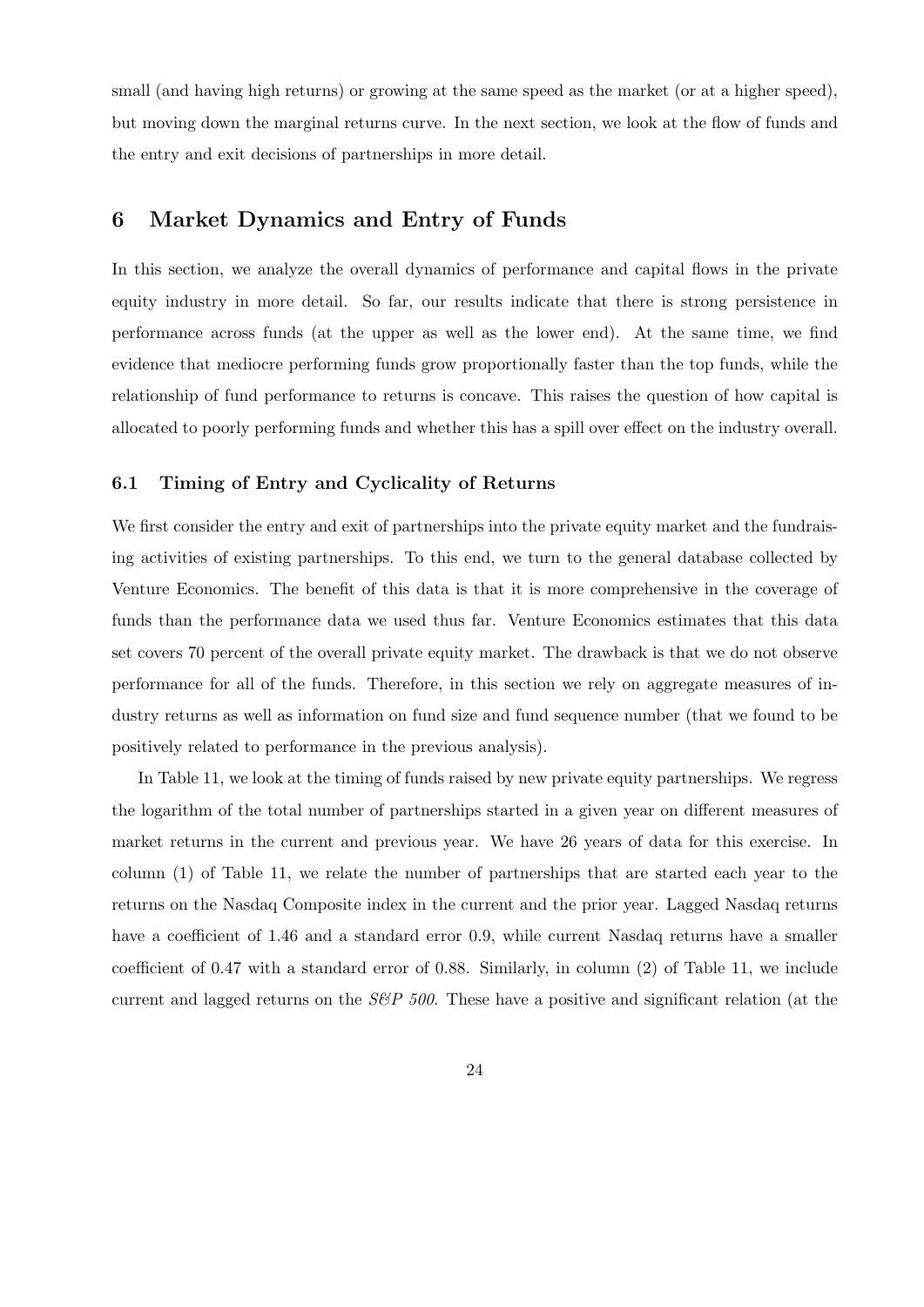small (and having high returns) or growing at the same speed as the market (or at a higher speed), but moving down the marginal returns curve. In the next section, we look at the flow of funds and the entry and exit decisions of partnerships in more detail.

## 6 Market Dynamics and Entry of Funds

In this section, we analyze the overall dynamics of performance and capital flows in the private equity industry in more detail. So far, our results indicate that there is strong persistence in performance across funds (at the upper as well as the lower end). At the same time, we find evidence that mediocre performing funds grow proportionally faster than the top funds, while the relationship of fund performance to returns is concave. This raises the question of how capital is allocated to poorly performing funds and whether this has a spill over effect on the industry overall.

### 6.1 Timing of Entry and Cyclicality of Returns

We first consider the entry and exit of partnerships into the private equity market and the fundraising activities of existing partnerships. To this end, we turn to the general database collected by Venture Economics. The benefit of this data is that it is more comprehensive in the coverage of funds than the performance data we used thus far. Venture Economics estimates that this data set covers 70 percent of the overall private equity market. The drawback is that we do not observe performance for all of the funds. Therefore, in this section we rely on aggregate measures of industry returns as well as information on fund size and fund sequence number (that we found to be positively related to performance in the previous analysis).

In Table 11, we look at the timing of funds raised by new private equity partnerships. We regress the logarithm of the total number of partnerships started in a given year on different measures of market returns in the current and previous year. We have 26 years of data for this exercise. In column (1) of Table 11, we relate the number of partnerships that are started each year to the returns on the Nasdaq Composite index in the current and the prior year. Lagged Nasdaq returns have a coefficient of 1.46 and a standard error 0.9, while current Nasdaq returns have a smaller coefficient of 0.47 with a standard error of 0.88. Similarly, in column (2) of Table 11, we include current and lagged returns on the *S&P 500*. These have a positive and significant relation (at the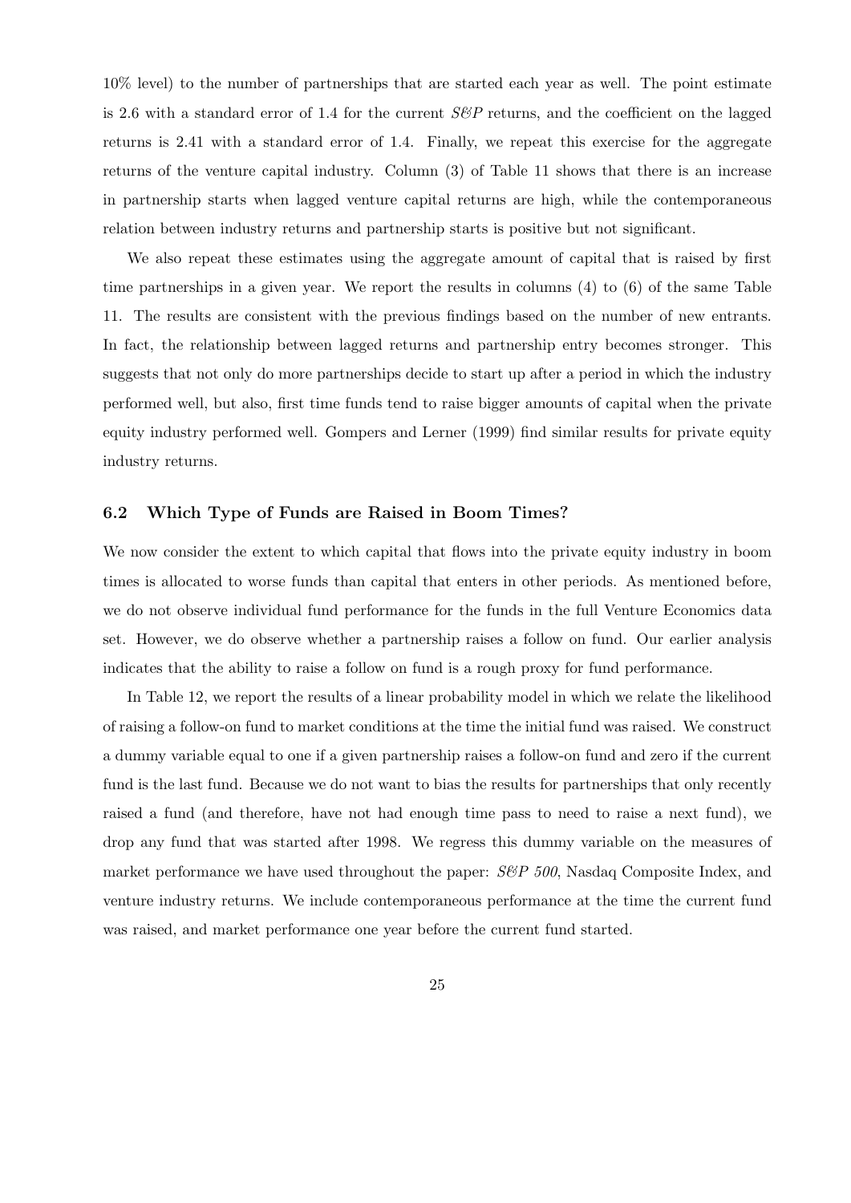10% level) to the number of partnerships that are started each year as well. The point estimate is 2.6 with a standard error of 1.4 for the current *S&P* returns, and the coefficient on the lagged returns is 2.41 with a standard error of 1.4. Finally, we repeat this exercise for the aggregate returns of the venture capital industry. Column (3) of Table 11 shows that there is an increase in partnership starts when lagged venture capital returns are high, while the contemporaneous relation between industry returns and partnership starts is positive but not significant.

We also repeat these estimates using the aggregate amount of capital that is raised by first time partnerships in a given year. We report the results in columns (4) to (6) of the same Table 11. The results are consistent with the previous findings based on the number of new entrants. In fact, the relationship between lagged returns and partnership entry becomes stronger. This suggests that not only do more partnerships decide to start up after a period in which the industry performed well, but also, first time funds tend to raise bigger amounts of capital when the private equity industry performed well. Gompers and Lerner (1999) find similar results for private equity industry returns.

### 6.2 Which Type of Funds are Raised in Boom Times?

We now consider the extent to which capital that flows into the private equity industry in boom times is allocated to worse funds than capital that enters in other periods. As mentioned before, we do not observe individual fund performance for the funds in the full Venture Economics data set. However, we do observe whether a partnership raises a follow on fund. Our earlier analysis indicates that the ability to raise a follow on fund is a rough proxy for fund performance.

In Table 12, we report the results of a linear probability model in which we relate the likelihood of raising a follow-on fund to market conditions at the time the initial fund was raised. We construct a dummy variable equal to one if a given partnership raises a follow-on fund and zero if the current fund is the last fund. Because we do not want to bias the results for partnerships that only recently raised a fund (and therefore, have not had enough time pass to need to raise a next fund), we drop any fund that was started after 1998. We regress this dummy variable on the measures of market performance we have used throughout the paper: *S&P 500*, Nasdaq Composite Index, and venture industry returns. We include contemporaneous performance at the time the current fund was raised, and market performance one year before the current fund started.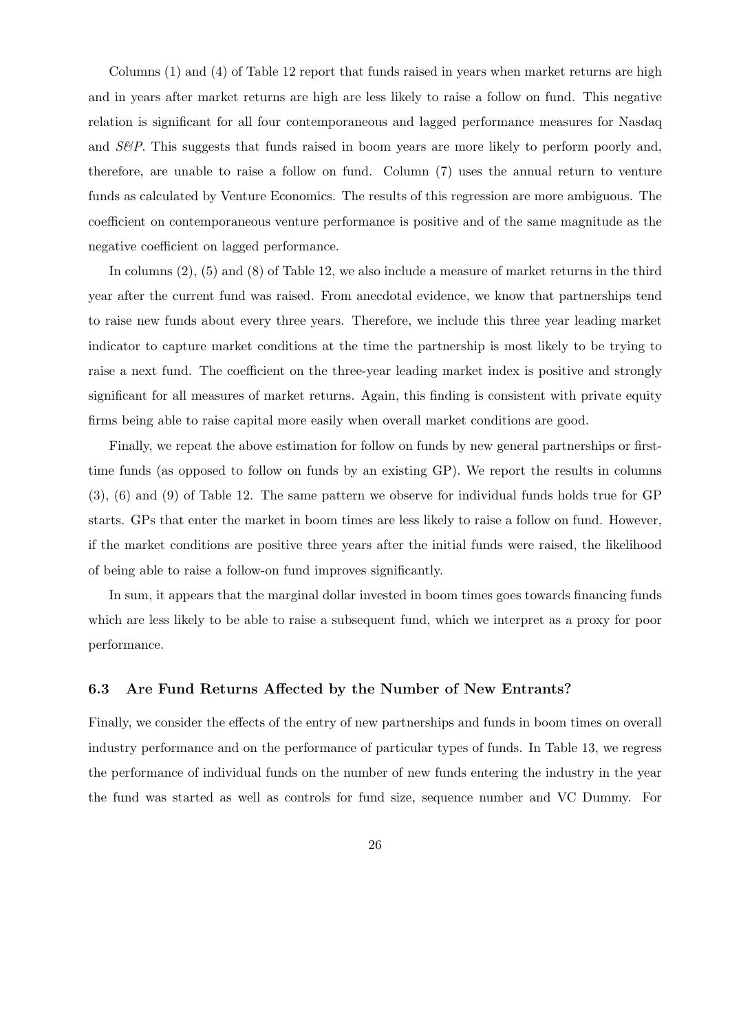Columns (1) and (4) of Table 12 report that funds raised in years when market returns are high and in years after market returns are high are less likely to raise a follow on fund. This negative relation is significant for all four contemporaneous and lagged performance measures for Nasdaq and *S&P*. This suggests that funds raised in boom years are more likely to perform poorly and, therefore, are unable to raise a follow on fund. Column (7) uses the annual return to venture funds as calculated by Venture Economics. The results of this regression are more ambiguous. The coefficient on contemporaneous venture performance is positive and of the same magnitude as the negative coefficient on lagged performance.

In columns (2), (5) and (8) of Table 12, we also include a measure of market returns in the third year after the current fund was raised. From anecdotal evidence, we know that partnerships tend to raise new funds about every three years. Therefore, we include this three year leading market indicator to capture market conditions at the time the partnership is most likely to be trying to raise a next fund. The coefficient on the three-year leading market index is positive and strongly significant for all measures of market returns. Again, this finding is consistent with private equity firms being able to raise capital more easily when overall market conditions are good.

Finally, we repeat the above estimation for follow on funds by new general partnerships or first-time funds (as opposed to follow on funds by an existing GP). We report the results in columns (3), (6) and (9) of Table 12. The same pattern we observe for individual funds holds true for GP starts. GPs that enter the market in boom times are less likely to raise a follow on fund. However, if the market conditions are positive three years after the initial funds were raised, the likelihood of being able to raise a follow-on fund improves significantly.

In sum, it appears that the marginal dollar invested in boom times goes towards financing funds which are less likely to be able to raise a subsequent fund, which we interpret as a proxy for poor performance.

### 6.3 Are Fund Returns Affected by the Number of New Entrants?

Finally, we consider the effects of the entry of new partnerships and funds in boom times on overall industry performance and on the performance of particular types of funds. In Table 13, we regress the performance of individual funds on the number of new funds entering the industry in the year the fund was started as well as controls for fund size, sequence number and VC Dummy. For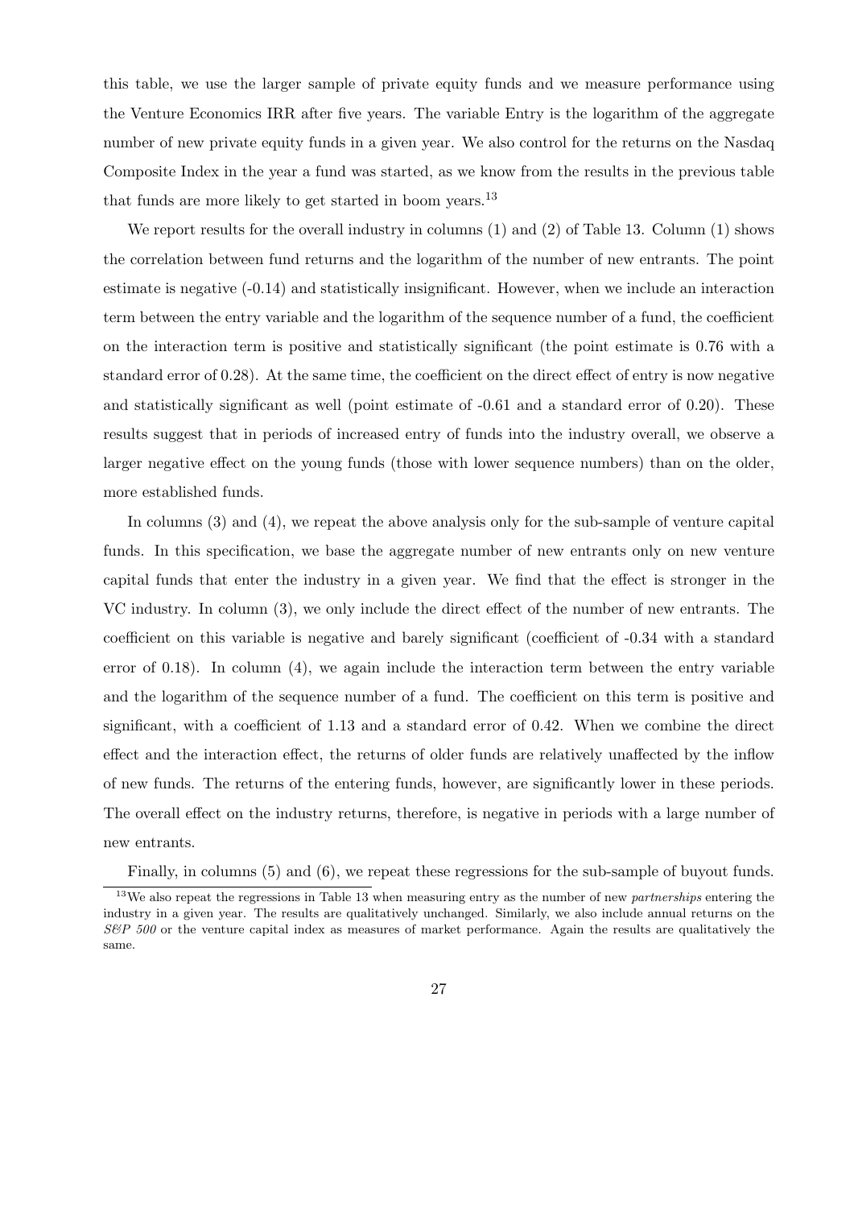this table, we use the larger sample of private equity funds and we measure performance using the Venture Economics IRR after five years. The variable Entry is the logarithm of the aggregate number of new private equity funds in a given year. We also control for the returns on the Nasdaq Composite Index in the year a fund was started, as we know from the results in the previous table that funds are more likely to get started in boom years.[13]

We report results for the overall industry in columns (1) and (2) of Table 13. Column (1) shows the correlation between fund returns and the logarithm of the number of new entrants. The point estimate is negative (-0.14) and statistically insignificant. However, when we include an interaction term between the entry variable and the logarithm of the sequence number of a fund, the coefficient on the interaction term is positive and statistically significant (the point estimate is 0.76 with a standard error of 0.28). At the same time, the coefficient on the direct effect of entry is now negative and statistically significant as well (point estimate of -0.61 and a standard error of 0.20). These results suggest that in periods of increased entry of funds into the industry overall, we observe a larger negative effect on the young funds (those with lower sequence numbers) than on the older, more established funds.

In columns (3) and (4), we repeat the above analysis only for the sub-sample of venture capital funds. In this specification, we base the aggregate number of new entrants only on new venture capital funds that enter the industry in a given year. We find that the effect is stronger in the VC industry. In column (3), we only include the direct effect of the number of new entrants. The coefficient on this variable is negative and barely significant (coefficient of -0.34 with a standard error of 0.18). In column (4), we again include the interaction term between the entry variable and the logarithm of the sequence number of a fund. The coefficient on this term is positive and significant, with a coefficient of 1.13 and a standard error of 0.42. When we combine the direct effect and the interaction effect, the returns of older funds are relatively unaffected by the inflow of new funds. The returns of the entering funds, however, are significantly lower in these periods. The overall effect on the industry returns, therefore, is negative in periods with a large number of new entrants.

Finally, in columns (5) and (6), we repeat these regressions for the sub-sample of buyout funds.

[13] We also repeat the regressions in Table 13 when measuring entry as the number of new *partnerships* entering the industry in a given year. The results are qualitatively unchanged. Similarly, we also include annual returns on the *S&P 500* or the venture capital index as measures of market performance. Again the results are qualitatively the same.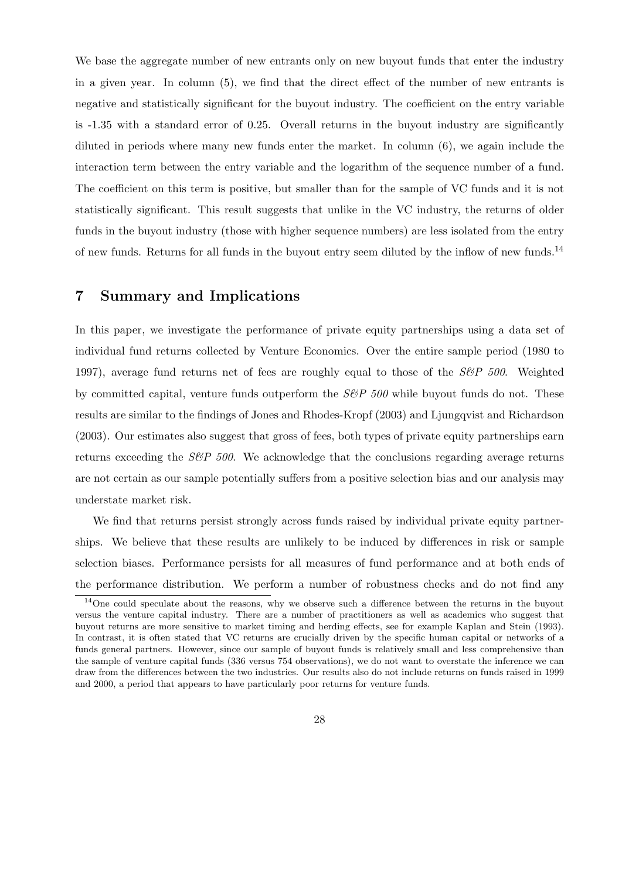We base the aggregate number of new entrants only on new buyout funds that enter the industry in a given year. In column (5), we find that the direct effect of the number of new entrants is negative and statistically significant for the buyout industry. The coefficient on the entry variable is -1.35 with a standard error of 0.25. Overall returns in the buyout industry are significantly diluted in periods where many new funds enter the market. In column (6), we again include the interaction term between the entry variable and the logarithm of the sequence number of a fund. The coefficient on this term is positive, but smaller than for the sample of VC funds and it is not statistically significant. This result suggests that unlike in the VC industry, the returns of older funds in the buyout industry (those with higher sequence numbers) are less isolated from the entry of new funds. Returns for all funds in the buyout entry seem diluted by the inflow of new funds.[14]

# 7 Summary and Implications

In this paper, we investigate the performance of private equity partnerships using a data set of individual fund returns collected by Venture Economics. Over the entire sample period (1980 to 1997), average fund returns net of fees are roughly equal to those of the *S&P 500*. Weighted by committed capital, venture funds outperform the *S&P 500* while buyout funds do not. These results are similar to the findings of Jones and Rhodes-Kropf (2003) and Ljungqvist and Richardson (2003). Our estimates also suggest that gross of fees, both types of private equity partnerships earn returns exceeding the *S&P 500*. We acknowledge that the conclusions regarding average returns are not certain as our sample potentially suffers from a positive selection bias and our analysis may understate market risk.

We find that returns persist strongly across funds raised by individual private equity partnerships. We believe that these results are unlikely to be induced by differences in risk or sample selection biases. Performance persists for all measures of fund performance and at both ends of the performance distribution. We perform a number of robustness checks and do not find any

[14] One could speculate about the reasons, why we observe such a difference between the returns in the buyout versus the venture capital industry. There are a number of practitioners as well as academics who suggest that buyout returns are more sensitive to market timing and herding effects, see for example Kaplan and Stein (1993). In contrast, it is often stated that VC returns are crucially driven by the specific human capital or networks of a funds general partners. However, since our sample of buyout funds is relatively small and less comprehensive than the sample of venture capital funds (336 versus 754 observations), we do not want to overstate the inference we can draw from the differences between the two industries. Our results also do not include returns on funds raised in 1999 and 2000, a period that appears to have particularly poor returns for venture funds.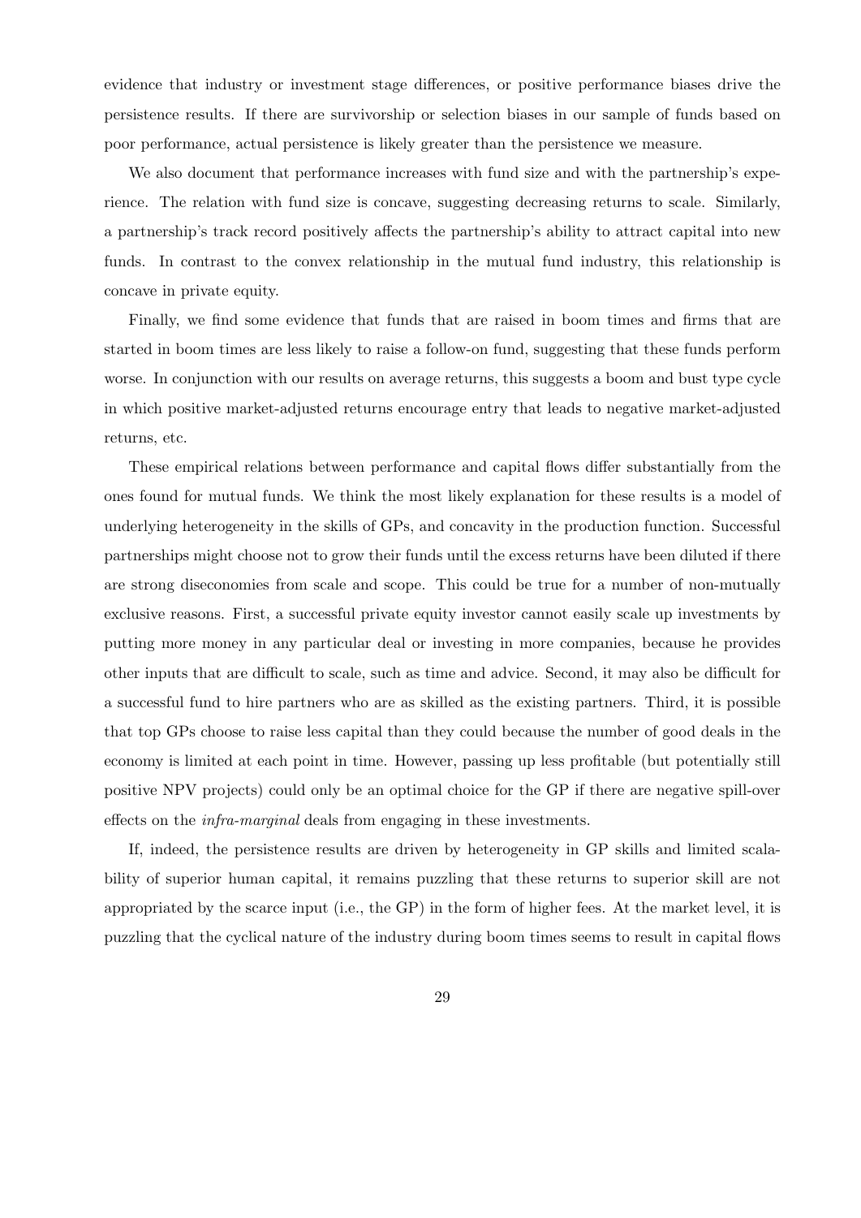evidence that industry or investment stage differences, or positive performance biases drive the persistence results. If there are survivorship or selection biases in our sample of funds based on poor performance, actual persistence is likely greater than the persistence we measure.

We also document that performance increases with fund size and with the partnership's experience. The relation with fund size is concave, suggesting decreasing returns to scale. Similarly, a partnership's track record positively affects the partnership's ability to attract capital into new funds. In contrast to the convex relationship in the mutual fund industry, this relationship is concave in private equity.

Finally, we find some evidence that funds that are raised in boom times and firms that are started in boom times are less likely to raise a follow-on fund, suggesting that these funds perform worse. In conjunction with our results on average returns, this suggests a boom and bust type cycle in which positive market-adjusted returns encourage entry that leads to negative market-adjusted returns, etc.

These empirical relations between performance and capital flows differ substantially from the ones found for mutual funds. We think the most likely explanation for these results is a model of underlying heterogeneity in the skills of GPs, and concavity in the production function. Successful partnerships might choose not to grow their funds until the excess returns have been diluted if there are strong diseconomies from scale and scope. This could be true for a number of non-mutually exclusive reasons. First, a successful private equity investor cannot easily scale up investments by putting more money in any particular deal or investing in more companies, because he provides other inputs that are difficult to scale, such as time and advice. Second, it may also be difficult for a successful fund to hire partners who are as skilled as the existing partners. Third, it is possible that top GPs choose to raise less capital than they could because the number of good deals in the economy is limited at each point in time. However, passing up less profitable (but potentially still positive NPV projects) could only be an optimal choice for the GP if there are negative spill-over effects on the *infra-marginal* deals from engaging in these investments.

If, indeed, the persistence results are driven by heterogeneity in GP skills and limited scalability of superior human capital, it remains puzzling that these returns to superior skill are not appropriated by the scarce input (i.e., the GP) in the form of higher fees. At the market level, it is puzzling that the cyclical nature of the industry during boom times seems to result in capital flows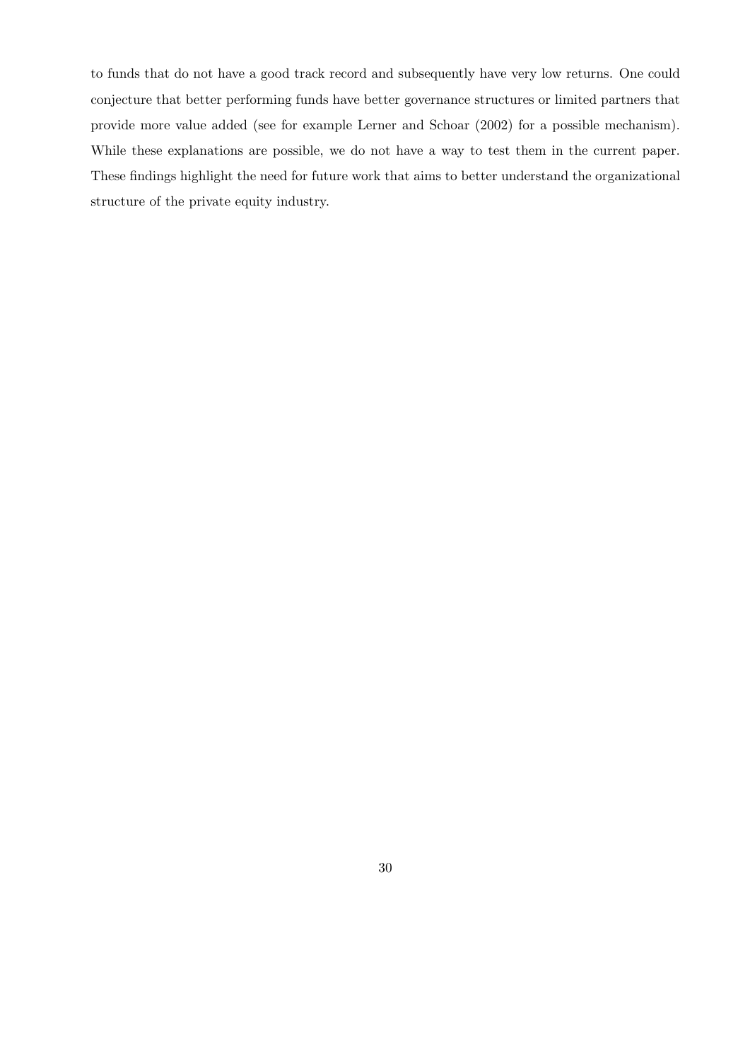to funds that do not have a good track record and subsequently have very low returns. One could conjecture that better performing funds have better governance structures or limited partners that provide more value added (see for example Lerner and Schoar (2002) for a possible mechanism). While these explanations are possible, we do not have a way to test them in the current paper. These findings highlight the need for future work that aims to better understand the organizational structure of the private equity industry.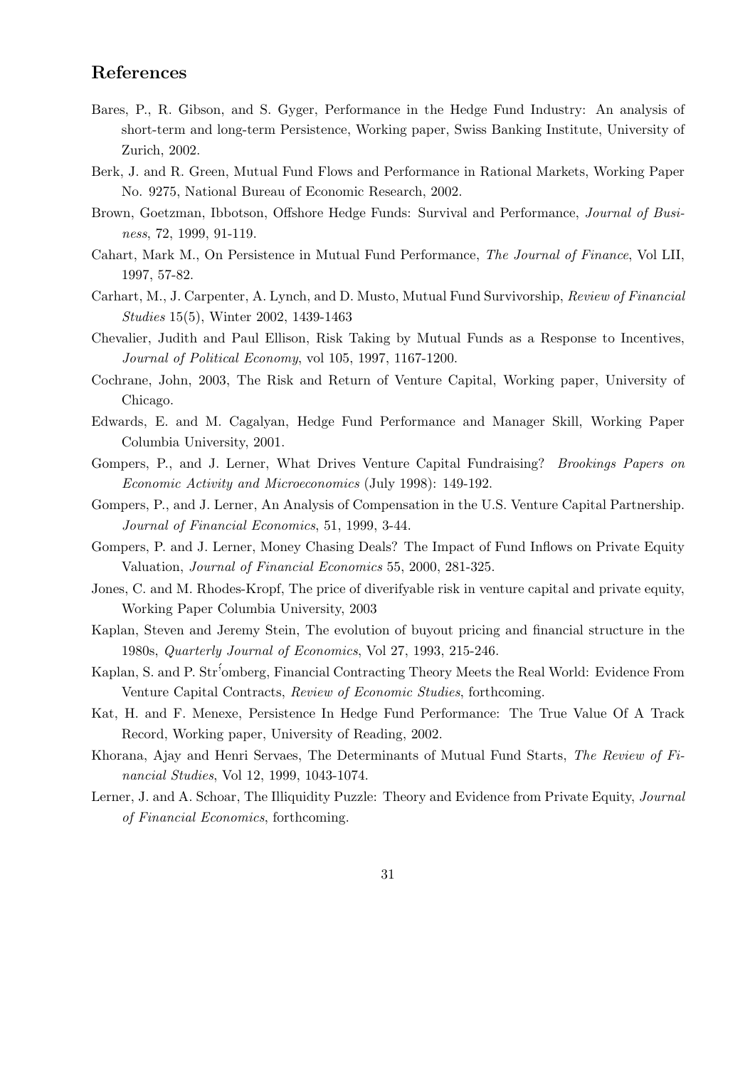## References

Bares, P., R. Gibson, and S. Gyger, Performance in the Hedge Fund Industry: An analysis of short-term and long-term Persistence, Working paper, Swiss Banking Institute, University of Zurich, 2002.

Berk, J. and R. Green, Mutual Fund Flows and Performance in Rational Markets, Working Paper No. 9275, National Bureau of Economic Research, 2002.

Brown, Goetzman, Ibbotson, Offshore Hedge Funds: Survival and Performance, *Journal of Business*, 72, 1999, 91-119.

Cahart, Mark M., On Persistence in Mutual Fund Performance, *The Journal of Finance*, Vol LII, 1997, 57-82.

Carhart, M., J. Carpenter, A. Lynch, and D. Musto, Mutual Fund Survivorship, *Review of Financial Studies* 15(5), Winter 2002, 1439-1463

Chevalier, Judith and Paul Ellison, Risk Taking by Mutual Funds as a Response to Incentives, *Journal of Political Economy*, vol 105, 1997, 1167-1200.

Cochrane, John, 2003, The Risk and Return of Venture Capital, Working paper, University of Chicago.

Edwards, E. and M. Cagalyan, Hedge Fund Performance and Manager Skill, Working Paper Columbia University, 2001.

Gompers, P., and J. Lerner, What Drives Venture Capital Fundraising? *Brookings Papers on Economic Activity and Microeconomics* (July 1998): 149-192.

Gompers, P., and J. Lerner, An Analysis of Compensation in the U.S. Venture Capital Partnership. *Journal of Financial Economics*, 51, 1999, 3-44.

Gompers, P. and J. Lerner, Money Chasing Deals? The Impact of Fund Inflows on Private Equity Valuation, *Journal of Financial Economics* 55, 2000, 281-325.

Jones, C. and M. Rhodes-Kropf, The price of diverifyable risk in venture capital and private equity, Working Paper Columbia University, 2003

Kaplan, Steven and Jeremy Stein, The evolution of buyout pricing and financial structure in the 1980s, *Quarterly Journal of Economics*, Vol 27, 1993, 215-246.

Kaplan, S. and P. Str´omberg, Financial Contracting Theory Meets the Real World: Evidence From Venture Capital Contracts, *Review of Economic Studies*, forthcoming.

Kat, H. and F. Menexe, Persistence In Hedge Fund Performance: The True Value Of A Track Record, Working paper, University of Reading, 2002.

Khorana, Ajay and Henri Servaes, The Determinants of Mutual Fund Starts, *The Review of Financial Studies*, Vol 12, 1999, 1043-1074.

Lerner, J. and A. Schoar, The Illiquidity Puzzle: Theory and Evidence from Private Equity, *Journal of Financial Economics*, forthcoming.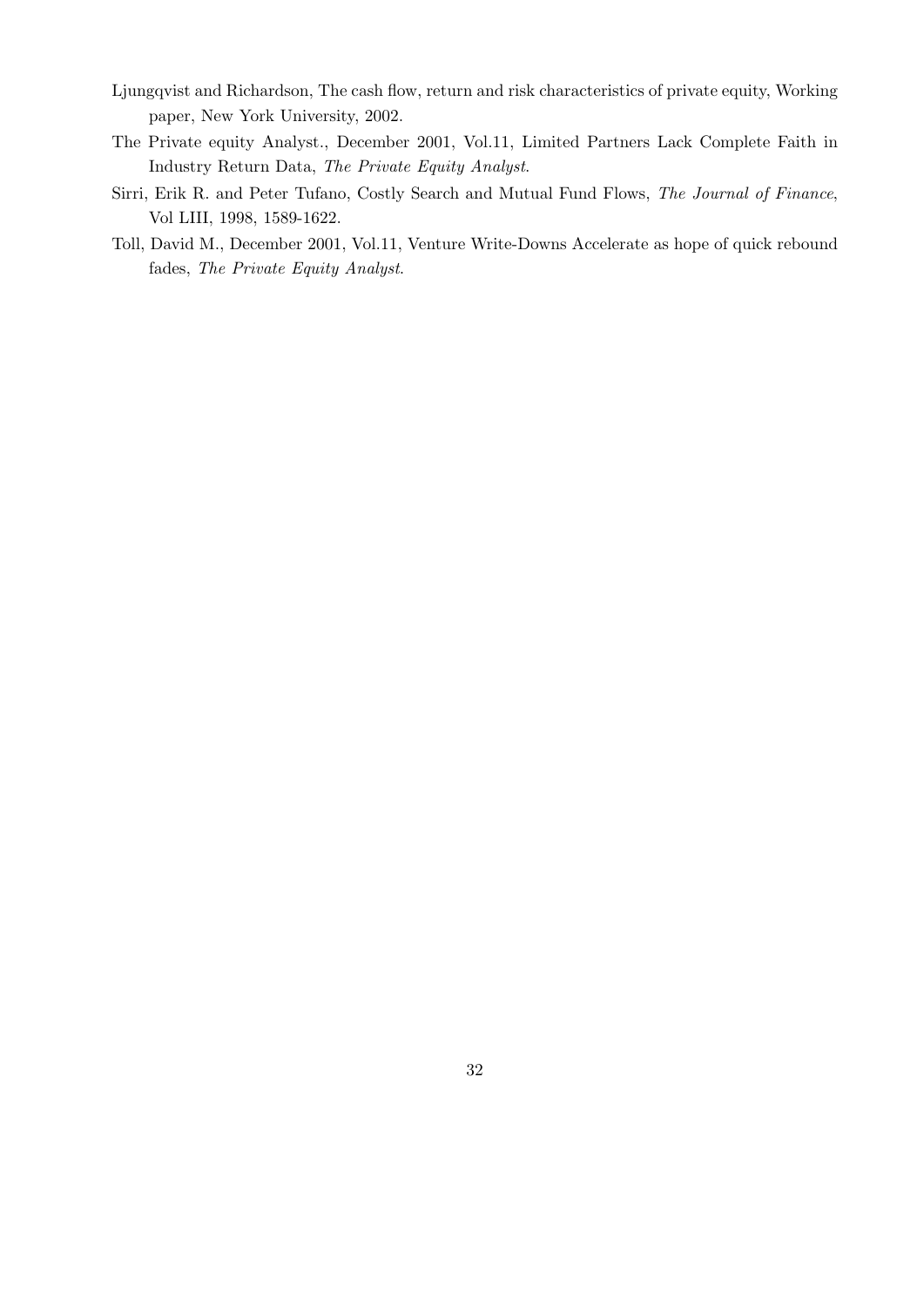Ljungqvist and Richardson, The cash flow, return and risk characteristics of private equity, Working paper, New York University, 2002.

The Private equity Analyst., December 2001, Vol.11, Limited Partners Lack Complete Faith in Industry Return Data, *The Private Equity Analyst*.

Sirri, Erik R. and Peter Tufano, Costly Search and Mutual Fund Flows, *The Journal of Finance*, Vol LIII, 1998, 1589-1622.

Toll, David M., December 2001, Vol.11, Venture Write-Downs Accelerate as hope of quick rebound fades, *The Private Equity Analyst*.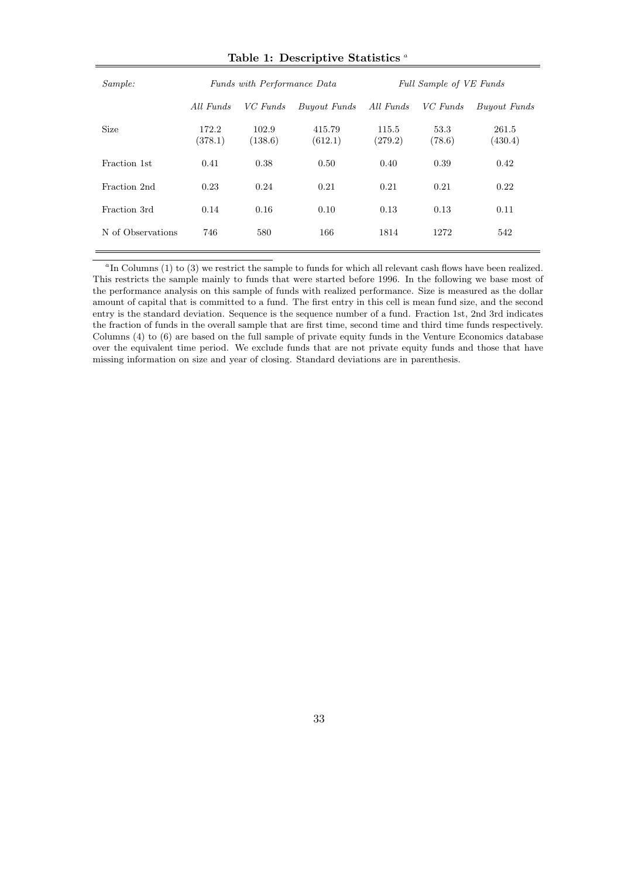**Table 1: Descriptive Statistics** [a]

| *Sample:* | *Funds with Performance Data* | | | *Full Sample of VE Funds* | | |
|---|---|---|---|---|---|---|
| | *All Funds* | *VC Funds* | *Buyout Funds* | *All Funds* | *VC Funds* | *Buyout Funds* |
| Size | 172.2<br>(378.1) | 102.9<br>(138.6) | 415.79<br>(612.1) | 115.5<br>(279.2) | 53.3<br>(78.6) | 261.5<br>(430.4) |
| Fraction 1st | 0.41 | 0.38 | 0.50 | 0.40 | 0.39 | 0.42 |
| Fraction 2nd | 0.23 | 0.24 | 0.21 | 0.21 | 0.21 | 0.22 |
| Fraction 3rd | 0.14 | 0.16 | 0.10 | 0.13 | 0.13 | 0.11 |
| N of Observations | 746 | 580 | 166 | 1814 | 1272 | 542 |

[a] In Columns (1) to (3) we restrict the sample to funds for which all relevant cash flows have been realized. This restricts the sample mainly to funds that were started before 1996. In the following we base most of the performance analysis on this sample of funds with realized performance. Size is measured as the dollar amount of capital that is committed to a fund. The first entry in this cell is mean fund size, and the second entry is the standard deviation. Sequence is the sequence number of a fund. Fraction 1st, 2nd 3rd indicates the fraction of funds in the overall sample that are first time, second time and third time funds respectively. Columns (4) to (6) are based on the full sample of private equity funds in the Venture Economics database over the equivalent time period. We exclude funds that are not private equity funds and those that have missing information on size and year of closing. Standard deviations are in parenthesis.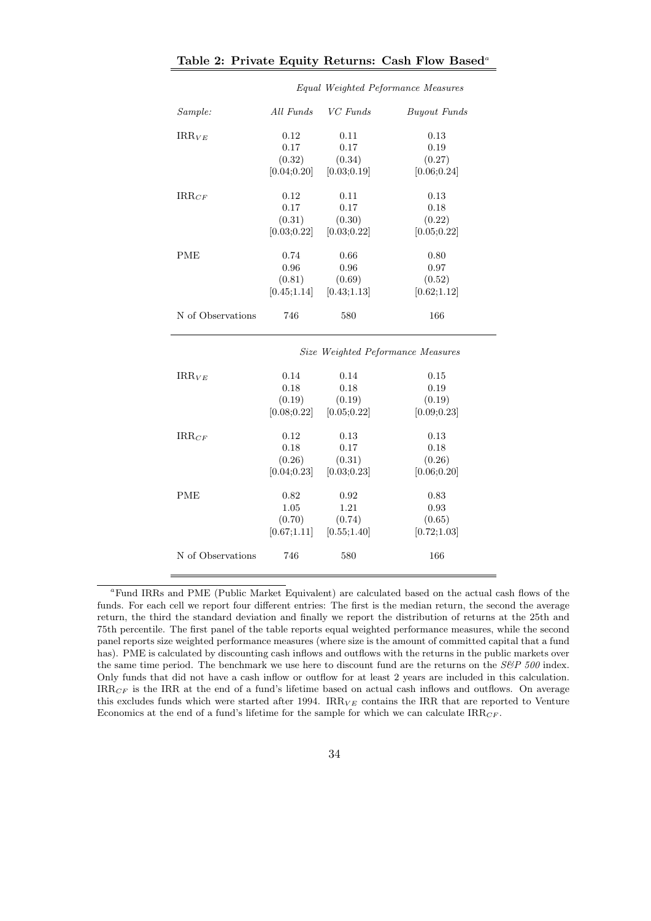**Table 2: Private Equity Returns: Cash Flow Based**[a]

| | *Equal Weighted Peformance Measures* | | |
|---|---|---|---|
| *Sample:* | *All Funds* | *VC Funds* | *Buyout Funds* |
| $IRR_{VE}$ | 0.12 | 0.11 | 0.13 |
| | 0.17 | 0.17 | 0.19 |
| | (0.32) | (0.34) | (0.27) |
| | [0.04;0.20] | [0.03;0.19] | [0.06;0.24] |
| $IRR_{CF}$ | 0.12 | 0.11 | 0.13 |
| | 0.17 | 0.17 | 0.18 |
| | (0.31) | (0.30) | (0.22) |
| | [0.03;0.22] | [0.03;0.22] | [0.05;0.22] |
| PME | 0.74 | 0.66 | 0.80 |
| | 0.96 | 0.96 | 0.97 |
| | (0.81) | (0.69) | (0.52) |
| | [0.45;1.14] | [0.43;1.13] | [0.62;1.12] |
| N of Observations | 746 | 580 | 166 |
| | *Size Weighted Peformance Measures* | | |
| $IRR_{VE}$ | 0.14 | 0.14 | 0.15 |
| | 0.18 | 0.18 | 0.19 |
| | (0.19) | (0.19) | (0.19) |
| | [0.08;0.22] | [0.05;0.22] | [0.09;0.23] |
| $IRR_{CF}$ | 0.12 | 0.13 | 0.13 |
| | 0.18 | 0.17 | 0.18 |
| | (0.26) | (0.31) | (0.26) |
| | [0.04;0.23] | [0.03;0.23] | [0.06;0.20] |
| PME | 0.82 | 0.92 | 0.83 |
| | 1.05 | 1.21 | 0.93 |
| | (0.70) | (0.74) | (0.65) |
| | [0.67;1.11] | [0.55;1.40] | [0.72;1.03] |
| N of Observations | 746 | 580 | 166 |

[a]Fund IRRs and PME (Public Market Equivalent) are calculated based on the actual cash flows of the funds. For each cell we report four different entries: The first is the median return, the second the average return, the third the standard deviation and finally we report the distribution of returns at the 25th and 75th percentile. The first panel of the table reports equal weighted performance measures, while the second panel reports size weighted performance measures (where size is the amount of committed capital that a fund has). PME is calculated by discounting cash inflows and outflows with the returns in the public markets over the same time period. The benchmark we use here to discount fund are the returns on the *S&P 500* index. Only funds that did not have a cash inflow or outflow for at least 2 years are included in this calculation. $IRR_{CF}$ is the IRR at the end of a fund's lifetime based on actual cash inflows and outflows. On average this excludes funds which were started after 1994. $IRR_{VE}$ contains the IRR that are reported to Venture Economics at the end of a fund's lifetime for the sample for which we can calculate $IRR_{CF}$.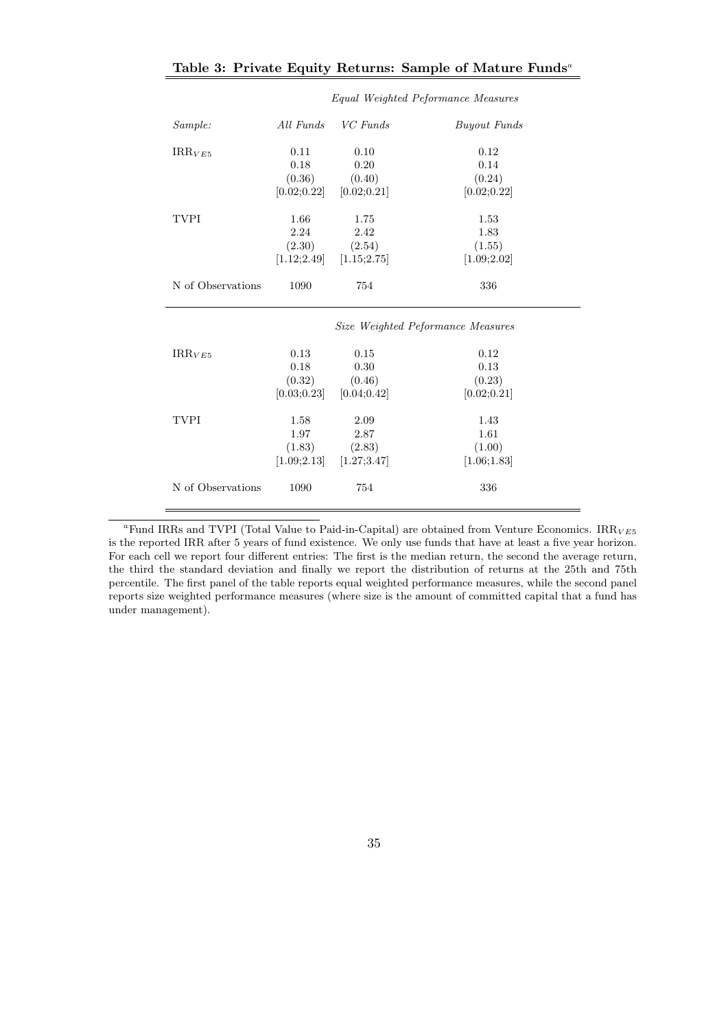**Table 3: Private Equity Returns: Sample of Mature Funds**[a]

| | *Equal Weighted Peformance Measures* | | |
|---|---|---|---|
| *Sample:* | *All Funds* | *VC Funds* | *Buyout Funds* |
| $IRR_{VE5}$ | 0.11 | 0.10 | 0.12 |
| | 0.18 | 0.20 | 0.14 |
| | (0.36) | (0.40) | (0.24) |
| | [0.02;0.22] | [0.02;0.21] | [0.02;0.22] |
| TVPI | 1.66 | 1.75 | 1.53 |
| | 2.24 | 2.42 | 1.83 |
| | (2.30) | (2.54) | (1.55) |
| | [1.12;2.49] | [1.15;2.75] | [1.09;2.02] |
| N of Observations | 1090 | 754 | 336 |
| | *Size Weighted Peformance Measures* | | |
| $IRR_{VE5}$ | 0.13 | 0.15 | 0.12 |
| | 0.18 | 0.30 | 0.13 |
| | (0.32) | (0.46) | (0.23) |
| | [0.03;0.23] | [0.04;0.42] | [0.02;0.21] |
| TVPI | 1.58 | 2.09 | 1.43 |
| | 1.97 | 2.87 | 1.61 |
| | (1.83) | (2.83) | (1.00) |
| | [1.09;2.13] | [1.27;3.47] | [1.06;1.83] |
| N of Observations | 1090 | 754 | 336 |

[a]Fund IRRs and TVPI (Total Value to Paid-in-Capital) are obtained from Venture Economics. $IRR_{VE5}$ is the reported IRR after 5 years of fund existence. We only use funds that have at least a five year horizon. For each cell we report four different entries: The first is the median return, the second the average return, the third the standard deviation and finally we report the distribution of returns at the 25th and 75th percentile. The first panel of the table reports equal weighted performance measures, while the second panel reports size weighted performance measures (where size is the amount of committed capital that a fund has under management).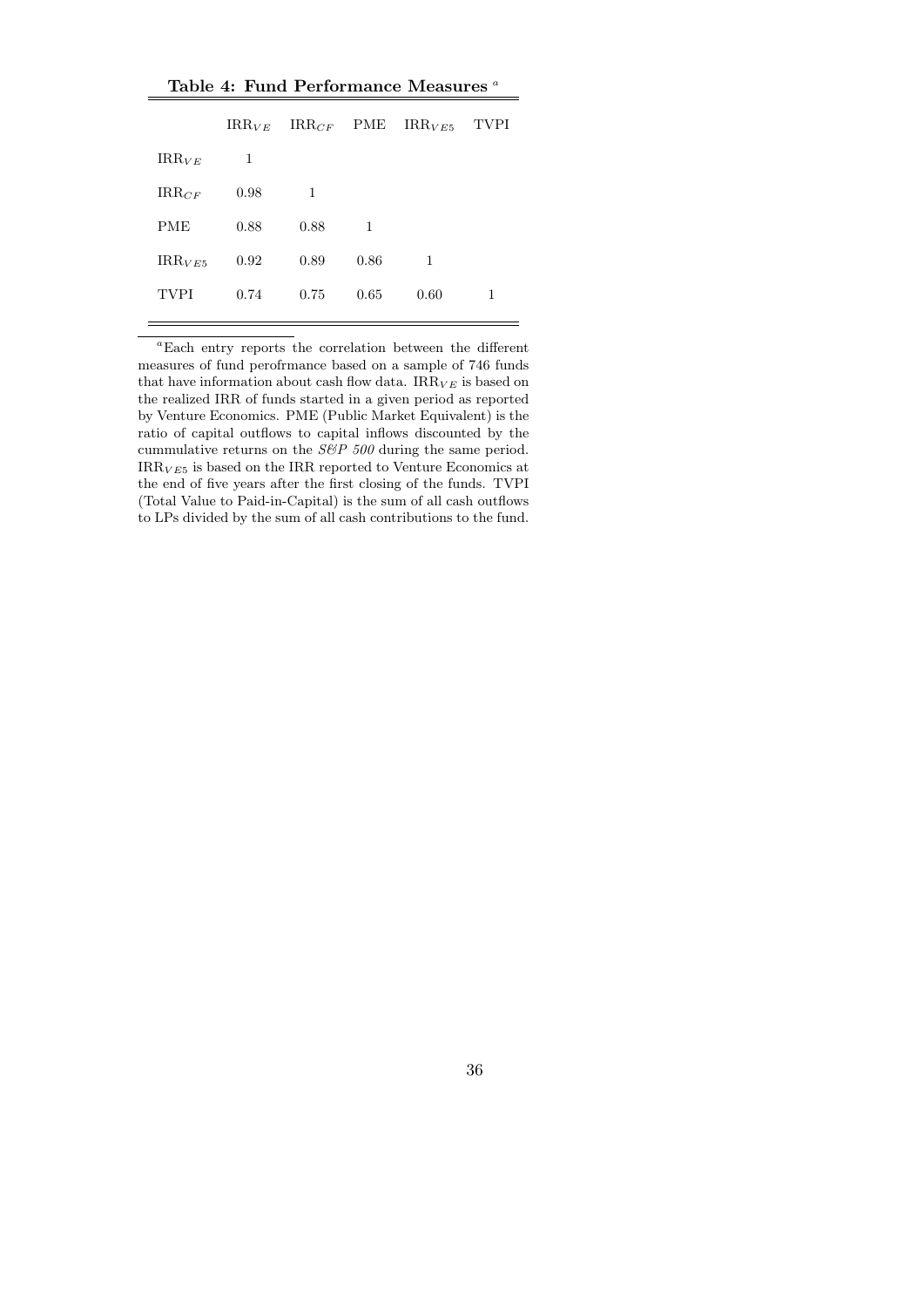**Table 4: Fund Performance Measures** [a]

| | $IRR_{VE}$ | $IRR_{CF}$ | PME | $IRR_{VE5}$ | TVPI |
|---|---|---|---|---|---|
| $IRR_{VE}$ | 1 | | | | |
| $IRR_{CF}$ | 0.98 | 1 | | | |
| PME | 0.88 | 0.88 | 1 | | |
| $IRR_{VE5}$ | 0.92 | 0.89 | 0.86 | 1 | |
| TVPI | 0.74 | 0.75 | 0.65 | 0.60 | 1 |

[a] Each entry reports the correlation between the different measures of fund perofrmance based on a sample of 746 funds that have information about cash flow data. $IRR_{VE}$ is based on the realized IRR of funds started in a given period as reported by Venture Economics. PME (Public Market Equivalent) is the ratio of capital outflows to capital inflows discounted by the cummulative returns on the *S&P 500* during the same period. $IRR_{VE5}$ is based on the IRR reported to Venture Economics at the end of five years after the first closing of the funds. TVPI (Total Value to Paid-in-Capital) is the sum of all cash outflows to LPs divided by the sum of all cash contributions to the fund.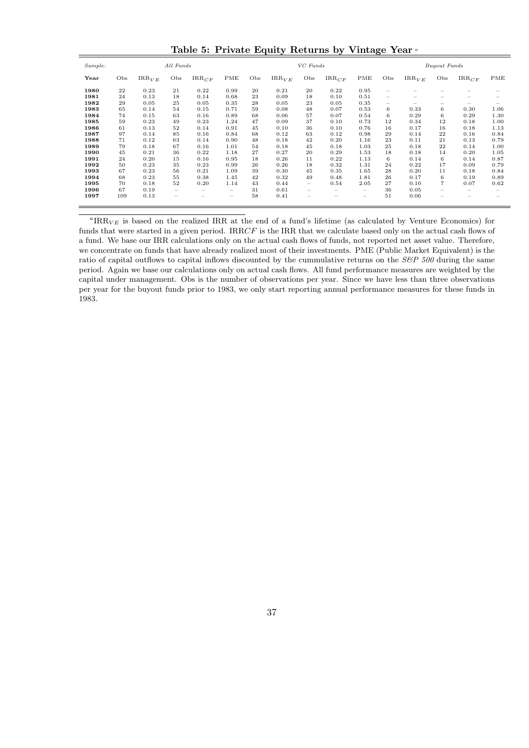# Table 5: Private Equity Returns by Vintage Year [a]

| *Sample:* | *All Funds* | | | | | *VC Funds* | | | | | *Buyout Funds* | | | | |
|---|---|---|---|---|---|---|---|---|---|---|---|---|---|---|---|
| **Year** | Obs | $IRR_{VE}$ | Obs | $IRR_{CF}$ | PME | Obs | $IRR_{VE}$ | Obs | $IRR_{CF}$ | PME | Obs | $IRR_{VE}$ | Obs | $IRR_{CF}$ | PME |
| **1980** | 22 | 0.23 | 21 | 0.22 | 0.99 | 20 | 0.21 | 20 | 0.22 | 0.95 | – | – | – | – | – |
| **1981** | 24 | 0.13 | 18 | 0.14 | 0.68 | 23 | 0.09 | 18 | 0.10 | 0.51 | – | – | – | – | – |
| **1982** | 29 | 0.05 | 25 | 0.05 | 0.35 | 28 | 0.05 | 23 | 0.05 | 0.35 | – | – | – | – | – |
| **1983** | 65 | 0.14 | 54 | 0.15 | 0.71 | 59 | 0.08 | 48 | 0.07 | 0.53 | 6 | 0.33 | 6 | 0.30 | 1.06 |
| **1984** | 74 | 0.15 | 63 | 0.16 | 0.89 | 68 | 0.06 | 57 | 0.07 | 0.54 | 6 | 0.29 | 6 | 0.29 | 1.30 |
| **1985** | 59 | 0.23 | 49 | 0.23 | 1.24 | 47 | 0.09 | 37 | 0.10 | 0.73 | 12 | 0.34 | 12 | 0.18 | 1.00 |
| **1986** | 61 | 0.13 | 52 | 0.14 | 0.91 | 45 | 0.10 | 36 | 0.10 | 0.76 | 16 | 0.17 | 16 | 0.18 | 1.13 |
| **1987** | 97 | 0.14 | 85 | 0.16 | 0.84 | 68 | 0.12 | 63 | 0.12 | 0.98 | 29 | 0.14 | 22 | 0.16 | 0.84 |
| **1988** | 71 | 0.12 | 63 | 0.14 | 0.90 | 48 | 0.18 | 42 | 0.20 | 1.16 | 23 | 0.11 | 21 | 0.13 | 0.79 |
| **1989** | 79 | 0.18 | 67 | 0.16 | 1.01 | 54 | 0.18 | 45 | 0.18 | 1.03 | 25 | 0.18 | 22 | 0.14 | 1.00 |
| **1990** | 45 | 0.21 | 36 | 0.22 | 1.18 | 27 | 0.27 | 20 | 0.29 | 1.53 | 18 | 0.18 | 14 | 0.20 | 1.05 |
| **1991** | 24 | 0.20 | 15 | 0.16 | 0.95 | 18 | 0.26 | 11 | 0.22 | 1.13 | 6 | 0.14 | 6 | 0.14 | 0.87 |
| **1992** | 50 | 0.23 | 35 | 0.23 | 0.99 | 26 | 0.26 | 18 | 0.32 | 1.31 | 24 | 0.22 | 17 | 0.09 | 0.79 |
| **1993** | 67 | 0.23 | 56 | 0.21 | 1.09 | 39 | 0.30 | 45 | 0.35 | 1.65 | 28 | 0.20 | 11 | 0.18 | 0.84 |
| **1994** | 68 | 0.23 | 55 | 0.38 | 1.45 | 42 | 0.32 | 49 | 0.48 | 1.81 | 26 | 0.17 | 6 | 0.19 | 0.89 |
| **1995** | 70 | 0.18 | 52 | 0.20 | 1.14 | 43 | 0.44 | – | 0.54 | 2.05 | 27 | 0.10 | 7 | 0.07 | 0.62 |
| **1996** | 67 | 0.19 | – | – | – | 31 | 0.61 | – | – | – | 36 | 0.05 | – | – | – |
| **1997** | 109 | 0.13 | – | – | – | 58 | 0.41 | – | – | – | 51 | 0.06 | – | – | – |

[a] $IRR_{VE}$ is based on the realized IRR at the end of a fund's lifetime (as calculated by Venture Economics) for funds that were started in a given period. IRR$CF$ is the IRR that we calculate based only on the actual cash flows of a fund. We base our IRR calculations only on the actual cash flows of funds, not reported net asset value. Therefore, we concentrate on funds that have already realized most of their investments. PME (Public Market Equivalent) is the ratio of capital outflows to capital inflows discounted by the cummulative returns on the *S&P 500* during the same period. Again we base our calculations only on actual cash flows. All fund performance measures are weighted by the capital under management. Obs is the number of observations per year. Since we have less than three observations per year for the buyout funds prior to 1983, we only start reporting annual performance measures for these funds in 1983.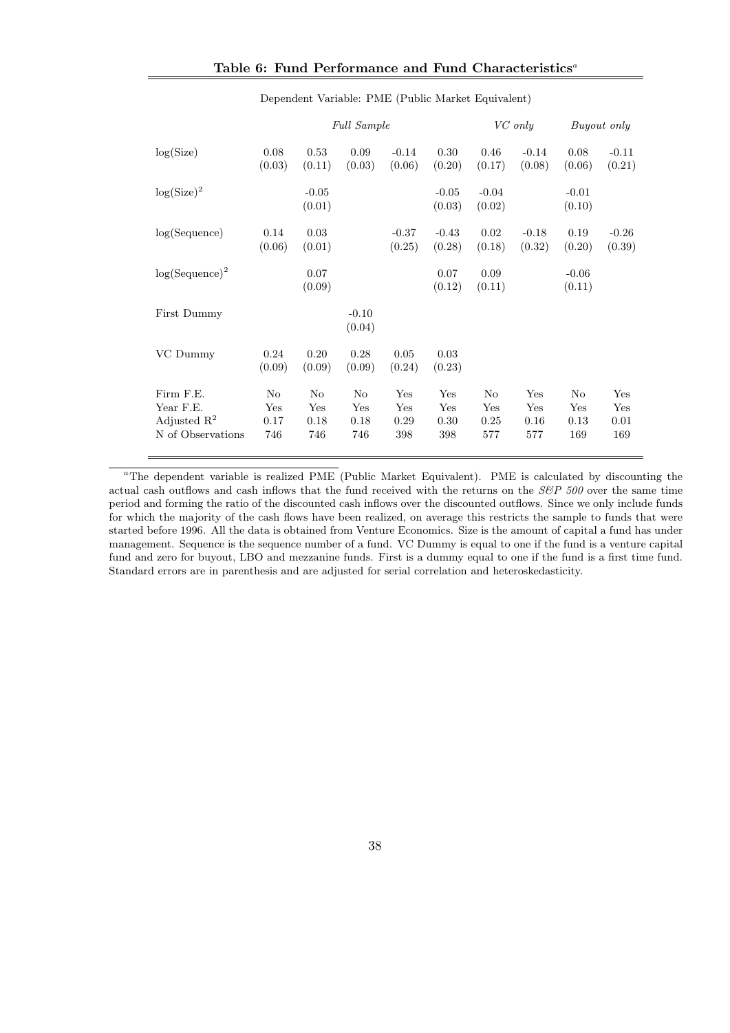### Table 6: Fund Performance and Fund Characteristics[a]

Dependent Variable: PME (Public Market Equivalent)

| | *Full Sample* | | | | | *VC only* | | *Buyout only* | |
|---|---|---|---|---|---|---|---|---|---|
| log(Size) | 0.08 | 0.53 | 0.09 | -0.14 | 0.30 | 0.46 | -0.14 | 0.08 | -0.11 |
| | (0.03) | (0.11) | (0.03) | (0.06) | (0.20) | (0.17) | (0.08) | (0.06) | (0.21) |
| $\log(\text{Size})^2$ | | -0.05 | | | -0.05 | -0.04 | | -0.01 | |
| | | (0.01) | | | (0.03) | (0.02) | | (0.10) | |
| log(Sequence) | 0.14 | 0.03 | | -0.37 | -0.43 | 0.02 | -0.18 | 0.19 | -0.26 |
| | (0.06) | (0.01) | | (0.25) | (0.28) | (0.18) | (0.32) | (0.20) | (0.39) |
| $\log(\text{Sequence})^2$ | | 0.07 | | | 0.07 | 0.09 | | -0.06 | |
| | | (0.09) | | | (0.12) | (0.11) | | (0.11) | |
| First Dummy | | | -0.10 | | | | | | |
| | | | (0.04) | | | | | | |
| VC Dummy | 0.24 | 0.20 | 0.28 | 0.05 | 0.03 | | | | |
| | (0.09) | (0.09) | (0.09) | (0.24) | (0.23) | | | | |
| Firm F.E. | No | No | No | Yes | Yes | No | Yes | No | Yes |
| Year F.E. | Yes | Yes | Yes | Yes | Yes | Yes | Yes | Yes | Yes |
| Adjusted $R^2$ | 0.17 | 0.18 | 0.18 | 0.29 | 0.30 | 0.25 | 0.16 | 0.13 | 0.01 |
| N of Observations | 746 | 746 | 746 | 398 | 398 | 577 | 577 | 169 | 169 |

[a] The dependent variable is realized PME (Public Market Equivalent). PME is calculated by discounting the actual cash outflows and cash inflows that the fund received with the returns on the *S&P 500* over the same time period and forming the ratio of the discounted cash inflows over the discounted outflows. Since we only include funds for which the majority of the cash flows have been realized, on average this restricts the sample to funds that were started before 1996. All the data is obtained from Venture Economics. Size is the amount of capital a fund has under management. Sequence is the sequence number of a fund. VC Dummy is equal to one if the fund is a venture capital fund and zero for buyout, LBO and mezzanine funds. First is a dummy equal to one if the fund is a first time fund. Standard errors are in parenthesis and are adjusted for serial correlation and heteroskedasticity.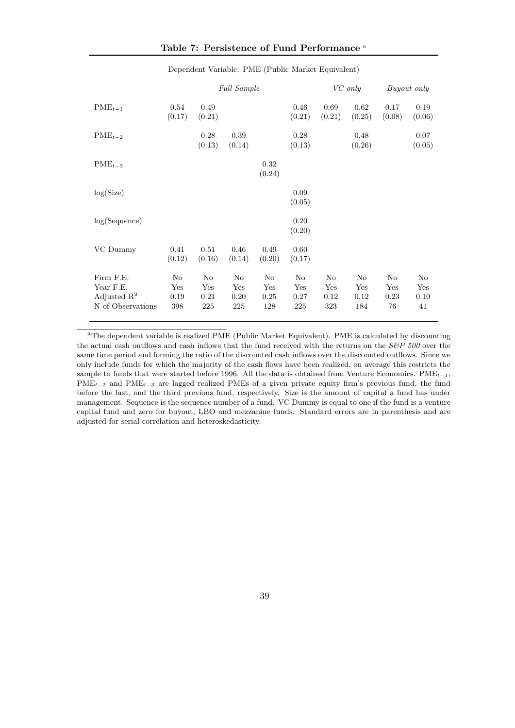### Table 7: Persistence of Fund Performance [a]

Dependent Variable: PME (Public Market Equivalent)

| | *Full Sample* | | | | | *VC only* | | *Buyout only* | |
|---|---|---|---|---|---|---|---|---|---|
| $PME_{t-1}$ | 0.54 (0.17) | 0.49 (0.21) | | | 0.46 (0.21) | 0.69 (0.21) | 0.62 (0.25) | 0.17 (0.08) | 0.19 (0.06) |
| $PME_{t-2}$ | | 0.28 (0.13) | 0.39 (0.14) | | 0.28 (0.13) | | 0.48 (0.26) | | 0.07 (0.05) |
| $PME_{t-3}$ | | | | 0.32 (0.24) | | | | | |
| log(Size) | | | | | 0.09 (0.05) | | | | |
| log(Sequence) | | | | | 0.20 (0.20) | | | | |
| VC Dummy | 0.41 (0.12) | 0.51 (0.16) | 0.46 (0.14) | 0.49 (0.20) | 0.60 (0.17) | | | | |
| Firm F.E. | No | No | No | No | No | No | No | No | No |
| Year F.E. | Yes | Yes | Yes | Yes | Yes | Yes | Yes | Yes | Yes |
| Adjusted $R^2$ | 0.19 | 0.21 | 0.20 | 0.25 | 0.27 | 0.12 | 0.12 | 0.23 | 0.10 |
| N of Observations | 398 | 225 | 225 | 128 | 225 | 323 | 184 | 76 | 41 |

[a] The dependent variable is realized PME (Public Market Equivalent). PME is calculated by discounting the actual cash outflows and cash inflows that the fund received with the returns on the *S&P 500* over the same time period and forming the ratio of the discounted cash inflows over the discounted outflows. Since we only include funds for which the majority of the cash flows have been realized, on average this restricts the sample to funds that were started before 1996. All the data is obtained from Venture Economics. $PME_{t-1}$, $PME_{t-2}$ and $PME_{t-3}$ are lagged realized PMEs of a given private equity firm's previous fund, the fund before the last, and the third previous fund, respectively. Size is the amount of capital a fund has under management. Sequence is the sequence number of a fund. VC Dummy is equal to one if the fund is a venture capital fund and zero for buyout, LBO and mezzanine funds. Standard errors are in parenthesis and are adjusted for serial correlation and heteroskedasticity.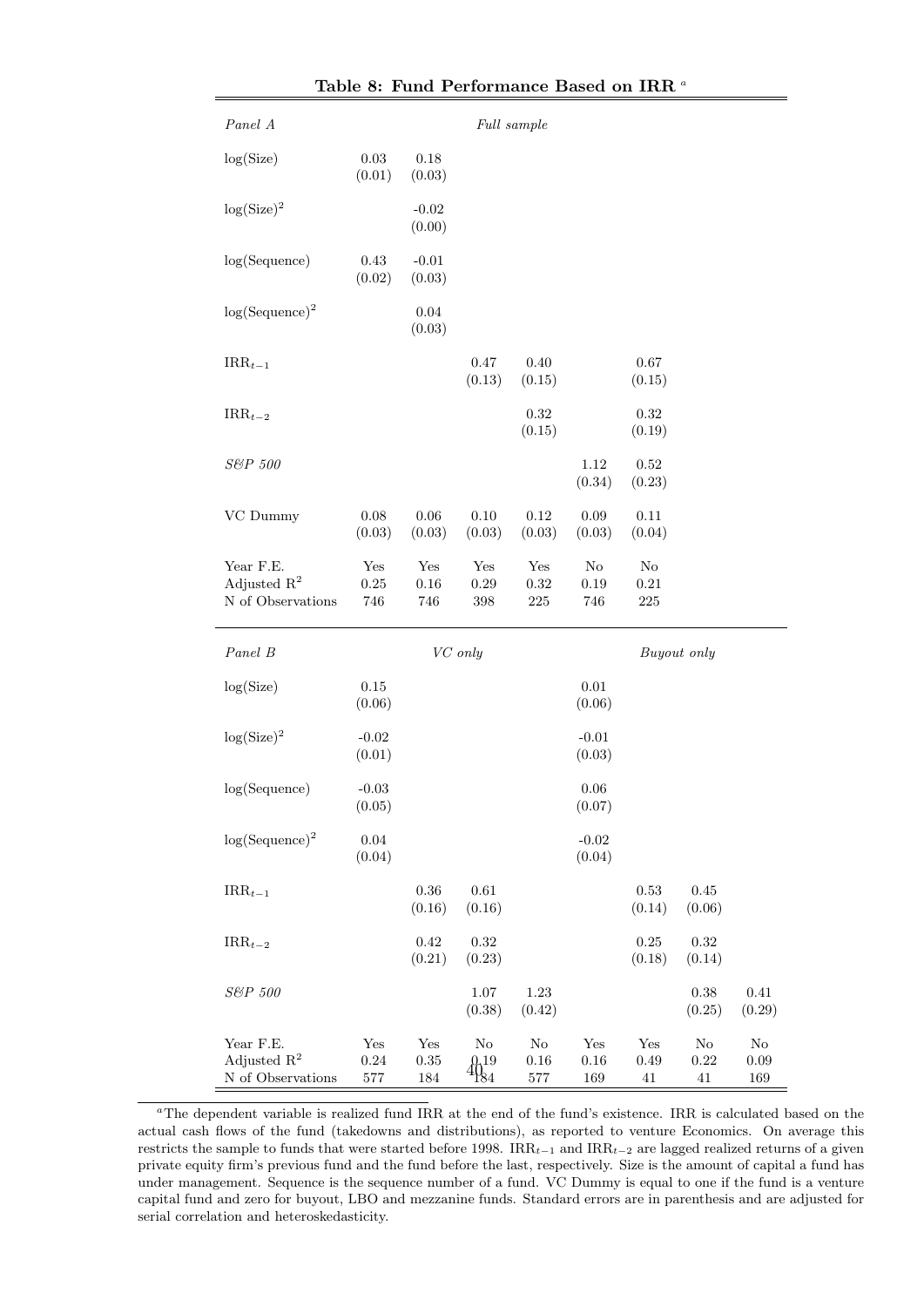**Table 8: Fund Performance Based on IRR** [a]

| *Panel A* | | | | *Full sample* | | |
|---|---|---|---|---|---|---|
| log(Size) | 0.03 (0.01) | 0.18 (0.03) | | | | |
| $\log(\text{Size})^2$ | | -0.02 (0.00) | | | | |
| log(Sequence) | 0.43 (0.02) | -0.01 (0.03) | | | | |
| $\log(\text{Sequence})^2$ | | 0.04 (0.03) | | | | |
| $\text{IRR}_{t-1}$ | | | 0.47 (0.13) | 0.40 (0.15) | | 0.67 (0.15) |
| $\text{IRR}_{t-2}$ | | | | 0.32 (0.15) | | 0.32 (0.19) |
| *S&P 500* | | | | | 1.12 (0.34) | 0.52 (0.23) |
| VC Dummy | 0.08 (0.03) | 0.06 (0.03) | 0.10 (0.03) | 0.12 (0.03) | 0.09 (0.03) | 0.11 (0.04) |
| Year F.E. | Yes | Yes | Yes | Yes | No | No |
| Adjusted $R^2$ | 0.25 | 0.16 | 0.29 | 0.32 | 0.19 | 0.21 |
| N of Observations | 746 | 746 | 398 | 225 | 746 | 225 |

| *Panel B* | *VC only* | | | | *Buyout only* | | | |
|---|---|---|---|---|---|---|---|---|
| log(Size) | 0.15 (0.06) | | | | 0.01 (0.06) | | | |
| $\log(\text{Size})^2$ | -0.02 (0.01) | | | | -0.01 (0.03) | | | |
| log(Sequence) | -0.03 (0.05) | | | | 0.06 (0.07) | | | |
| $\log(\text{Sequence})^2$ | 0.04 (0.04) | | | | -0.02 (0.04) | | | |
| $\text{IRR}_{t-1}$ | | 0.36 (0.16) | 0.61 (0.16) | | | 0.53 (0.14) | 0.45 (0.06) | |
| $\text{IRR}_{t-2}$ | | 0.42 (0.21) | 0.32 (0.23) | | | 0.25 (0.18) | 0.32 (0.14) | |
| *S&P 500* | | | 1.07 (0.38) | 1.23 (0.42) | | | 0.38 (0.25) | 0.41 (0.29) |
| Year F.E. | Yes | Yes | No | No | Yes | Yes | No | No |
| Adjusted $R^2$ | 0.24 | 0.35 | 0.19 | 0.16 | 0.16 | 0.49 | 0.22 | 0.09 |
| N of Observations | 577 | 184 | 184 | 577 | 169 | 41 | 41 | 169 |

[a] The dependent variable is realized fund IRR at the end of the fund's existence. IRR is calculated based on the actual cash flows of the fund (takedowns and distributions), as reported to venture Economics. On average this restricts the sample to funds that were started before 1998. $\text{IRR}_{t-1}$ and $\text{IRR}_{t-2}$ are lagged realized returns of a given private equity firm's previous fund and the fund before the last, respectively. Size is the amount of capital a fund has under management. Sequence is the sequence number of a fund. VC Dummy is equal to one if the fund is a venture capital fund and zero for buyout, LBO and mezzanine funds. Standard errors are in parenthesis and are adjusted for serial correlation and heteroskedasticity.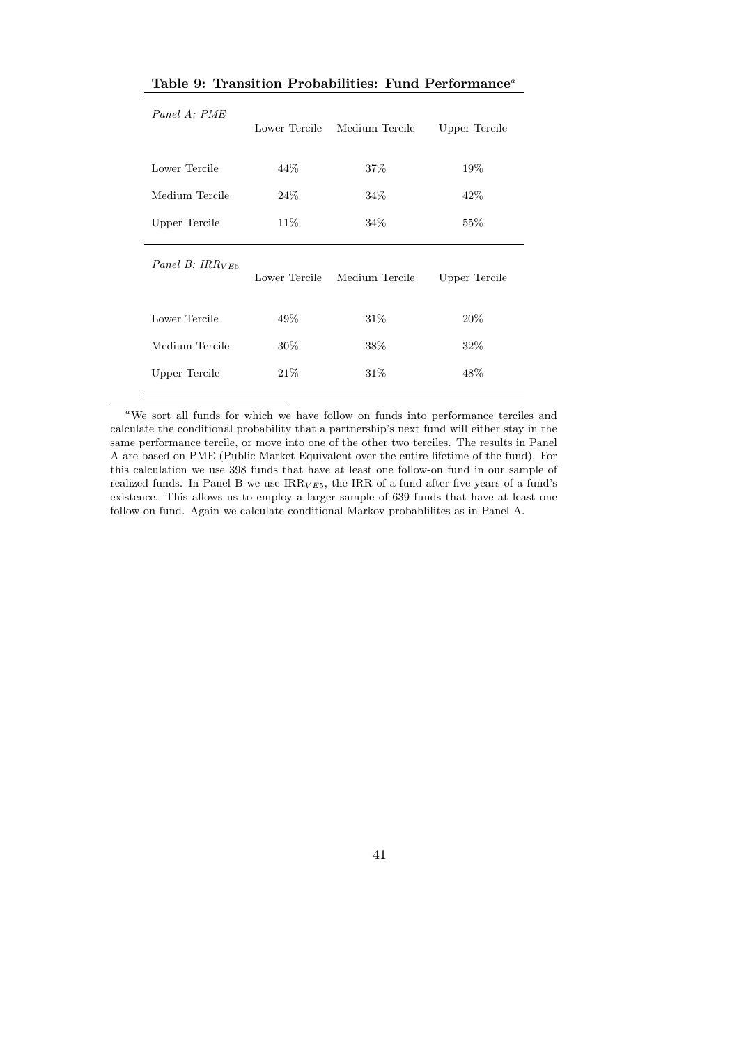**Table 9: Transition Probabilities: Fund Performance**[a]

| *Panel A: PME* | Lower Tercile | Medium Tercile | Upper Tercile |
|---|---|---|---|
| Lower Tercile | 44% | 37% | 19% |
| Medium Tercile | 24% | 34% | 42% |
| Upper Tercile | 11% | 34% | 55% |

| *Panel B: $IRR_{VE5}$* | Lower Tercile | Medium Tercile | Upper Tercile |
|---|---|---|---|
| Lower Tercile | 49% | 31% | 20% |
| Medium Tercile | 30% | 38% | 32% |
| Upper Tercile | 21% | 31% | 48% |

[a]We sort all funds for which we have follow on funds into performance terciles and calculate the conditional probability that a partnership's next fund will either stay in the same performance tercile, or move into one of the other two terciles. The results in Panel A are based on PME (Public Market Equivalent over the entire lifetime of the fund). For this calculation we use 398 funds that have at least one follow-on fund in our sample of realized funds. In Panel B we use $IRR_{VE5}$, the IRR of a fund after five years of a fund's existence. This allows us to employ a larger sample of 639 funds that have at least one follow-on fund. Again we calculate conditional Markov probablilites as in Panel A.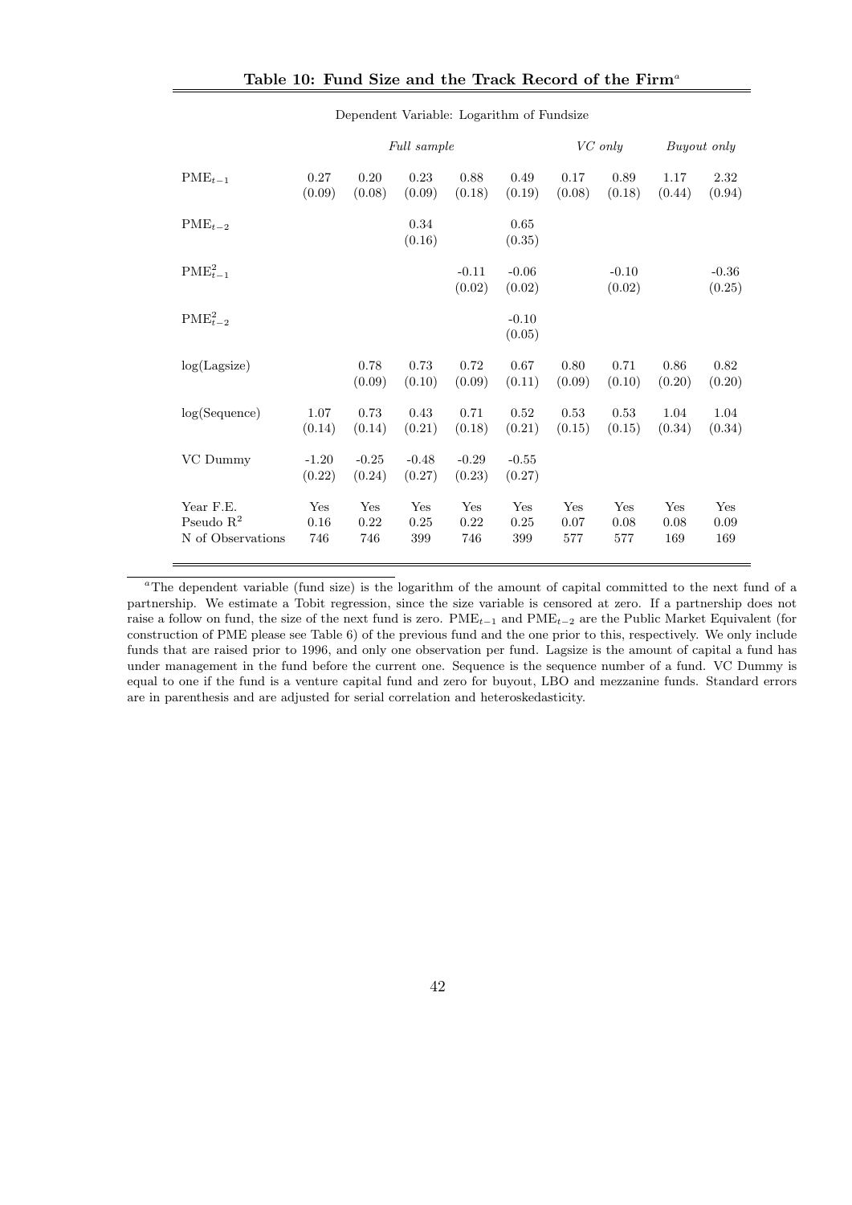**Table 10: Fund Size and the Track Record of the Firm**[a]

Dependent Variable: Logarithm of Fundsize

| | *Full sample* | | | | | *VC only* | | *Buyout only* | |
|---|---|---|---|---|---|---|---|---|---|
| $PME_{t-1}$ | 0.27 | 0.20 | 0.23 | 0.88 | 0.49 | 0.17 | 0.89 | 1.17 | 2.32 |
| | (0.09) | (0.08) | (0.09) | (0.18) | (0.19) | (0.08) | (0.18) | (0.44) | (0.94) |
| $PME_{t-2}$ | | | 0.34 | | 0.65 | | | | |
| | | | (0.16) | | (0.35) | | | | |
| $PME^2_{t-1}$ | | | | -0.11 | -0.06 | | -0.10 | | -0.36 |
| | | | | (0.02) | (0.02) | | (0.02) | | (0.25) |
| $PME^2_{t-2}$ | | | | | -0.10 | | | | |
| | | | | | (0.05) | | | | |
| log(Lagsize) | | 0.78 | 0.73 | 0.72 | 0.67 | 0.80 | 0.71 | 0.86 | 0.82 |
| | | (0.09) | (0.10) | (0.09) | (0.11) | (0.09) | (0.10) | (0.20) | (0.20) |
| log(Sequence) | 1.07 | 0.73 | 0.43 | 0.71 | 0.52 | 0.53 | 0.53 | 1.04 | 1.04 |
| | (0.14) | (0.14) | (0.21) | (0.18) | (0.21) | (0.15) | (0.15) | (0.34) | (0.34) |
| VC Dummy | -1.20 | -0.25 | -0.48 | -0.29 | -0.55 | | | | |
| | (0.22) | (0.24) | (0.27) | (0.23) | (0.27) | | | | |
| Year F.E. | Yes | Yes | Yes | Yes | Yes | Yes | Yes | Yes | Yes |
| Pseudo $R^2$ | 0.16 | 0.22 | 0.25 | 0.22 | 0.25 | 0.07 | 0.08 | 0.08 | 0.09 |
| N of Observations | 746 | 746 | 399 | 746 | 399 | 577 | 577 | 169 | 169 |

[a] The dependent variable (fund size) is the logarithm of the amount of capital committed to the next fund of a partnership. We estimate a Tobit regression, since the size variable is censored at zero. If a partnership does not raise a follow on fund, the size of the next fund is zero. $PME_{t-1}$ and $PME_{t-2}$ are the Public Market Equivalent (for construction of PME please see Table 6) of the previous fund and the one prior to this, respectively. We only include funds that are raised prior to 1996, and only one observation per fund. Lagsize is the amount of capital a fund has under management in the fund before the current one. Sequence is the sequence number of a fund. VC Dummy is equal to one if the fund is a venture capital fund and zero for buyout, LBO and mezzanine funds. Standard errors are in parenthesis and are adjusted for serial correlation and heteroskedasticity.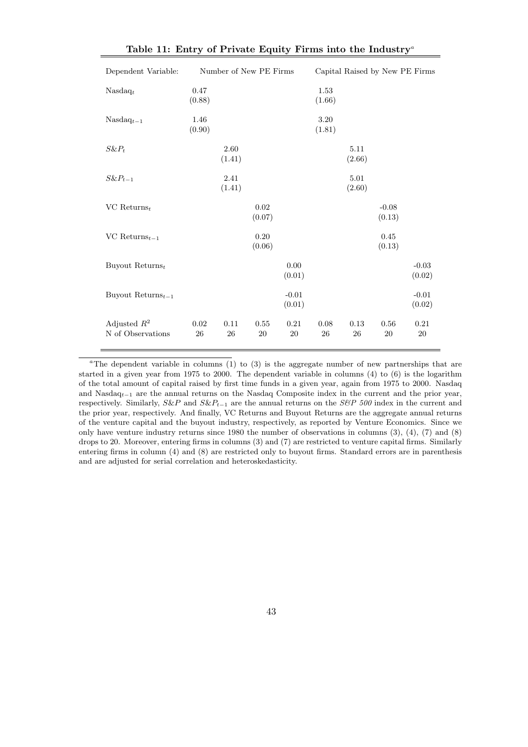**Table 11: Entry of Private Equity Firms into the Industry**[a]

| Dependent Variable: | Number of New PE Firms | | | | Capital Raised by New PE Firms | | | |
|---|---|---|---|---|---|---|---|---|
| $\text{Nasdaq}_t$ | 0.47 | | | | 1.53 | | | |
| | (0.88) | | | | (1.66) | | | |
| $\text{Nasdaq}_{t-1}$ | 1.46 | | | | 3.20 | | | |
| | (0.90) | | | | (1.81) | | | |
| $S\&P_t$ | | 2.60 | | | | 5.11 | | |
| | | (1.41) | | | | (2.66) | | |
| $S\&P_{t-1}$ | | 2.41 | | | | 5.01 | | |
| | | (1.41) | | | | (2.60) | | |
| VC $\text{Returns}_t$ | | | 0.02 | | | | -0.08 | |
| | | | (0.07) | | | | (0.13) | |
| VC $\text{Returns}_{t-1}$ | | | 0.20 | | | | 0.45 | |
| | | | (0.06) | | | | (0.13) | |
| Buyout $\text{Returns}_t$ | | | | 0.00 | | | | -0.03 |
| | | | | (0.01) | | | | (0.02) |
| Buyout $\text{Returns}_{t-1}$ | | | | -0.01 | | | | -0.01 |
| | | | | (0.01) | | | | (0.02) |
| Adjusted $R^2$ | 0.02 | 0.11 | 0.55 | 0.21 | 0.08 | 0.13 | 0.56 | 0.21 |
| N of Observations | 26 | 26 | 20 | 20 | 26 | 26 | 20 | 20 |

[a]The dependent variable in columns (1) to (3) is the aggregate number of new partnerships that are started in a given year from 1975 to 2000. The dependent variable in columns (4) to (6) is the logarithm of the total amount of capital raised by first time funds in a given year, again from 1975 to 2000. Nasdaq and $\text{Nasdaq}_{t-1}$ are the annual returns on the Nasdaq Composite index in the current and the prior year, respectively. Similarly, $S\&P$ and $S\&P_{t-1}$ are the annual returns on the *S&P 500* index in the current and the prior year, respectively. And finally, VC Returns and Buyout Returns are the aggregate annual returns of the venture capital and the buyout industry, respectively, as reported by Venture Economics. Since we only have venture industry returns since 1980 the number of observations in columns (3), (4), (7) and (8) drops to 20. Moreover, entering firms in columns (3) and (7) are restricted to venture capital firms. Similarly entering firms in column (4) and (8) are restricted only to buyout firms. Standard errors are in parenthesis and are adjusted for serial correlation and heteroskedasticity.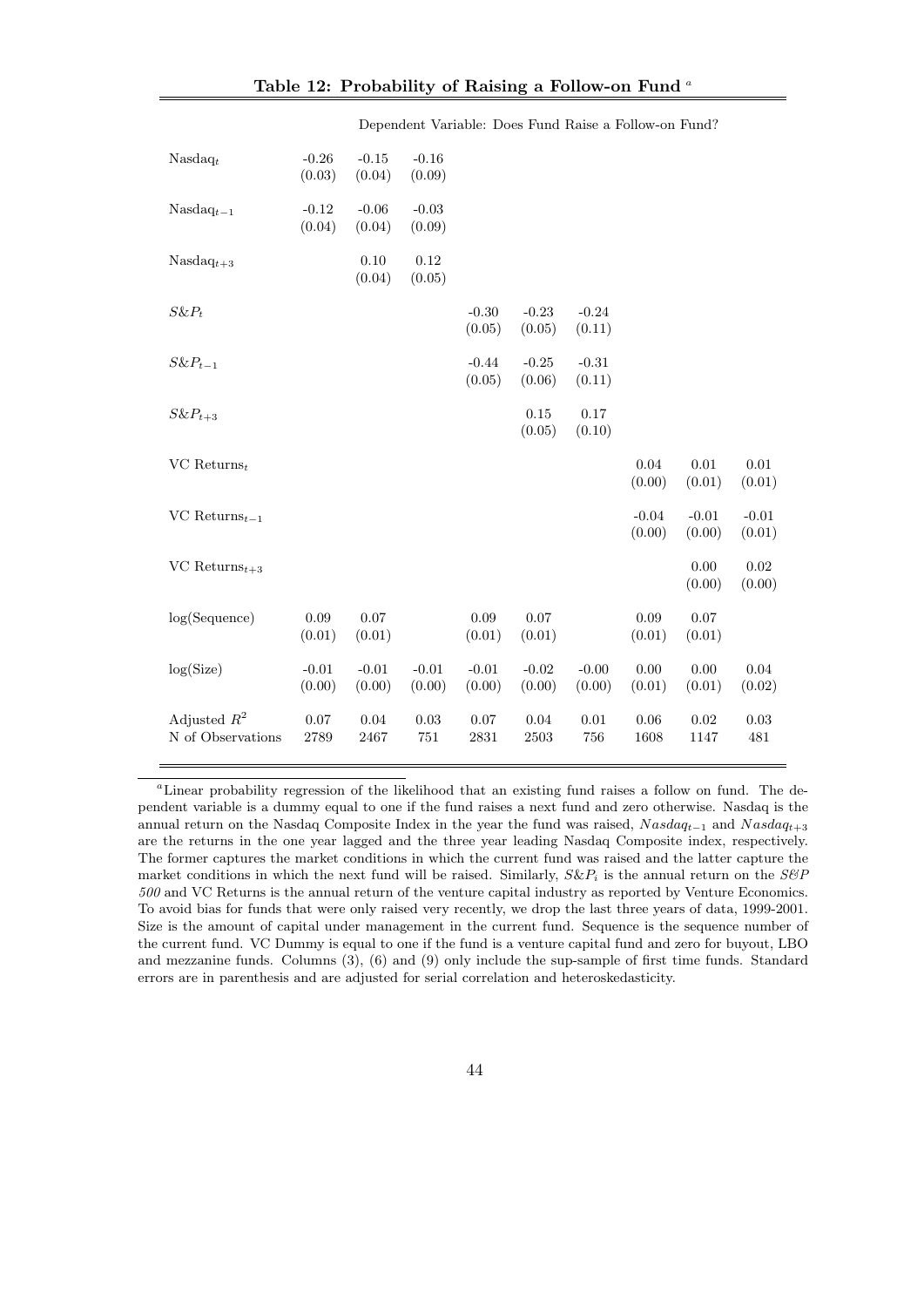**Table 12: Probability of Raising a Follow-on Fund** [a]

| | Dependent Variable: Does Fund Raise a Follow-on Fund? | | | | | | | | |
|---|---|---|---|---|---|---|---|---|---|
| $\text{Nasdaq}_t$ | -0.26 | -0.15 | -0.16 | | | | | | |
| | (0.03) | (0.04) | (0.09) | | | | | | |
| $\text{Nasdaq}_{t-1}$ | -0.12 | -0.06 | -0.03 | | | | | | |
| | (0.04) | (0.04) | (0.09) | | | | | | |
| $\text{Nasdaq}_{t+3}$ | | 0.10 | 0.12 | | | | | | |
| | | (0.04) | (0.05) | | | | | | |
| $S\&P_t$ | | | | -0.30 | -0.23 | -0.24 | | | |
| | | | | (0.05) | (0.05) | (0.11) | | | |
| $S\&P_{t-1}$ | | | | -0.44 | -0.25 | -0.31 | | | |
| | | | | (0.05) | (0.06) | (0.11) | | | |
| $S\&P_{t+3}$ | | | | | 0.15 | 0.17 | | | |
| | | | | | (0.05) | (0.10) | | | |
| $\text{VC Returns}_t$ | | | | | | | 0.04 | 0.01 | 0.01 |
| | | | | | | | (0.00) | (0.01) | (0.01) |
| $\text{VC Returns}_{t-1}$ | | | | | | | -0.04 | -0.01 | -0.01 |
| | | | | | | | (0.00) | (0.00) | (0.01) |
| $\text{VC Returns}_{t+3}$ | | | | | | | | 0.00 | 0.02 |
| | | | | | | | | (0.00) | (0.00) |
| log(Sequence) | 0.09 | 0.07 | | 0.09 | 0.07 | | 0.09 | 0.07 | |
| | (0.01) | (0.01) | | (0.01) | (0.01) | | (0.01) | (0.01) | |
| log(Size) | -0.01 | -0.01 | -0.01 | -0.01 | -0.02 | -0.00 | 0.00 | 0.00 | 0.04 |
| | (0.00) | (0.00) | (0.00) | (0.00) | (0.00) | (0.00) | (0.01) | (0.01) | (0.02) |
| Adjusted $R^2$ | 0.07 | 0.04 | 0.03 | 0.07 | 0.04 | 0.01 | 0.06 | 0.02 | 0.03 |
| N of Observations | 2789 | 2467 | 751 | 2831 | 2503 | 756 | 1608 | 1147 | 481 |

[a] Linear probability regression of the likelihood that an existing fund raises a follow on fund. The dependent variable is a dummy equal to one if the fund raises a next fund and zero otherwise. Nasdaq is the annual return on the Nasdaq Composite Index in the year the fund was raised, $Nasdaq_{t-1}$ and $Nasdaq_{t+3}$ are the returns in the one year lagged and the three year leading Nasdaq Composite index, respectively. The former captures the market conditions in which the current fund was raised and the latter capture the market conditions in which the next fund will be raised. Similarly, $S\&P_i$ is the annual return on the *S&P 500* and VC Returns is the annual return of the venture capital industry as reported by Venture Economics. To avoid bias for funds that were only raised very recently, we drop the last three years of data, 1999-2001. Size is the amount of capital under management in the current fund. Sequence is the sequence number of the current fund. VC Dummy is equal to one if the fund is a venture capital fund and zero for buyout, LBO and mezzanine funds. Columns (3), (6) and (9) only include the sup-sample of first time funds. Standard errors are in parenthesis and are adjusted for serial correlation and heteroskedasticity.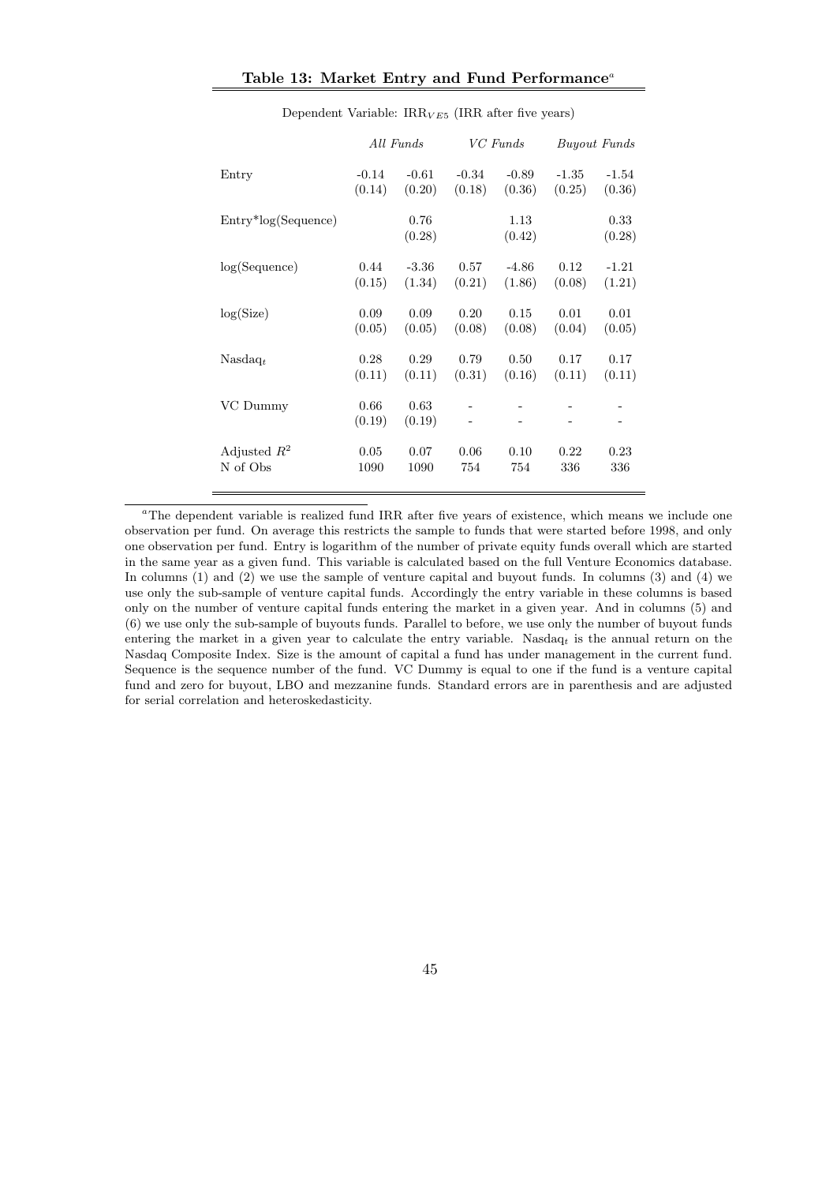**Table 13: Market Entry and Fund Performance[a]**

Dependent Variable: $\text{IRR}_{VE5}$ (IRR after five years)

| | *All Funds* | | *VC Funds* | | *Buyout Funds* | |
|---|---|---|---|---|---|---|
| Entry | -0.14 | -0.61 | -0.34 | -0.89 | -1.35 | -1.54 |
| | (0.14) | (0.20) | (0.18) | (0.36) | (0.25) | (0.36) |
| Entry*log(Sequence) | | 0.76 | | 1.13 | | 0.33 |
| | | (0.28) | | (0.42) | | (0.28) |
| log(Sequence) | 0.44 | -3.36 | 0.57 | -4.86 | 0.12 | -1.21 |
| | (0.15) | (1.34) | (0.21) | (1.86) | (0.08) | (1.21) |
| log(Size) | 0.09 | 0.09 | 0.20 | 0.15 | 0.01 | 0.01 |
| | (0.05) | (0.05) | (0.08) | (0.08) | (0.04) | (0.05) |
| $\text{Nasdaq}_t$ | 0.28 | 0.29 | 0.79 | 0.50 | 0.17 | 0.17 |
| | (0.11) | (0.11) | (0.31) | (0.16) | (0.11) | (0.11) |
| VC Dummy | 0.66 | 0.63 | - | - | - | - |
| | (0.19) | (0.19) | - | - | - | - |
| Adjusted $R^2$ | 0.05 | 0.07 | 0.06 | 0.10 | 0.22 | 0.23 |
| N of Obs | 1090 | 1090 | 754 | 754 | 336 | 336 |

[a] The dependent variable is realized fund IRR after five years of existence, which means we include one observation per fund. On average this restricts the sample to funds that were started before 1998, and only one observation per fund. Entry is logarithm of the number of private equity funds overall which are started in the same year as a given fund. This variable is calculated based on the full Venture Economics database. In columns (1) and (2) we use the sample of venture capital and buyout funds. In columns (3) and (4) we use only the sub-sample of venture capital funds. Accordingly the entry variable in these columns is based only on the number of venture capital funds entering the market in a given year. And in columns (5) and (6) we use only the sub-sample of buyouts funds. Parallel to before, we use only the number of buyout funds entering the market in a given year to calculate the entry variable. $\text{Nasdaq}_t$ is the annual return on the Nasdaq Composite Index. Size is the amount of capital a fund has under management in the current fund. Sequence is the sequence number of the fund. VC Dummy is equal to one if the fund is a venture capital fund and zero for buyout, LBO and mezzanine funds. Standard errors are in parenthesis and are adjusted for serial correlation and heteroskedasticity.